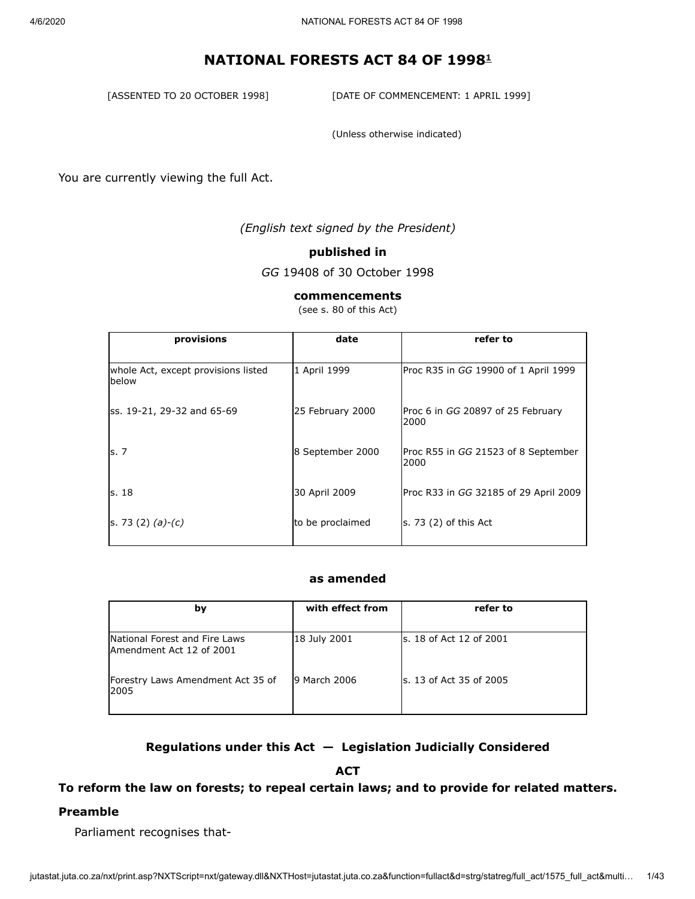# NATIONAL FORESTS ACT 84 OF 1998[1]

[ASSENTED TO 20 OCTOBER 1998] [DATE OF COMMENCEMENT: 1 APRIL 1999]

(Unless otherwise indicated)

You are currently viewing the full Act.

*(English text signed by the President)*

**published in**

*GG* 19408 of 30 October 1998

**commencements**

(see s. 80 of this Act)

| provisions | date | refer to |
|---|---|---|
| whole Act, except provisions listed below | 1 April 1999 | Proc R35 in *GG* 19900 of 1 April 1999 |
| ss. 19-21, 29-32 and 65-69 | 25 February 2000 | Proc 6 in *GG* 20897 of 25 February 2000 |
| s. 7 | 8 September 2000 | Proc R55 in *GG* 21523 of 8 September 2000 |
| s. 18 | 30 April 2009 | Proc R33 in *GG* 32185 of 29 April 2009 |
| s. 73 (2) *(a)-(c)* | to be proclaimed | s. 73 (2) of this Act |

**as amended**

| by | with effect from | refer to |
|---|---|---|
| National Forest and Fire Laws Amendment Act 12 of 2001 | 18 July 2001 | s. 18 of Act 12 of 2001 |
| Forestry Laws Amendment Act 35 of 2005 | 9 March 2006 | s. 13 of Act 35 of 2005 |

**Regulations under this Act — Legislation Judicially Considered**

**ACT**

**To reform the law on forests; to repeal certain laws; and to provide for related matters.**

**Preamble**

Parliament recognises that-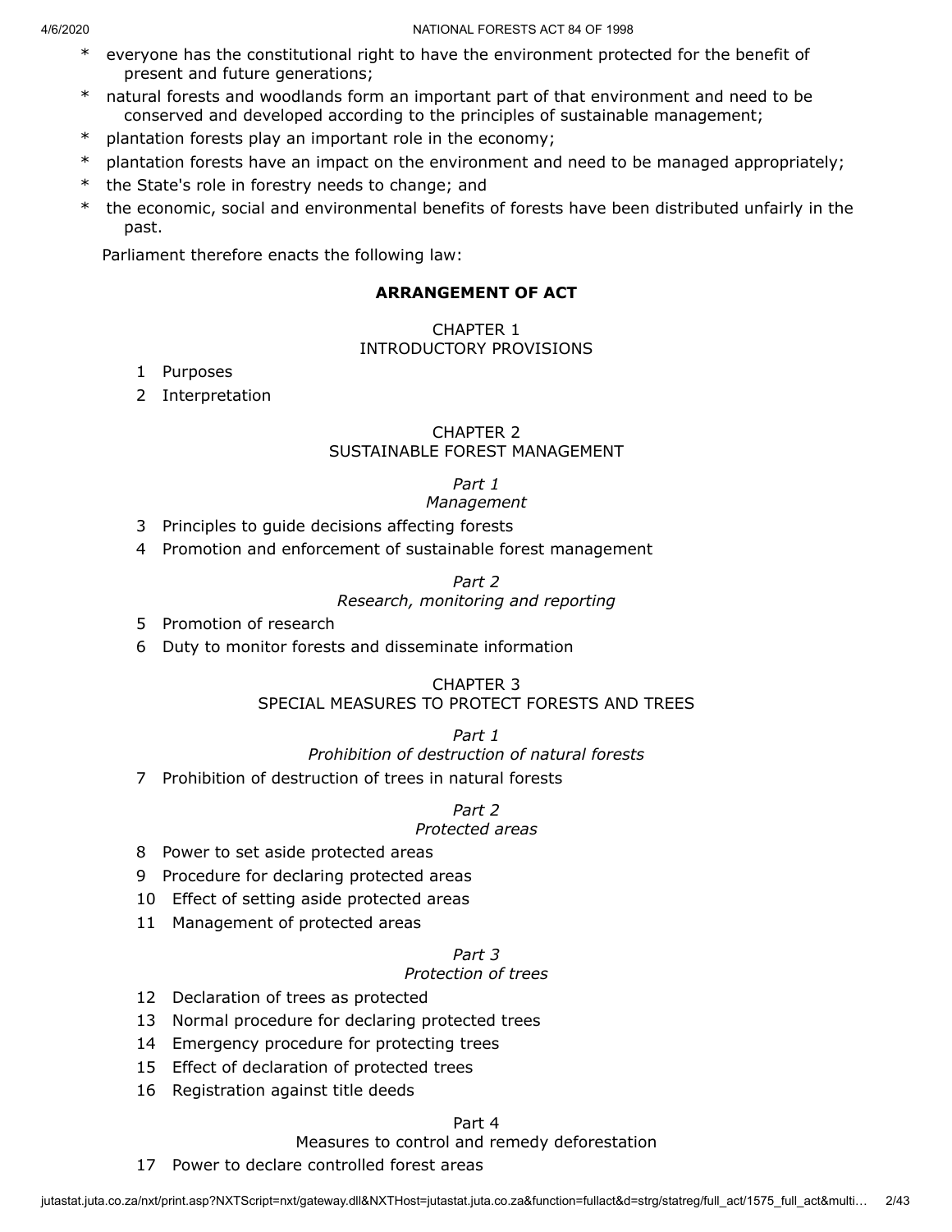* everyone has the constitutional right to have the environment protected for the benefit of present and future generations;
* natural forests and woodlands form an important part of that environment and need to be conserved and developed according to the principles of sustainable management;
* plantation forests play an important role in the economy;
* plantation forests have an impact on the environment and need to be managed appropriately;
* the State's role in forestry needs to change; and
* the economic, social and environmental benefits of forests have been distributed unfairly in the past.

Parliament therefore enacts the following law:

## ARRANGEMENT OF ACT

### CHAPTER 1
### INTRODUCTORY PROVISIONS

1 Purposes

2 Interpretation

### CHAPTER 2
### SUSTAINABLE FOREST MANAGEMENT

*Part 1*
*Management*

3 Principles to guide decisions affecting forests

4 Promotion and enforcement of sustainable forest management

*Part 2*
*Research, monitoring and reporting*

5 Promotion of research

6 Duty to monitor forests and disseminate information

### CHAPTER 3
### SPECIAL MEASURES TO PROTECT FORESTS AND TREES

*Part 1*
*Prohibition of destruction of natural forests*

7 Prohibition of destruction of trees in natural forests

*Part 2*
*Protected areas*

8 Power to set aside protected areas

9 Procedure for declaring protected areas

10 Effect of setting aside protected areas

11 Management of protected areas

*Part 3*
*Protection of trees*

12 Declaration of trees as protected

13 Normal procedure for declaring protected trees

14 Emergency procedure for protecting trees

15 Effect of declaration of protected trees

16 Registration against title deeds

Part 4
Measures to control and remedy deforestation

17 Power to declare controlled forest areas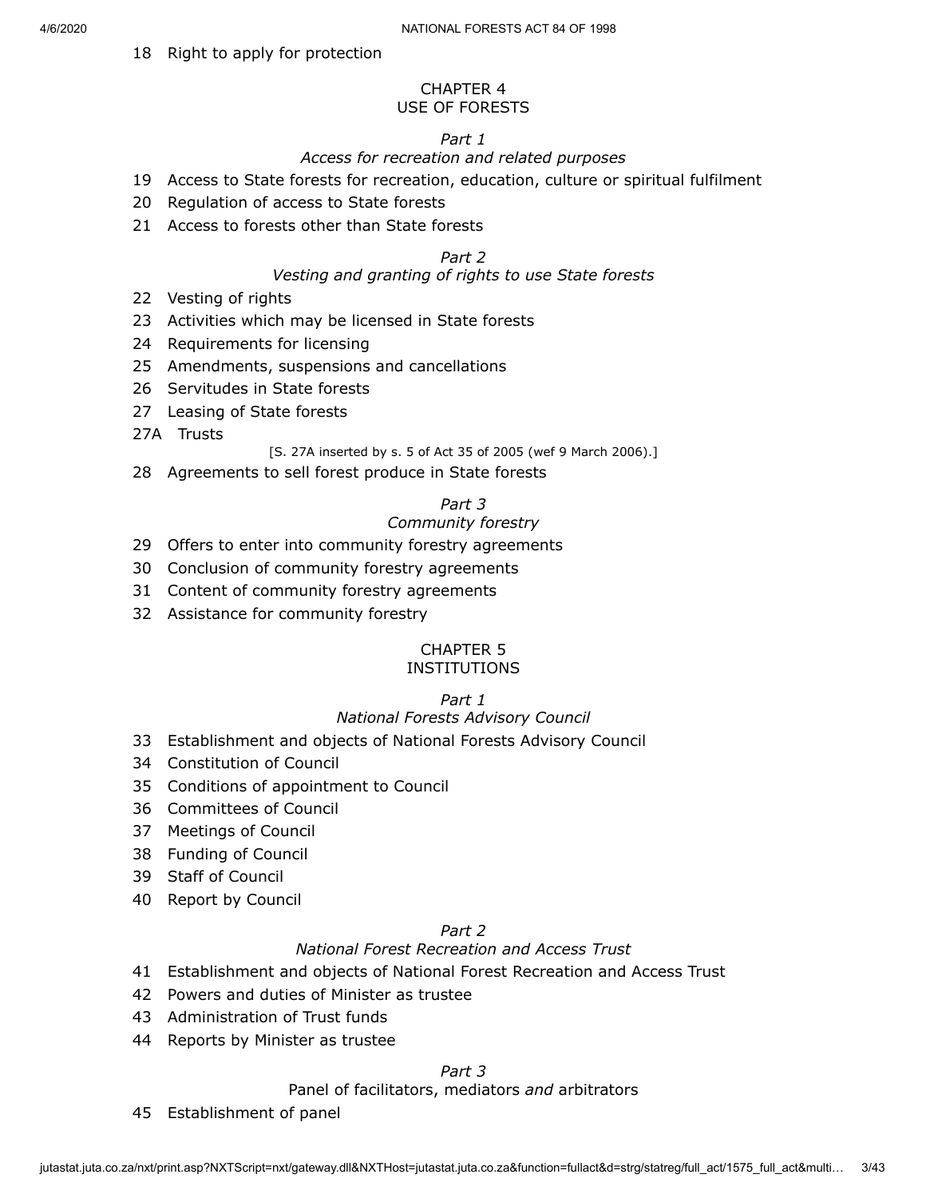18 Right to apply for protection

CHAPTER 4
USE OF FORESTS

*Part 1*
*Access for recreation and related purposes*

19 Access to State forests for recreation, education, culture or spiritual fulfilment

20 Regulation of access to State forests

21 Access to forests other than State forests

*Part 2*
*Vesting and granting of rights to use State forests*

22 Vesting of rights

23 Activities which may be licensed in State forests

24 Requirements for licensing

25 Amendments, suspensions and cancellations

26 Servitudes in State forests

27 Leasing of State forests

27A Trusts

[S. 27A inserted by s. 5 of Act 35 of 2005 (wef 9 March 2006).]

28 Agreements to sell forest produce in State forests

*Part 3*
*Community forestry*

29 Offers to enter into community forestry agreements

30 Conclusion of community forestry agreements

31 Content of community forestry agreements

32 Assistance for community forestry

CHAPTER 5
INSTITUTIONS

*Part 1*
*National Forests Advisory Council*

33 Establishment and objects of National Forests Advisory Council

34 Constitution of Council

35 Conditions of appointment to Council

36 Committees of Council

37 Meetings of Council

38 Funding of Council

39 Staff of Council

40 Report by Council

*Part 2*
*National Forest Recreation and Access Trust*

41 Establishment and objects of National Forest Recreation and Access Trust

42 Powers and duties of Minister as trustee

43 Administration of Trust funds

44 Reports by Minister as trustee

*Part 3*
Panel of facilitators, mediators *and* arbitrators

45 Establishment of panel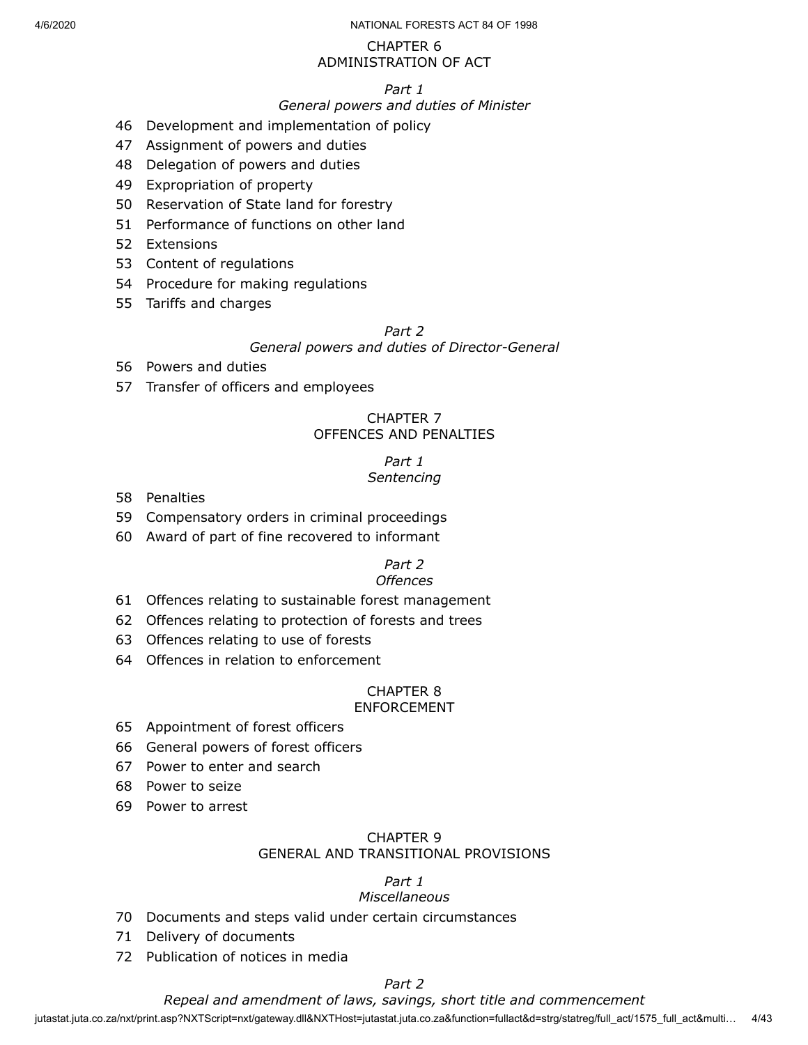CHAPTER 6
ADMINISTRATION OF ACT

*Part 1*
*General powers and duties of Minister*

46 Development and implementation of policy
47 Assignment of powers and duties
48 Delegation of powers and duties
49 Expropriation of property
50 Reservation of State land for forestry
51 Performance of functions on other land
52 Extensions
53 Content of regulations
54 Procedure for making regulations
55 Tariffs and charges

*Part 2*
*General powers and duties of Director-General*

56 Powers and duties
57 Transfer of officers and employees

CHAPTER 7
OFFENCES AND PENALTIES

*Part 1*
*Sentencing*

58 Penalties
59 Compensatory orders in criminal proceedings
60 Award of part of fine recovered to informant

*Part 2*
*Offences*

61 Offences relating to sustainable forest management
62 Offences relating to protection of forests and trees
63 Offences relating to use of forests
64 Offences in relation to enforcement

CHAPTER 8
ENFORCEMENT

65 Appointment of forest officers
66 General powers of forest officers
67 Power to enter and search
68 Power to seize
69 Power to arrest

CHAPTER 9
GENERAL AND TRANSITIONAL PROVISIONS

*Part 1*
*Miscellaneous*

70 Documents and steps valid under certain circumstances
71 Delivery of documents
72 Publication of notices in media

*Part 2*
*Repeal and amendment of laws, savings, short title and commencement*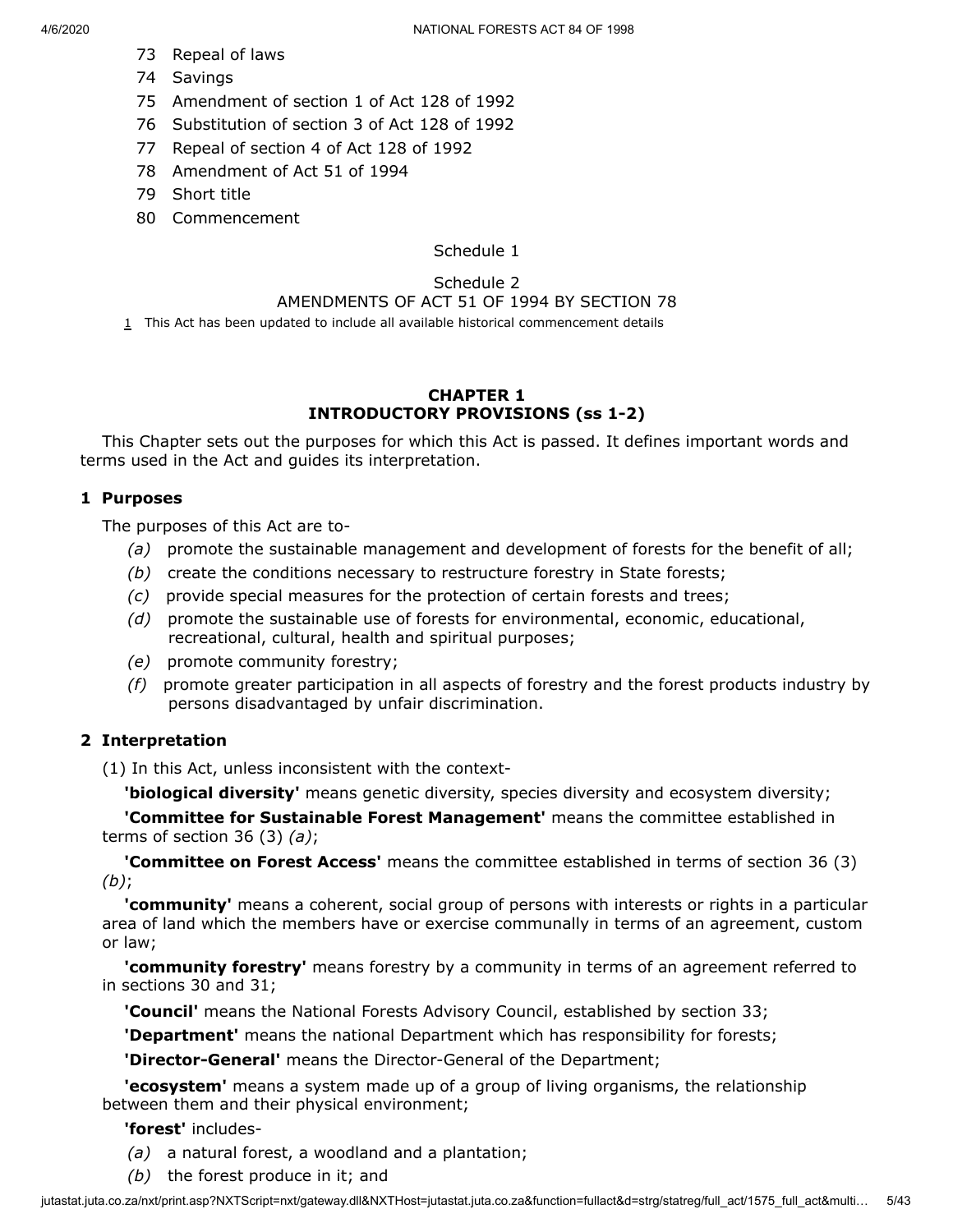73 Repeal of laws

74 Savings

75 Amendment of section 1 of Act 128 of 1992

76 Substitution of section 3 of Act 128 of 1992

77 Repeal of section 4 of Act 128 of 1992

78 Amendment of Act 51 of 1994

79 Short title

80 Commencement

Schedule 1

Schedule 2
AMENDMENTS OF ACT 51 OF 1994 BY SECTION 78

1 This Act has been updated to include all available historical commencement details

## CHAPTER 1
## INTRODUCTORY PROVISIONS (ss 1-2)

This Chapter sets out the purposes for which this Act is passed. It defines important words and terms used in the Act and guides its interpretation.

### 1 Purposes

The purposes of this Act are to-

*(a)* promote the sustainable management and development of forests for the benefit of all;

*(b)* create the conditions necessary to restructure forestry in State forests;

*(c)* provide special measures for the protection of certain forests and trees;

*(d)* promote the sustainable use of forests for environmental, economic, educational, recreational, cultural, health and spiritual purposes;

*(e)* promote community forestry;

*(f)* promote greater participation in all aspects of forestry and the forest products industry by persons disadvantaged by unfair discrimination.

### 2 Interpretation

(1) In this Act, unless inconsistent with the context-

**'biological diversity'** means genetic diversity, species diversity and ecosystem diversity;

**'Committee for Sustainable Forest Management'** means the committee established in terms of section 36 (3) *(a)*;

**'Committee on Forest Access'** means the committee established in terms of section 36 (3) *(b)*;

**'community'** means a coherent, social group of persons with interests or rights in a particular area of land which the members have or exercise communally in terms of an agreement, custom or law;

**'community forestry'** means forestry by a community in terms of an agreement referred to in sections 30 and 31;

**'Council'** means the National Forests Advisory Council, established by section 33;

**'Department'** means the national Department which has responsibility for forests;

**'Director-General'** means the Director-General of the Department;

**'ecosystem'** means a system made up of a group of living organisms, the relationship between them and their physical environment;

**'forest'** includes-

*(a)* a natural forest, a woodland and a plantation;

*(b)* the forest produce in it; and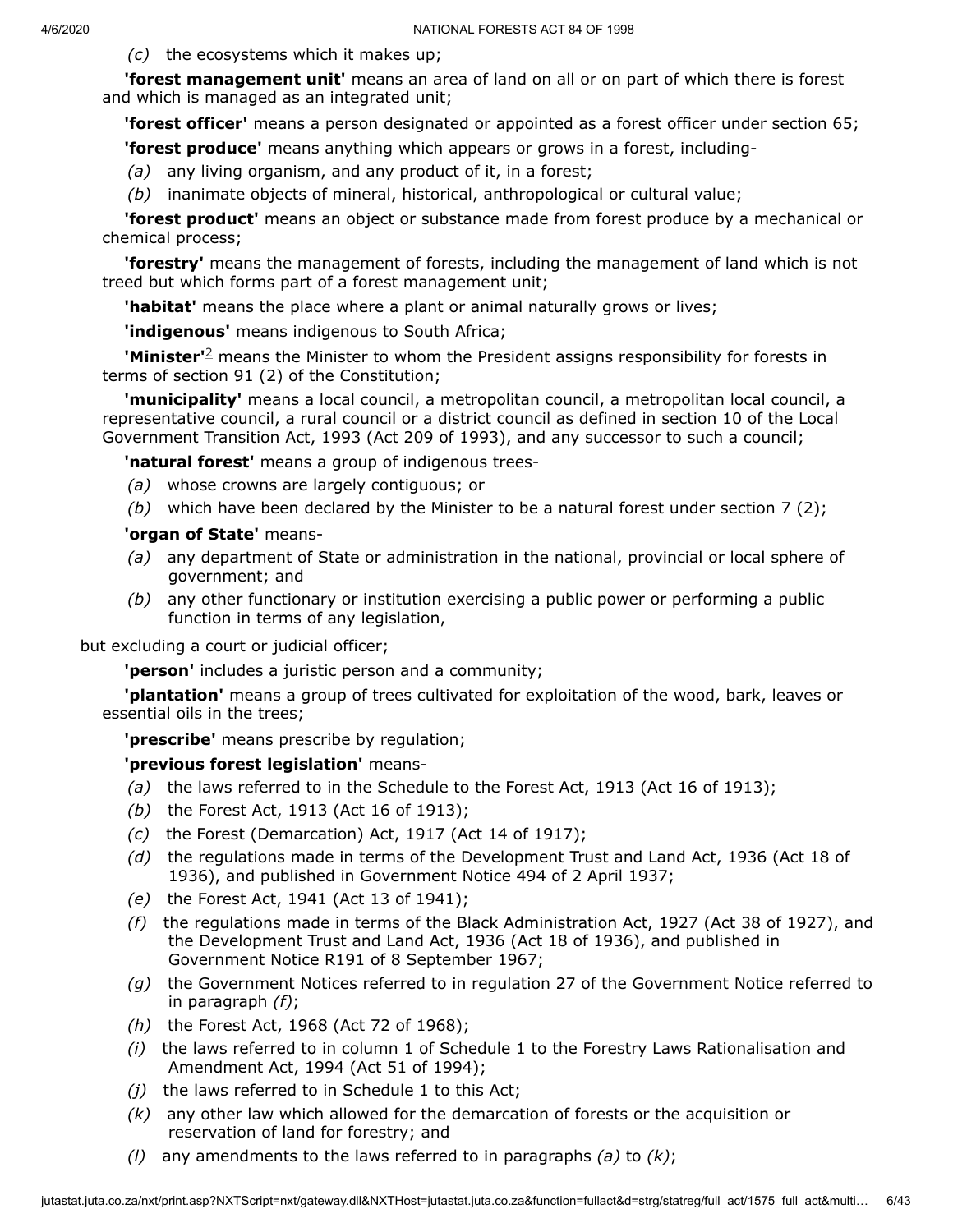*(c)* the ecosystems which it makes up;

**'forest management unit'** means an area of land on all or on part of which there is forest and which is managed as an integrated unit;

**'forest officer'** means a person designated or appointed as a forest officer under section 65;

**'forest produce'** means anything which appears or grows in a forest, including-

*(a)* any living organism, and any product of it, in a forest;

*(b)* inanimate objects of mineral, historical, anthropological or cultural value;

**'forest product'** means an object or substance made from forest produce by a mechanical or chemical process;

**'forestry'** means the management of forests, including the management of land which is not treed but which forms part of a forest management unit;

**'habitat'** means the place where a plant or animal naturally grows or lives;

**'indigenous'** means indigenous to South Africa;

**'Minister'**[2] means the Minister to whom the President assigns responsibility for forests in terms of section 91 (2) of the Constitution;

**'municipality'** means a local council, a metropolitan council, a metropolitan local council, a representative council, a rural council or a district council as defined in section 10 of the Local Government Transition Act, 1993 (Act 209 of 1993), and any successor to such a council;

**'natural forest'** means a group of indigenous trees-

*(a)* whose crowns are largely contiguous; or

*(b)* which have been declared by the Minister to be a natural forest under section 7 (2);

**'organ of State'** means-

*(a)* any department of State or administration in the national, provincial or local sphere of government; and

*(b)* any other functionary or institution exercising a public power or performing a public function in terms of any legislation,

but excluding a court or judicial officer;

**'person'** includes a juristic person and a community;

**'plantation'** means a group of trees cultivated for exploitation of the wood, bark, leaves or essential oils in the trees;

**'prescribe'** means prescribe by regulation;

**'previous forest legislation'** means-

*(a)* the laws referred to in the Schedule to the Forest Act, 1913 (Act 16 of 1913);

*(b)* the Forest Act, 1913 (Act 16 of 1913);

*(c)* the Forest (Demarcation) Act, 1917 (Act 14 of 1917);

*(d)* the regulations made in terms of the Development Trust and Land Act, 1936 (Act 18 of 1936), and published in Government Notice 494 of 2 April 1937;

*(e)* the Forest Act, 1941 (Act 13 of 1941);

*(f)* the regulations made in terms of the Black Administration Act, 1927 (Act 38 of 1927), and the Development Trust and Land Act, 1936 (Act 18 of 1936), and published in Government Notice R191 of 8 September 1967;

*(g)* the Government Notices referred to in regulation 27 of the Government Notice referred to in paragraph *(f)*;

*(h)* the Forest Act, 1968 (Act 72 of 1968);

*(i)* the laws referred to in column 1 of Schedule 1 to the Forestry Laws Rationalisation and Amendment Act, 1994 (Act 51 of 1994);

*(j)* the laws referred to in Schedule 1 to this Act;

*(k)* any other law which allowed for the demarcation of forests or the acquisition or reservation of land for forestry; and

*(l)* any amendments to the laws referred to in paragraphs *(a)* to *(k)*;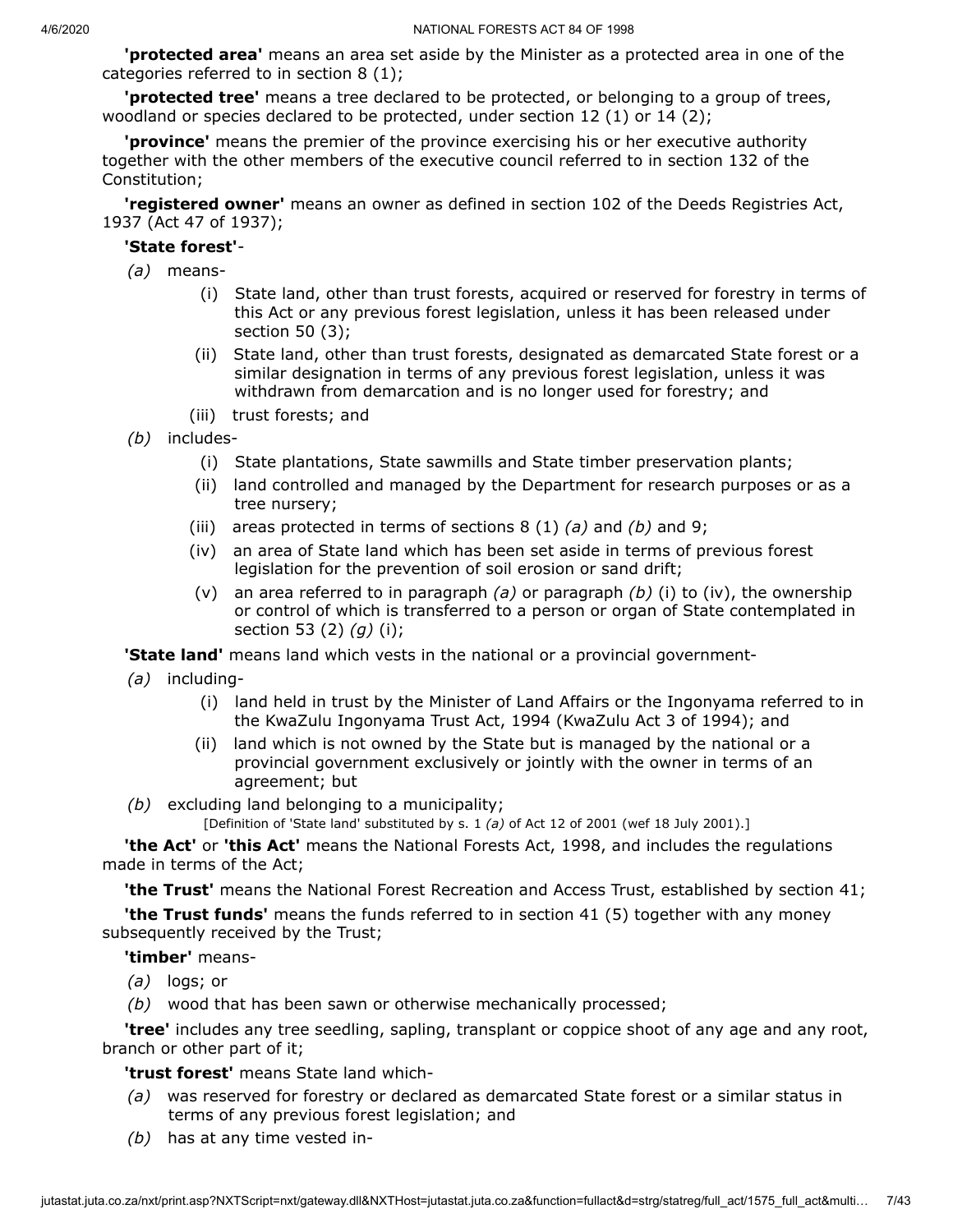**'protected area'** means an area set aside by the Minister as a protected area in one of the categories referred to in section 8 (1);

**'protected tree'** means a tree declared to be protected, or belonging to a group of trees, woodland or species declared to be protected, under section 12 (1) or 14 (2);

**'province'** means the premier of the province exercising his or her executive authority together with the other members of the executive council referred to in section 132 of the Constitution;

**'registered owner'** means an owner as defined in section 102 of the Deeds Registries Act, 1937 (Act 47 of 1937);

**'State forest'**-

*(a)* means-

(i) State land, other than trust forests, acquired or reserved for forestry in terms of this Act or any previous forest legislation, unless it has been released under section 50 (3);

(ii) State land, other than trust forests, designated as demarcated State forest or a similar designation in terms of any previous forest legislation, unless it was withdrawn from demarcation and is no longer used for forestry; and

(iii) trust forests; and

*(b)* includes-

(i) State plantations, State sawmills and State timber preservation plants;

(ii) land controlled and managed by the Department for research purposes or as a tree nursery;

(iii) areas protected in terms of sections 8 (1) *(a)* and *(b)* and 9;

(iv) an area of State land which has been set aside in terms of previous forest legislation for the prevention of soil erosion or sand drift;

(v) an area referred to in paragraph *(a)* or paragraph *(b)* (i) to (iv), the ownership or control of which is transferred to a person or organ of State contemplated in section 53 (2) *(g)* (i);

**'State land'** means land which vests in the national or a provincial government-

*(a)* including-

(i) land held in trust by the Minister of Land Affairs or the Ingonyama referred to in the KwaZulu Ingonyama Trust Act, 1994 (KwaZulu Act 3 of 1994); and

(ii) land which is not owned by the State but is managed by the national or a provincial government exclusively or jointly with the owner in terms of an agreement; but

*(b)* excluding land belonging to a municipality;

[Definition of 'State land' substituted by s. 1 *(a)* of Act 12 of 2001 (wef 18 July 2001).]

**'the Act'** or **'this Act'** means the National Forests Act, 1998, and includes the regulations made in terms of the Act;

**'the Trust'** means the National Forest Recreation and Access Trust, established by section 41;

**'the Trust funds'** means the funds referred to in section 41 (5) together with any money subsequently received by the Trust;

**'timber'** means-

*(a)* logs; or

*(b)* wood that has been sawn or otherwise mechanically processed;

**'tree'** includes any tree seedling, sapling, transplant or coppice shoot of any age and any root, branch or other part of it;

**'trust forest'** means State land which-

*(a)* was reserved for forestry or declared as demarcated State forest or a similar status in terms of any previous forest legislation; and

*(b)* has at any time vested in-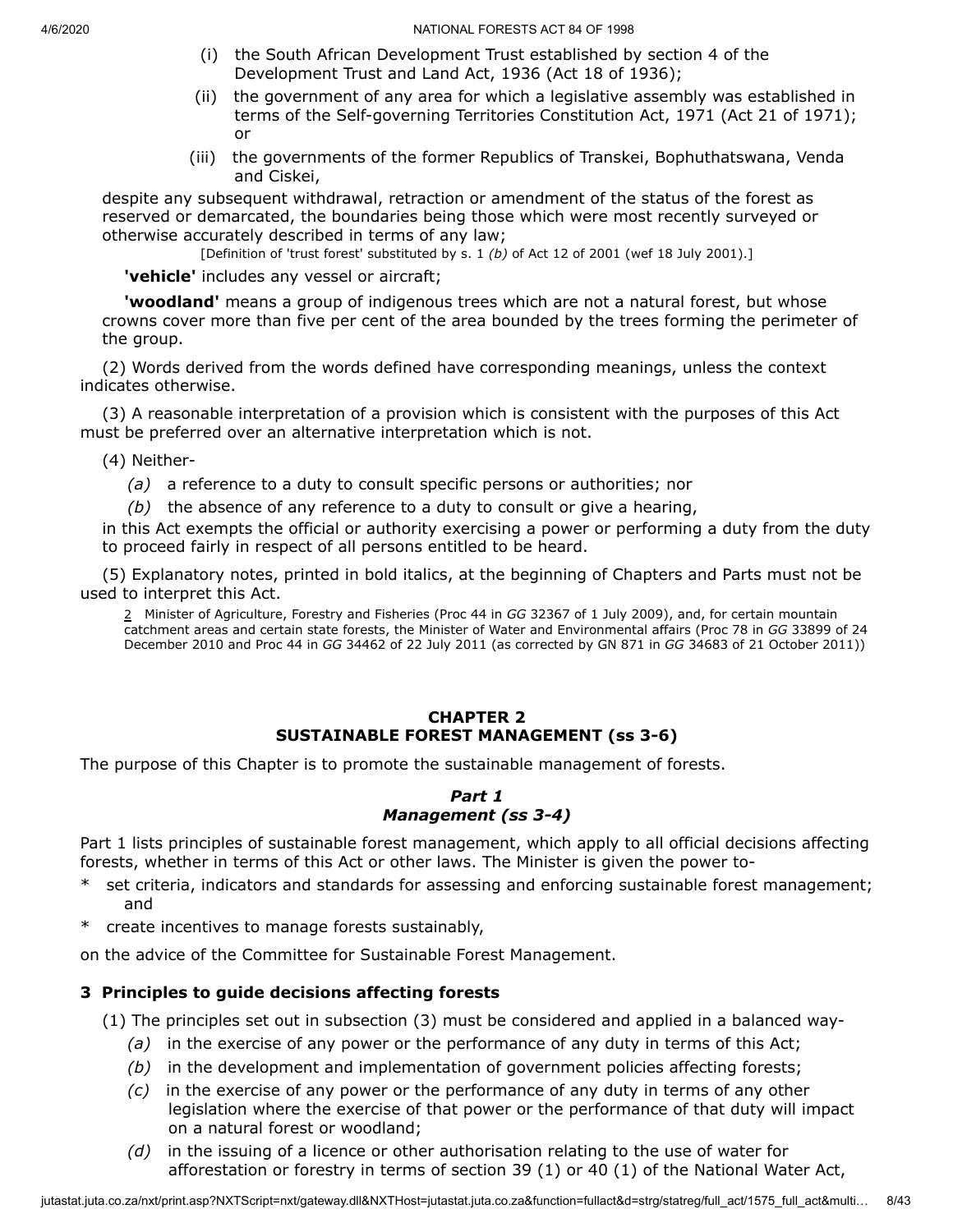(i) the South African Development Trust established by section 4 of the Development Trust and Land Act, 1936 (Act 18 of 1936);

(ii) the government of any area for which a legislative assembly was established in terms of the Self-governing Territories Constitution Act, 1971 (Act 21 of 1971); or

(iii) the governments of the former Republics of Transkei, Bophuthatswana, Venda and Ciskei,

despite any subsequent withdrawal, retraction or amendment of the status of the forest as reserved or demarcated, the boundaries being those which were most recently surveyed or otherwise accurately described in terms of any law;

[Definition of 'trust forest' substituted by s. 1 *(b)* of Act 12 of 2001 (wef 18 July 2001).]

**'vehicle'** includes any vessel or aircraft;

**'woodland'** means a group of indigenous trees which are not a natural forest, but whose crowns cover more than five per cent of the area bounded by the trees forming the perimeter of the group.

(2) Words derived from the words defined have corresponding meanings, unless the context indicates otherwise.

(3) A reasonable interpretation of a provision which is consistent with the purposes of this Act must be preferred over an alternative interpretation which is not.

(4) Neither-

*(a)* a reference to a duty to consult specific persons or authorities; nor

*(b)* the absence of any reference to a duty to consult or give a hearing,

in this Act exempts the official or authority exercising a power or performing a duty from the duty to proceed fairly in respect of all persons entitled to be heard.

(5) Explanatory notes, printed in bold italics, at the beginning of Chapters and Parts must not be used to interpret this Act.

2 Minister of Agriculture, Forestry and Fisheries (Proc 44 in *GG* 32367 of 1 July 2009), and, for certain mountain catchment areas and certain state forests, the Minister of Water and Environmental affairs (Proc 78 in *GG* 33899 of 24 December 2010 and Proc 44 in *GG* 34462 of 22 July 2011 (as corrected by GN 871 in *GG* 34683 of 21 October 2011))

## CHAPTER 2
## SUSTAINABLE FOREST MANAGEMENT (ss 3-6)

The purpose of this Chapter is to promote the sustainable management of forests.

### *Part 1*
### *Management (ss 3-4)*

Part 1 lists principles of sustainable forest management, which apply to all official decisions affecting forests, whether in terms of this Act or other laws. The Minister is given the power to-

* set criteria, indicators and standards for assessing and enforcing sustainable forest management; and
* create incentives to manage forests sustainably,

on the advice of the Committee for Sustainable Forest Management.

### 3 Principles to guide decisions affecting forests

(1) The principles set out in subsection (3) must be considered and applied in a balanced way-

*(a)* in the exercise of any power or the performance of any duty in terms of this Act;

*(b)* in the development and implementation of government policies affecting forests;

*(c)* in the exercise of any power or the performance of any duty in terms of any other legislation where the exercise of that power or the performance of that duty will impact on a natural forest or woodland;

*(d)* in the issuing of a licence or other authorisation relating to the use of water for afforestation or forestry in terms of section 39 (1) or 40 (1) of the National Water Act,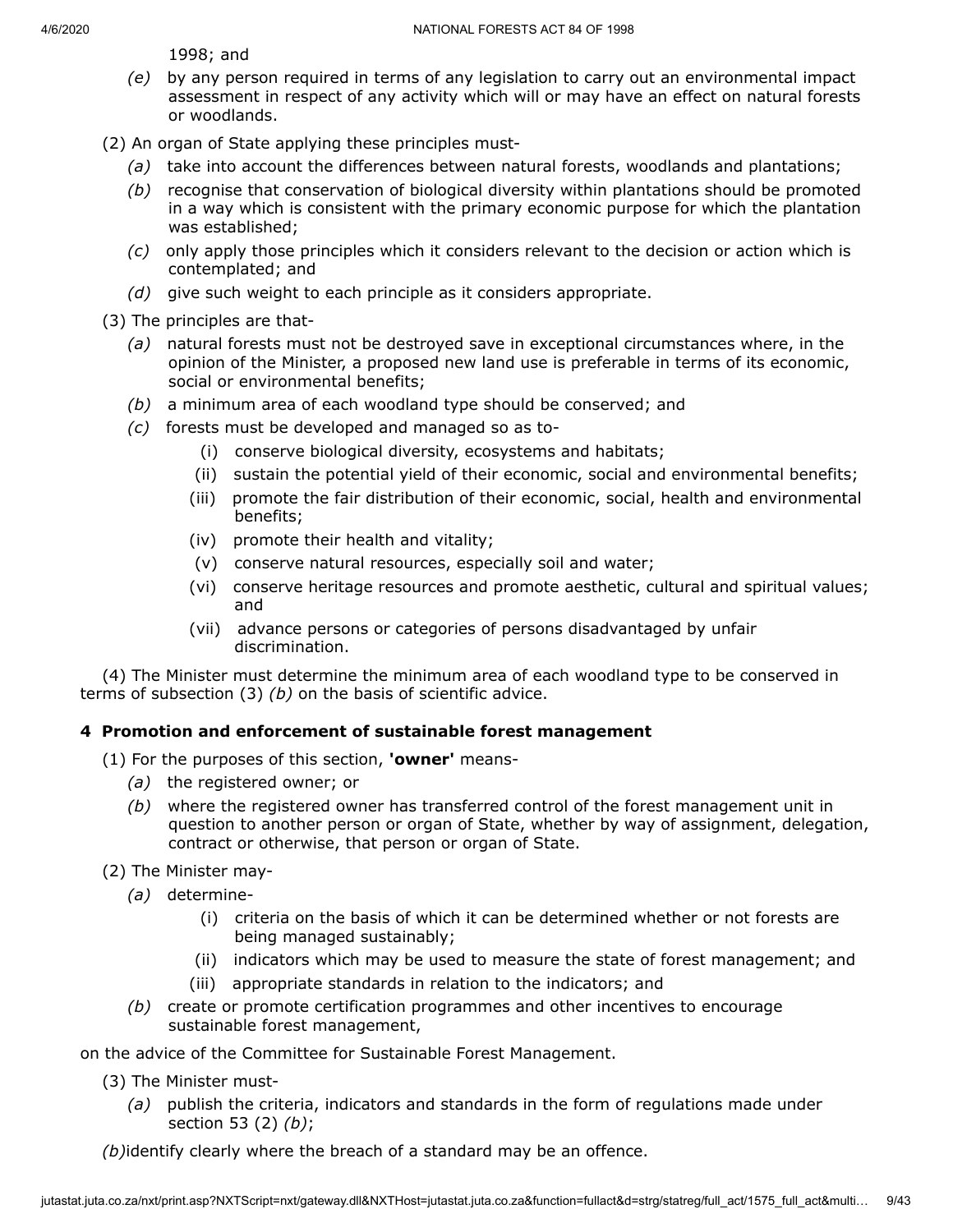1998; and

*(e)* by any person required in terms of any legislation to carry out an environmental impact assessment in respect of any activity which will or may have an effect on natural forests or woodlands.

(2) An organ of State applying these principles must-

*(a)* take into account the differences between natural forests, woodlands and plantations;

*(b)* recognise that conservation of biological diversity within plantations should be promoted in a way which is consistent with the primary economic purpose for which the plantation was established;

*(c)* only apply those principles which it considers relevant to the decision or action which is contemplated; and

*(d)* give such weight to each principle as it considers appropriate.

(3) The principles are that-

*(a)* natural forests must not be destroyed save in exceptional circumstances where, in the opinion of the Minister, a proposed new land use is preferable in terms of its economic, social or environmental benefits;

*(b)* a minimum area of each woodland type should be conserved; and

*(c)* forests must be developed and managed so as to-

(i) conserve biological diversity, ecosystems and habitats;

(ii) sustain the potential yield of their economic, social and environmental benefits;

(iii) promote the fair distribution of their economic, social, health and environmental benefits;

(iv) promote their health and vitality;

(v) conserve natural resources, especially soil and water;

(vi) conserve heritage resources and promote aesthetic, cultural and spiritual values; and

(vii) advance persons or categories of persons disadvantaged by unfair discrimination.

(4) The Minister must determine the minimum area of each woodland type to be conserved in terms of subsection (3) *(b)* on the basis of scientific advice.

### 4 Promotion and enforcement of sustainable forest management

(1) For the purposes of this section, **'owner'** means-

*(a)* the registered owner; or

*(b)* where the registered owner has transferred control of the forest management unit in question to another person or organ of State, whether by way of assignment, delegation, contract or otherwise, that person or organ of State.

(2) The Minister may-

*(a)* determine-

(i) criteria on the basis of which it can be determined whether or not forests are being managed sustainably;

(ii) indicators which may be used to measure the state of forest management; and

(iii) appropriate standards in relation to the indicators; and

*(b)* create or promote certification programmes and other incentives to encourage sustainable forest management,

on the advice of the Committee for Sustainable Forest Management.

(3) The Minister must-

*(a)* publish the criteria, indicators and standards in the form of regulations made under section 53 (2) *(b)*;

*(b)*identify clearly where the breach of a standard may be an offence.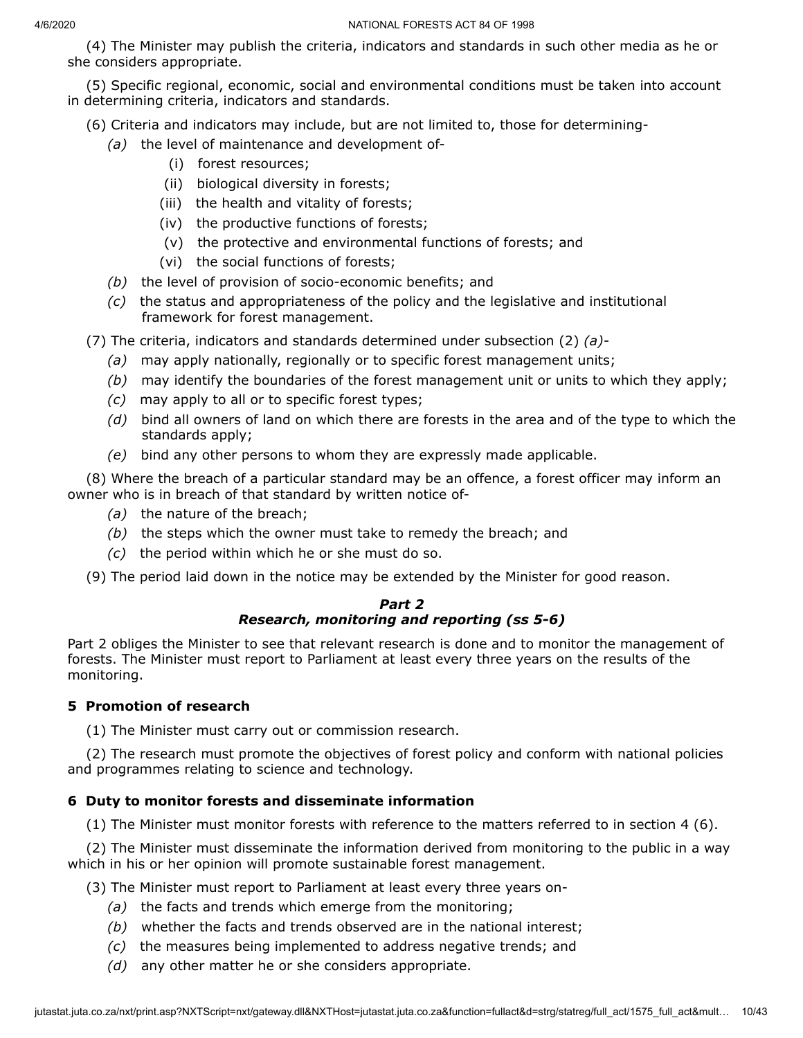(4) The Minister may publish the criteria, indicators and standards in such other media as he or she considers appropriate.

(5) Specific regional, economic, social and environmental conditions must be taken into account in determining criteria, indicators and standards.

(6) Criteria and indicators may include, but are not limited to, those for determining-

*(a)* the level of maintenance and development of-

(i) forest resources;

(ii) biological diversity in forests;

(iii) the health and vitality of forests;

(iv) the productive functions of forests;

(v) the protective and environmental functions of forests; and

(vi) the social functions of forests;

*(b)* the level of provision of socio-economic benefits; and

*(c)* the status and appropriateness of the policy and the legislative and institutional framework for forest management.

(7) The criteria, indicators and standards determined under subsection (2) *(a)*-

*(a)* may apply nationally, regionally or to specific forest management units;

*(b)* may identify the boundaries of the forest management unit or units to which they apply;

*(c)* may apply to all or to specific forest types;

*(d)* bind all owners of land on which there are forests in the area and of the type to which the standards apply;

*(e)* bind any other persons to whom they are expressly made applicable.

(8) Where the breach of a particular standard may be an offence, a forest officer may inform an owner who is in breach of that standard by written notice of-

*(a)* the nature of the breach;

*(b)* the steps which the owner must take to remedy the breach; and

*(c)* the period within which he or she must do so.

(9) The period laid down in the notice may be extended by the Minister for good reason.

### *Part 2*
### *Research, monitoring and reporting (ss 5-6)*

Part 2 obliges the Minister to see that relevant research is done and to monitor the management of forests. The Minister must report to Parliament at least every three years on the results of the monitoring.

#### 5 Promotion of research

(1) The Minister must carry out or commission research.

(2) The research must promote the objectives of forest policy and conform with national policies and programmes relating to science and technology.

#### 6 Duty to monitor forests and disseminate information

(1) The Minister must monitor forests with reference to the matters referred to in section 4 (6).

(2) The Minister must disseminate the information derived from monitoring to the public in a way which in his or her opinion will promote sustainable forest management.

(3) The Minister must report to Parliament at least every three years on-

*(a)* the facts and trends which emerge from the monitoring;

*(b)* whether the facts and trends observed are in the national interest;

*(c)* the measures being implemented to address negative trends; and

*(d)* any other matter he or she considers appropriate.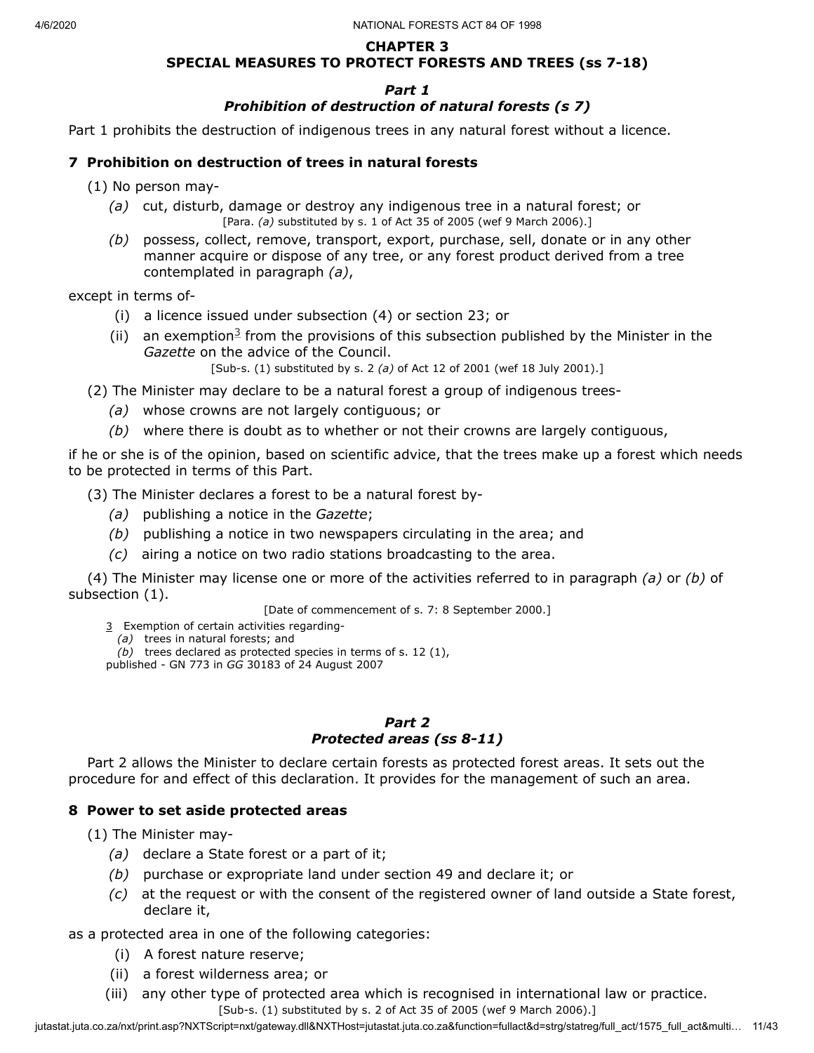## CHAPTER 3
## SPECIAL MEASURES TO PROTECT FORESTS AND TREES (ss 7-18)

### *Part 1*
### *Prohibition of destruction of natural forests (s 7)*

Part 1 prohibits the destruction of indigenous trees in any natural forest without a licence.

**7 Prohibition on destruction of trees in natural forests**

(1) No person may-

*(a)* cut, disturb, damage or destroy any indigenous tree in a natural forest; or

[Para. *(a)* substituted by s. 1 of Act 35 of 2005 (wef 9 March 2006).]

*(b)* possess, collect, remove, transport, export, purchase, sell, donate or in any other manner acquire or dispose of any tree, or any forest product derived from a tree contemplated in paragraph *(a)*,

except in terms of-

(i) a licence issued under subsection (4) or section 23; or

(ii) an exemption[3] from the provisions of this subsection published by the Minister in the *Gazette* on the advice of the Council.

[Sub-s. (1) substituted by s. 2 *(a)* of Act 12 of 2001 (wef 18 July 2001).]

(2) The Minister may declare to be a natural forest a group of indigenous trees-

*(a)* whose crowns are not largely contiguous; or

*(b)* where there is doubt as to whether or not their crowns are largely contiguous,

if he or she is of the opinion, based on scientific advice, that the trees make up a forest which needs to be protected in terms of this Part.

(3) The Minister declares a forest to be a natural forest by-

*(a)* publishing a notice in the *Gazette*;

*(b)* publishing a notice in two newspapers circulating in the area; and

*(c)* airing a notice on two radio stations broadcasting to the area.

(4) The Minister may license one or more of the activities referred to in paragraph *(a)* or *(b)* of subsection (1).

[Date of commencement of s. 7: 8 September 2000.]

3 Exemption of certain activities regarding-
*(a)* trees in natural forests; and
*(b)* trees declared as protected species in terms of s. 12 (1),
published - GN 773 in *GG* 30183 of 24 August 2007

### *Part 2*
### *Protected areas (ss 8-11)*

Part 2 allows the Minister to declare certain forests as protected forest areas. It sets out the procedure for and effect of this declaration. It provides for the management of such an area.

**8 Power to set aside protected areas**

(1) The Minister may-

*(a)* declare a State forest or a part of it;

*(b)* purchase or expropriate land under section 49 and declare it; or

*(c)* at the request or with the consent of the registered owner of land outside a State forest, declare it,

as a protected area in one of the following categories:

(i) A forest nature reserve;

(ii) a forest wilderness area; or

(iii) any other type of protected area which is recognised in international law or practice.

[Sub-s. (1) substituted by s. 2 of Act 35 of 2005 (wef 9 March 2006).]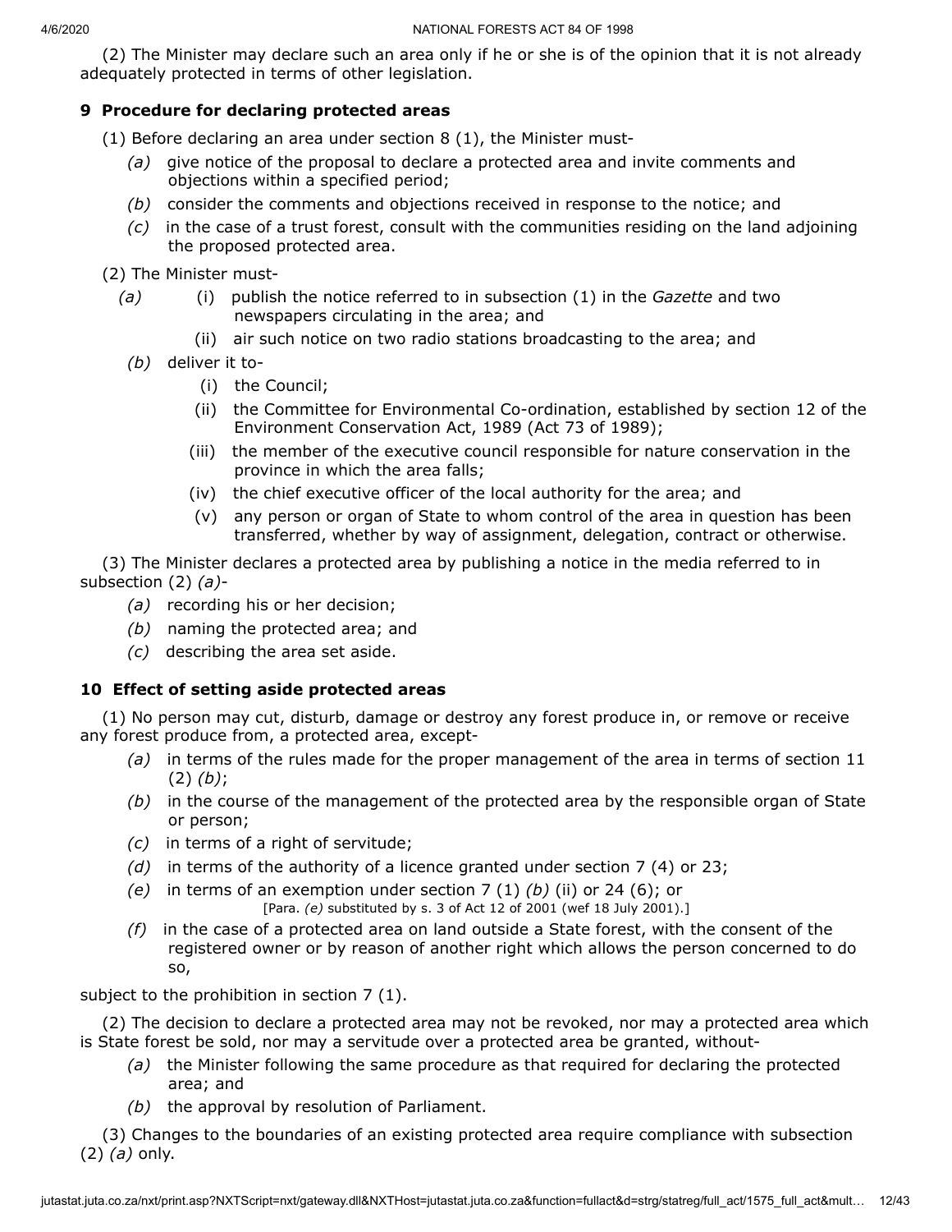(2) The Minister may declare such an area only if he or she is of the opinion that it is not already adequately protected in terms of other legislation.

### 9 Procedure for declaring protected areas

(1) Before declaring an area under section 8 (1), the Minister must-

*(a)* give notice of the proposal to declare a protected area and invite comments and objections within a specified period;

*(b)* consider the comments and objections received in response to the notice; and

*(c)* in the case of a trust forest, consult with the communities residing on the land adjoining the proposed protected area.

(2) The Minister must-

*(a)* (i) publish the notice referred to in subsection (1) in the *Gazette* and two newspapers circulating in the area; and

(ii) air such notice on two radio stations broadcasting to the area; and

*(b)* deliver it to-

(i) the Council;

(ii) the Committee for Environmental Co-ordination, established by section 12 of the Environment Conservation Act, 1989 (Act 73 of 1989);

(iii) the member of the executive council responsible for nature conservation in the province in which the area falls;

(iv) the chief executive officer of the local authority for the area; and

(v) any person or organ of State to whom control of the area in question has been transferred, whether by way of assignment, delegation, contract or otherwise.

(3) The Minister declares a protected area by publishing a notice in the media referred to in subsection (2) *(a)*-

*(a)* recording his or her decision;

*(b)* naming the protected area; and

*(c)* describing the area set aside.

### 10 Effect of setting aside protected areas

(1) No person may cut, disturb, damage or destroy any forest produce in, or remove or receive any forest produce from, a protected area, except-

*(a)* in terms of the rules made for the proper management of the area in terms of section 11 (2) *(b)*;

*(b)* in the course of the management of the protected area by the responsible organ of State or person;

*(c)* in terms of a right of servitude;

*(d)* in terms of the authority of a licence granted under section 7 (4) or 23;

*(e)* in terms of an exemption under section 7 (1) *(b)* (ii) or 24 (6); or

[Para. *(e)* substituted by s. 3 of Act 12 of 2001 (wef 18 July 2001).]

*(f)* in the case of a protected area on land outside a State forest, with the consent of the registered owner or by reason of another right which allows the person concerned to do so,

subject to the prohibition in section 7 (1).

(2) The decision to declare a protected area may not be revoked, nor may a protected area which is State forest be sold, nor may a servitude over a protected area be granted, without-

*(a)* the Minister following the same procedure as that required for declaring the protected area; and

*(b)* the approval by resolution of Parliament.

(3) Changes to the boundaries of an existing protected area require compliance with subsection (2) *(a)* only.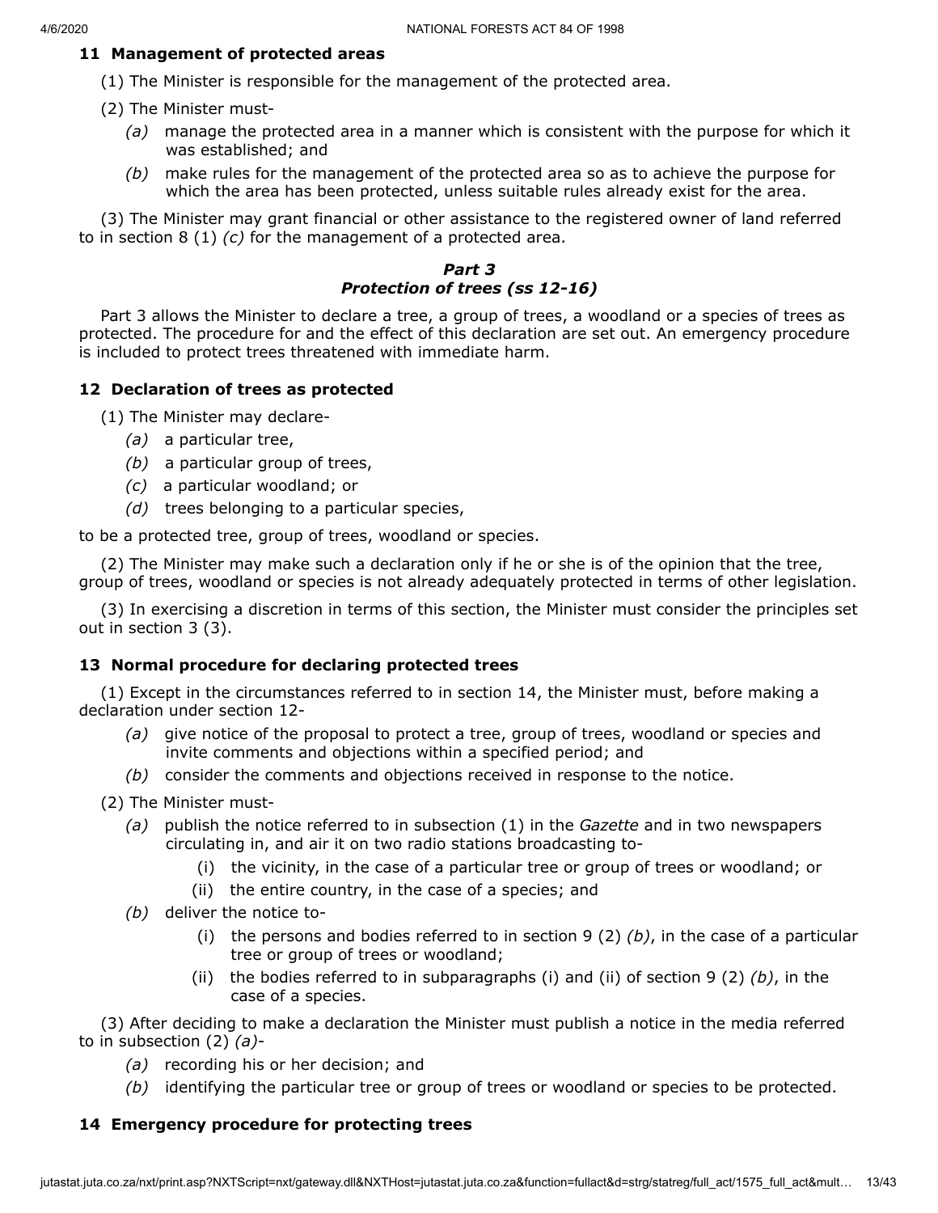### 11 Management of protected areas

(1) The Minister is responsible for the management of the protected area.

(2) The Minister must-

*(a)* manage the protected area in a manner which is consistent with the purpose for which it was established; and

*(b)* make rules for the management of the protected area so as to achieve the purpose for which the area has been protected, unless suitable rules already exist for the area.

(3) The Minister may grant financial or other assistance to the registered owner of land referred to in section 8 (1) *(c)* for the management of a protected area.

## *Part 3*
## *Protection of trees (ss 12-16)*

Part 3 allows the Minister to declare a tree, a group of trees, a woodland or a species of trees as protected. The procedure for and the effect of this declaration are set out. An emergency procedure is included to protect trees threatened with immediate harm.

### 12 Declaration of trees as protected

(1) The Minister may declare-

*(a)* a particular tree,

*(b)* a particular group of trees,

*(c)* a particular woodland; or

*(d)* trees belonging to a particular species,

to be a protected tree, group of trees, woodland or species.

(2) The Minister may make such a declaration only if he or she is of the opinion that the tree, group of trees, woodland or species is not already adequately protected in terms of other legislation.

(3) In exercising a discretion in terms of this section, the Minister must consider the principles set out in section 3 (3).

### 13 Normal procedure for declaring protected trees

(1) Except in the circumstances referred to in section 14, the Minister must, before making a declaration under section 12-

*(a)* give notice of the proposal to protect a tree, group of trees, woodland or species and invite comments and objections within a specified period; and

*(b)* consider the comments and objections received in response to the notice.

(2) The Minister must-

*(a)* publish the notice referred to in subsection (1) in the *Gazette* and in two newspapers circulating in, and air it on two radio stations broadcasting to-

(i) the vicinity, in the case of a particular tree or group of trees or woodland; or

(ii) the entire country, in the case of a species; and

*(b)* deliver the notice to-

(i) the persons and bodies referred to in section 9 (2) *(b)*, in the case of a particular tree or group of trees or woodland;

(ii) the bodies referred to in subparagraphs (i) and (ii) of section 9 (2) *(b)*, in the case of a species.

(3) After deciding to make a declaration the Minister must publish a notice in the media referred to in subsection (2) *(a)*-

*(a)* recording his or her decision; and

*(b)* identifying the particular tree or group of trees or woodland or species to be protected.

### 14 Emergency procedure for protecting trees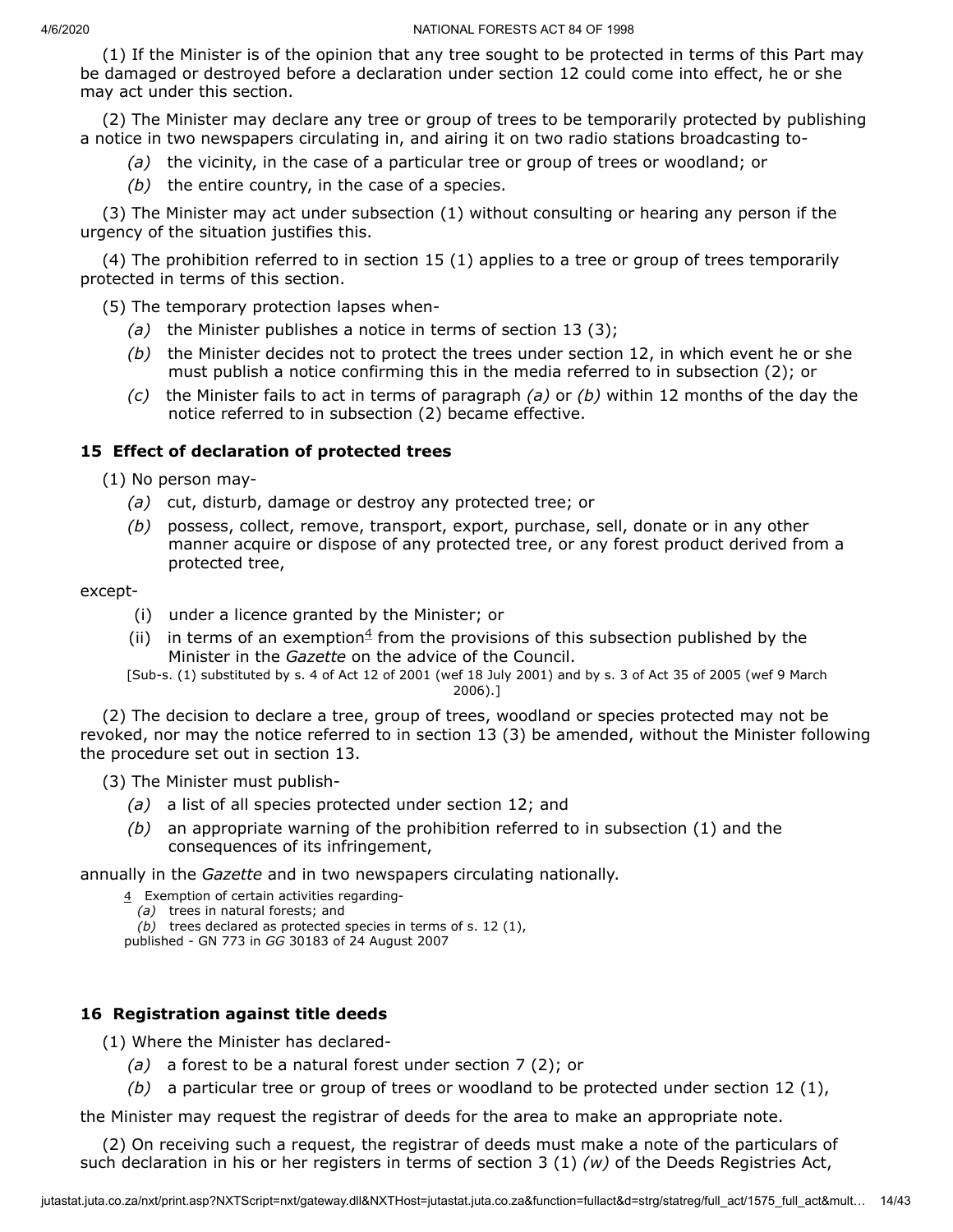(1) If the Minister is of the opinion that any tree sought to be protected in terms of this Part may be damaged or destroyed before a declaration under section 12 could come into effect, he or she may act under this section.

(2) The Minister may declare any tree or group of trees to be temporarily protected by publishing a notice in two newspapers circulating in, and airing it on two radio stations broadcasting to-

*(a)* the vicinity, in the case of a particular tree or group of trees or woodland; or

*(b)* the entire country, in the case of a species.

(3) The Minister may act under subsection (1) without consulting or hearing any person if the urgency of the situation justifies this.

(4) The prohibition referred to in section 15 (1) applies to a tree or group of trees temporarily protected in terms of this section.

(5) The temporary protection lapses when-

*(a)* the Minister publishes a notice in terms of section 13 (3);

*(b)* the Minister decides not to protect the trees under section 12, in which event he or she must publish a notice confirming this in the media referred to in subsection (2); or

*(c)* the Minister fails to act in terms of paragraph *(a)* or *(b)* within 12 months of the day the notice referred to in subsection (2) became effective.

### 15 Effect of declaration of protected trees

(1) No person may-

*(a)* cut, disturb, damage or destroy any protected tree; or

*(b)* possess, collect, remove, transport, export, purchase, sell, donate or in any other manner acquire or dispose of any protected tree, or any forest product derived from a protected tree,

except-

(i) under a licence granted by the Minister; or

(ii) in terms of an exemption[4] from the provisions of this subsection published by the Minister in the *Gazette* on the advice of the Council.

[Sub-s. (1) substituted by s. 4 of Act 12 of 2001 (wef 18 July 2001) and by s. 3 of Act 35 of 2005 (wef 9 March 2006).]

(2) The decision to declare a tree, group of trees, woodland or species protected may not be revoked, nor may the notice referred to in section 13 (3) be amended, without the Minister following the procedure set out in section 13.

(3) The Minister must publish-

*(a)* a list of all species protected under section 12; and

*(b)* an appropriate warning of the prohibition referred to in subsection (1) and the consequences of its infringement,

annually in the *Gazette* and in two newspapers circulating nationally.

4 Exemption of certain activities regarding-
*(a)* trees in natural forests; and
*(b)* trees declared as protected species in terms of s. 12 (1),
published - GN 773 in *GG* 30183 of 24 August 2007

### 16 Registration against title deeds

(1) Where the Minister has declared-

*(a)* a forest to be a natural forest under section 7 (2); or

*(b)* a particular tree or group of trees or woodland to be protected under section 12 (1),

the Minister may request the registrar of deeds for the area to make an appropriate note.

(2) On receiving such a request, the registrar of deeds must make a note of the particulars of such declaration in his or her registers in terms of section 3 (1) *(w)* of the Deeds Registries Act,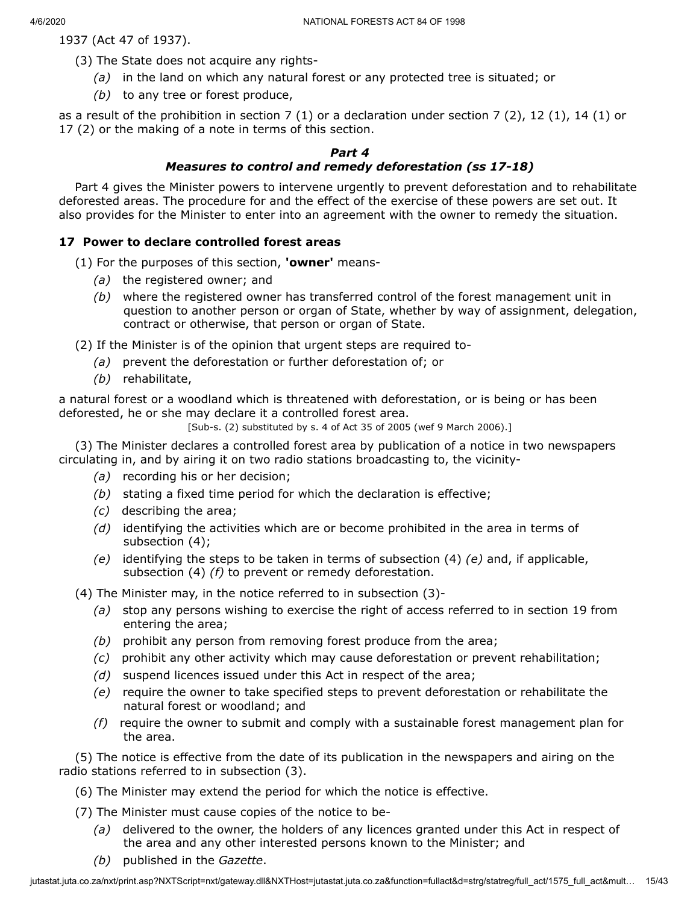1937 (Act 47 of 1937).

(3) The State does not acquire any rights-

*(a)* in the land on which any natural forest or any protected tree is situated; or

*(b)* to any tree or forest produce,

as a result of the prohibition in section 7 (1) or a declaration under section 7 (2), 12 (1), 14 (1) or 17 (2) or the making of a note in terms of this section.

### *Part 4*
### *Measures to control and remedy deforestation (ss 17-18)*

Part 4 gives the Minister powers to intervene urgently to prevent deforestation and to rehabilitate deforested areas. The procedure for and the effect of the exercise of these powers are set out. It also provides for the Minister to enter into an agreement with the owner to remedy the situation.

**17 Power to declare controlled forest areas**

(1) For the purposes of this section, **'owner'** means-

*(a)* the registered owner; and

*(b)* where the registered owner has transferred control of the forest management unit in question to another person or organ of State, whether by way of assignment, delegation, contract or otherwise, that person or organ of State.

(2) If the Minister is of the opinion that urgent steps are required to-

*(a)* prevent the deforestation or further deforestation of; or

*(b)* rehabilitate,

a natural forest or a woodland which is threatened with deforestation, or is being or has been deforested, he or she may declare it a controlled forest area.

[Sub-s. (2) substituted by s. 4 of Act 35 of 2005 (wef 9 March 2006).]

(3) The Minister declares a controlled forest area by publication of a notice in two newspapers circulating in, and by airing it on two radio stations broadcasting to, the vicinity-

*(a)* recording his or her decision;

*(b)* stating a fixed time period for which the declaration is effective;

*(c)* describing the area;

*(d)* identifying the activities which are or become prohibited in the area in terms of subsection (4);

*(e)* identifying the steps to be taken in terms of subsection (4) *(e)* and, if applicable, subsection (4) *(f)* to prevent or remedy deforestation.

(4) The Minister may, in the notice referred to in subsection (3)-

*(a)* stop any persons wishing to exercise the right of access referred to in section 19 from entering the area;

*(b)* prohibit any person from removing forest produce from the area;

*(c)* prohibit any other activity which may cause deforestation or prevent rehabilitation;

*(d)* suspend licences issued under this Act in respect of the area;

*(e)* require the owner to take specified steps to prevent deforestation or rehabilitate the natural forest or woodland; and

*(f)* require the owner to submit and comply with a sustainable forest management plan for the area.

(5) The notice is effective from the date of its publication in the newspapers and airing on the radio stations referred to in subsection (3).

(6) The Minister may extend the period for which the notice is effective.

(7) The Minister must cause copies of the notice to be-

*(a)* delivered to the owner, the holders of any licences granted under this Act in respect of the area and any other interested persons known to the Minister; and

*(b)* published in the *Gazette*.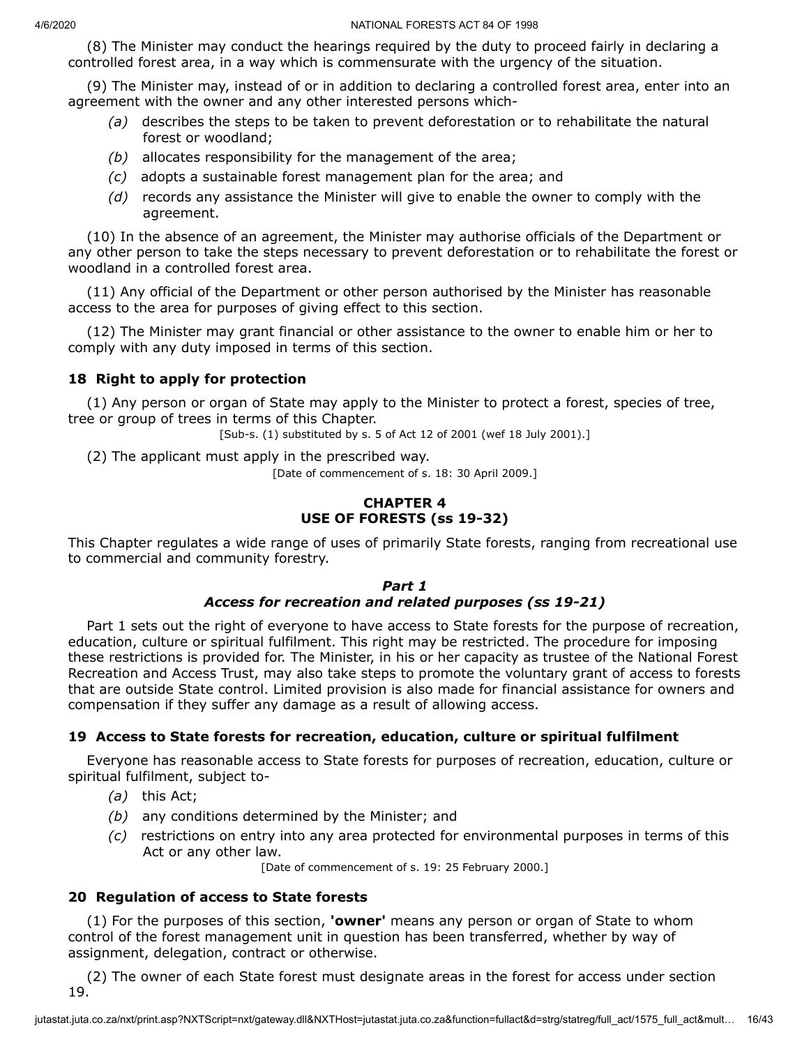(8) The Minister may conduct the hearings required by the duty to proceed fairly in declaring a controlled forest area, in a way which is commensurate with the urgency of the situation.

(9) The Minister may, instead of or in addition to declaring a controlled forest area, enter into an agreement with the owner and any other interested persons which-

*(a)* describes the steps to be taken to prevent deforestation or to rehabilitate the natural forest or woodland;

*(b)* allocates responsibility for the management of the area;

*(c)* adopts a sustainable forest management plan for the area; and

*(d)* records any assistance the Minister will give to enable the owner to comply with the agreement.

(10) In the absence of an agreement, the Minister may authorise officials of the Department or any other person to take the steps necessary to prevent deforestation or to rehabilitate the forest or woodland in a controlled forest area.

(11) Any official of the Department or other person authorised by the Minister has reasonable access to the area for purposes of giving effect to this section.

(12) The Minister may grant financial or other assistance to the owner to enable him or her to comply with any duty imposed in terms of this section.

### 18 Right to apply for protection

(1) Any person or organ of State may apply to the Minister to protect a forest, species of tree, tree or group of trees in terms of this Chapter.

[Sub-s. (1) substituted by s. 5 of Act 12 of 2001 (wef 18 July 2001).]

(2) The applicant must apply in the prescribed way.

[Date of commencement of s. 18: 30 April 2009.]

## CHAPTER 4
## USE OF FORESTS (ss 19-32)

This Chapter regulates a wide range of uses of primarily State forests, ranging from recreational use to commercial and community forestry.

### *Part 1*
### *Access for recreation and related purposes (ss 19-21)*

Part 1 sets out the right of everyone to have access to State forests for the purpose of recreation, education, culture or spiritual fulfilment. This right may be restricted. The procedure for imposing these restrictions is provided for. The Minister, in his or her capacity as trustee of the National Forest Recreation and Access Trust, may also take steps to promote the voluntary grant of access to forests that are outside State control. Limited provision is also made for financial assistance for owners and compensation if they suffer any damage as a result of allowing access.

### 19 Access to State forests for recreation, education, culture or spiritual fulfilment

Everyone has reasonable access to State forests for purposes of recreation, education, culture or spiritual fulfilment, subject to-

*(a)* this Act;

*(b)* any conditions determined by the Minister; and

*(c)* restrictions on entry into any area protected for environmental purposes in terms of this Act or any other law.

[Date of commencement of s. 19: 25 February 2000.]

### 20 Regulation of access to State forests

(1) For the purposes of this section, **'owner'** means any person or organ of State to whom control of the forest management unit in question has been transferred, whether by way of assignment, delegation, contract or otherwise.

(2) The owner of each State forest must designate areas in the forest for access under section 19.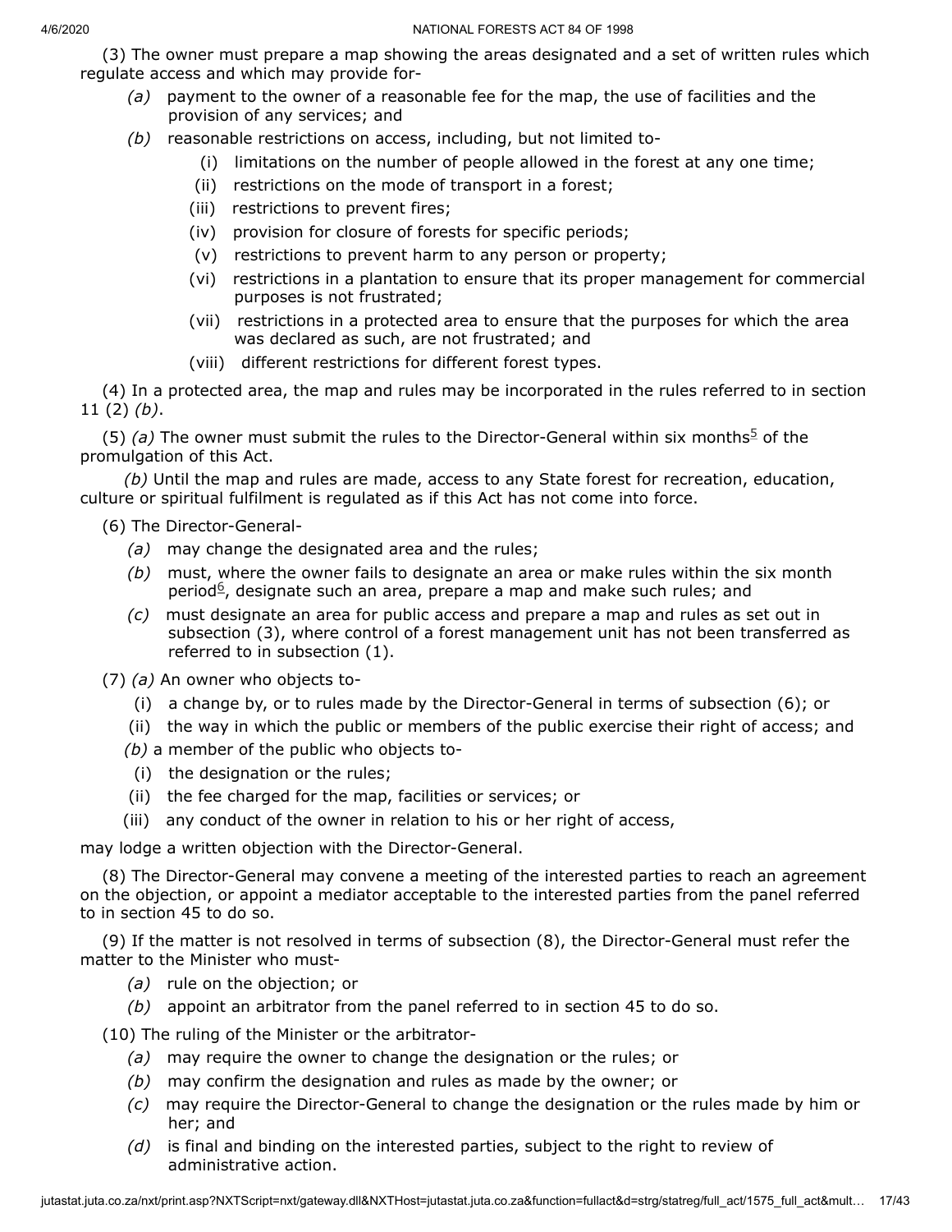(3) The owner must prepare a map showing the areas designated and a set of written rules which regulate access and which may provide for-

- *(a)* payment to the owner of a reasonable fee for the map, the use of facilities and the provision of any services; and
- *(b)* reasonable restrictions on access, including, but not limited to-
  - (i) limitations on the number of people allowed in the forest at any one time;
  - (ii) restrictions on the mode of transport in a forest;
  - (iii) restrictions to prevent fires;
  - (iv) provision for closure of forests for specific periods;
  - (v) restrictions to prevent harm to any person or property;
  - (vi) restrictions in a plantation to ensure that its proper management for commercial purposes is not frustrated;
  - (vii) restrictions in a protected area to ensure that the purposes for which the area was declared as such, are not frustrated; and
  - (viii) different restrictions for different forest types.

(4) In a protected area, the map and rules may be incorporated in the rules referred to in section 11 (2) *(b)*.

(5) *(a)* The owner must submit the rules to the Director-General within six months[5] of the promulgation of this Act.

*(b)* Until the map and rules are made, access to any State forest for recreation, education, culture or spiritual fulfilment is regulated as if this Act has not come into force.

(6) The Director-General-

- *(a)* may change the designated area and the rules;
- *(b)* must, where the owner fails to designate an area or make rules within the six month period[6], designate such an area, prepare a map and make such rules; and
- *(c)* must designate an area for public access and prepare a map and rules as set out in subsection (3), where control of a forest management unit has not been transferred as referred to in subsection (1).

(7) *(a)* An owner who objects to-

- (i) a change by, or to rules made by the Director-General in terms of subsection (6); or
- (ii) the way in which the public or members of the public exercise their right of access; and

*(b)* a member of the public who objects to-

- (i) the designation or the rules;
- (ii) the fee charged for the map, facilities or services; or
- (iii) any conduct of the owner in relation to his or her right of access,

may lodge a written objection with the Director-General.

(8) The Director-General may convene a meeting of the interested parties to reach an agreement on the objection, or appoint a mediator acceptable to the interested parties from the panel referred to in section 45 to do so.

(9) If the matter is not resolved in terms of subsection (8), the Director-General must refer the matter to the Minister who must-

- *(a)* rule on the objection; or
- *(b)* appoint an arbitrator from the panel referred to in section 45 to do so.

(10) The ruling of the Minister or the arbitrator-

- *(a)* may require the owner to change the designation or the rules; or
- *(b)* may confirm the designation and rules as made by the owner; or
- *(c)* may require the Director-General to change the designation or the rules made by him or her; and
- *(d)* is final and binding on the interested parties, subject to the right to review of administrative action.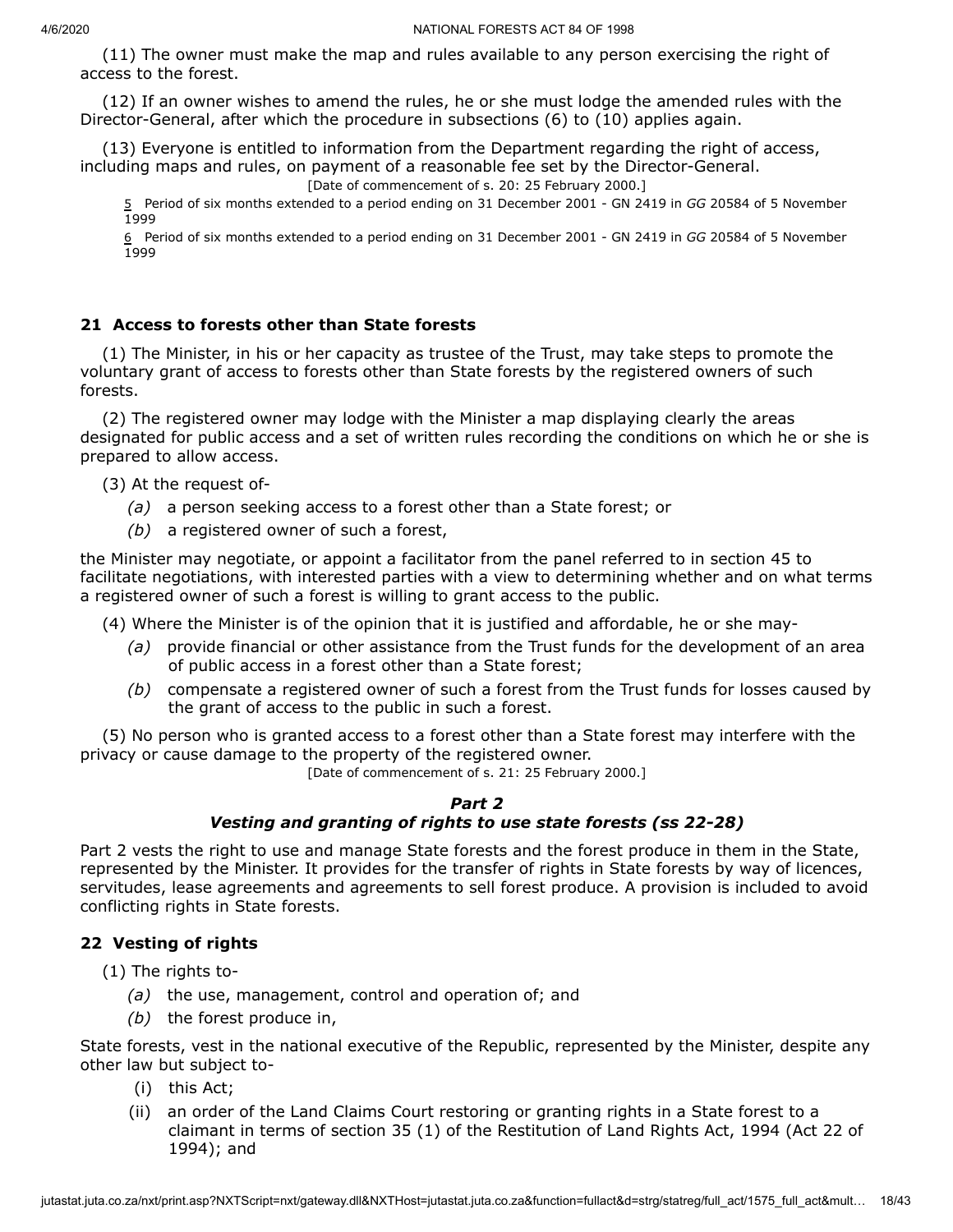(11) The owner must make the map and rules available to any person exercising the right of access to the forest.

(12) If an owner wishes to amend the rules, he or she must lodge the amended rules with the Director-General, after which the procedure in subsections (6) to (10) applies again.

(13) Everyone is entitled to information from the Department regarding the right of access, including maps and rules, on payment of a reasonable fee set by the Director-General.

[Date of commencement of s. 20: 25 February 2000.]

5 Period of six months extended to a period ending on 31 December 2001 - GN 2419 in *GG* 20584 of 5 November 1999

6 Period of six months extended to a period ending on 31 December 2001 - GN 2419 in *GG* 20584 of 5 November 1999

## 21 Access to forests other than State forests

(1) The Minister, in his or her capacity as trustee of the Trust, may take steps to promote the voluntary grant of access to forests other than State forests by the registered owners of such forests.

(2) The registered owner may lodge with the Minister a map displaying clearly the areas designated for public access and a set of written rules recording the conditions on which he or she is prepared to allow access.

(3) At the request of-

*(a)* a person seeking access to a forest other than a State forest; or

*(b)* a registered owner of such a forest,

the Minister may negotiate, or appoint a facilitator from the panel referred to in section 45 to facilitate negotiations, with interested parties with a view to determining whether and on what terms a registered owner of such a forest is willing to grant access to the public.

(4) Where the Minister is of the opinion that it is justified and affordable, he or she may-

*(a)* provide financial or other assistance from the Trust funds for the development of an area of public access in a forest other than a State forest;

*(b)* compensate a registered owner of such a forest from the Trust funds for losses caused by the grant of access to the public in such a forest.

(5) No person who is granted access to a forest other than a State forest may interfere with the privacy or cause damage to the property of the registered owner.

[Date of commencement of s. 21: 25 February 2000.]

### *Part 2*
### *Vesting and granting of rights to use state forests (ss 22-28)*

Part 2 vests the right to use and manage State forests and the forest produce in them in the State, represented by the Minister. It provides for the transfer of rights in State forests by way of licences, servitudes, lease agreements and agreements to sell forest produce. A provision is included to avoid conflicting rights in State forests.

## 22 Vesting of rights

(1) The rights to-

*(a)* the use, management, control and operation of; and

*(b)* the forest produce in,

State forests, vest in the national executive of the Republic, represented by the Minister, despite any other law but subject to-

(i) this Act;

(ii) an order of the Land Claims Court restoring or granting rights in a State forest to a claimant in terms of section 35 (1) of the Restitution of Land Rights Act, 1994 (Act 22 of 1994); and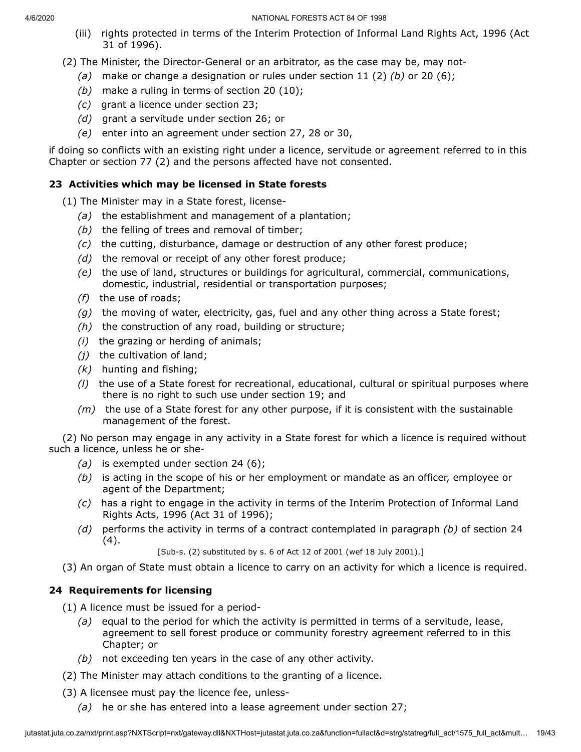(iii) rights protected in terms of the Interim Protection of Informal Land Rights Act, 1996 (Act 31 of 1996).

(2) The Minister, the Director-General or an arbitrator, as the case may be, may not-

*(a)* make or change a designation or rules under section 11 (2) *(b)* or 20 (6);

*(b)* make a ruling in terms of section 20 (10);

*(c)* grant a licence under section 23;

*(d)* grant a servitude under section 26; or

*(e)* enter into an agreement under section 27, 28 or 30,

if doing so conflicts with an existing right under a licence, servitude or agreement referred to in this Chapter or section 77 (2) and the persons affected have not consented.

**23 Activities which may be licensed in State forests**

(1) The Minister may in a State forest, license-

*(a)* the establishment and management of a plantation;

*(b)* the felling of trees and removal of timber;

*(c)* the cutting, disturbance, damage or destruction of any other forest produce;

*(d)* the removal or receipt of any other forest produce;

*(e)* the use of land, structures or buildings for agricultural, commercial, communications, domestic, industrial, residential or transportation purposes;

*(f)* the use of roads;

*(g)* the moving of water, electricity, gas, fuel and any other thing across a State forest;

*(h)* the construction of any road, building or structure;

*(i)* the grazing or herding of animals;

*(j)* the cultivation of land;

*(k)* hunting and fishing;

*(l)* the use of a State forest for recreational, educational, cultural or spiritual purposes where there is no right to such use under section 19; and

*(m)* the use of a State forest for any other purpose, if it is consistent with the sustainable management of the forest.

(2) No person may engage in any activity in a State forest for which a licence is required without such a licence, unless he or she-

*(a)* is exempted under section 24 (6);

*(b)* is acting in the scope of his or her employment or mandate as an officer, employee or agent of the Department;

*(c)* has a right to engage in the activity in terms of the Interim Protection of Informal Land Rights Acts, 1996 (Act 31 of 1996);

*(d)* performs the activity in terms of a contract contemplated in paragraph *(b)* of section 24 (4).

[Sub-s. (2) substituted by s. 6 of Act 12 of 2001 (wef 18 July 2001).]

(3) An organ of State must obtain a licence to carry on an activity for which a licence is required.

**24 Requirements for licensing**

(1) A licence must be issued for a period-

*(a)* equal to the period for which the activity is permitted in terms of a servitude, lease, agreement to sell forest produce or community forestry agreement referred to in this Chapter; or

*(b)* not exceeding ten years in the case of any other activity.

(2) The Minister may attach conditions to the granting of a licence.

(3) A licensee must pay the licence fee, unless-

*(a)* he or she has entered into a lease agreement under section 27;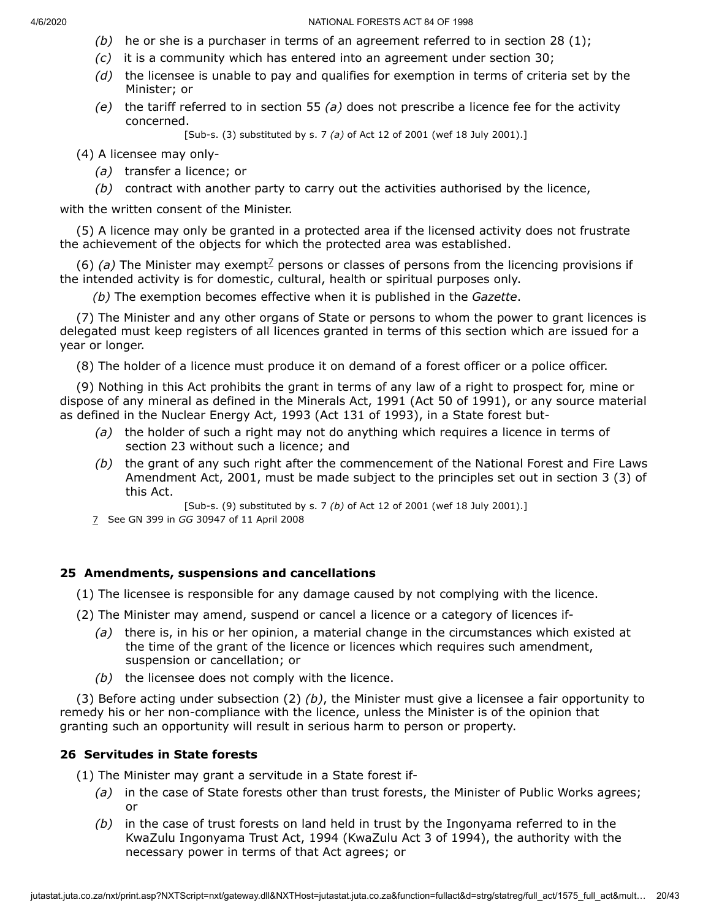*(b)* he or she is a purchaser in terms of an agreement referred to in section 28 (1);

*(c)* it is a community which has entered into an agreement under section 30;

*(d)* the licensee is unable to pay and qualifies for exemption in terms of criteria set by the Minister; or

*(e)* the tariff referred to in section 55 *(a)* does not prescribe a licence fee for the activity concerned.

[Sub-s. (3) substituted by s. 7 *(a)* of Act 12 of 2001 (wef 18 July 2001).]

(4) A licensee may only-

*(a)* transfer a licence; or

*(b)* contract with another party to carry out the activities authorised by the licence,

with the written consent of the Minister.

(5) A licence may only be granted in a protected area if the licensed activity does not frustrate the achievement of the objects for which the protected area was established.

(6) *(a)* The Minister may exempt[7] persons or classes of persons from the licencing provisions if the intended activity is for domestic, cultural, health or spiritual purposes only.

*(b)* The exemption becomes effective when it is published in the *Gazette*.

(7) The Minister and any other organs of State or persons to whom the power to grant licences is delegated must keep registers of all licences granted in terms of this section which are issued for a year or longer.

(8) The holder of a licence must produce it on demand of a forest officer or a police officer.

(9) Nothing in this Act prohibits the grant in terms of any law of a right to prospect for, mine or dispose of any mineral as defined in the Minerals Act, 1991 (Act 50 of 1991), or any source material as defined in the Nuclear Energy Act, 1993 (Act 131 of 1993), in a State forest but-

*(a)* the holder of such a right may not do anything which requires a licence in terms of section 23 without such a licence; and

*(b)* the grant of any such right after the commencement of the National Forest and Fire Laws Amendment Act, 2001, must be made subject to the principles set out in section 3 (3) of this Act.

[Sub-s. (9) substituted by s. 7 *(b)* of Act 12 of 2001 (wef 18 July 2001).]

[7] See GN 399 in *GG* 30947 of 11 April 2008

## 25 Amendments, suspensions and cancellations

(1) The licensee is responsible for any damage caused by not complying with the licence.

(2) The Minister may amend, suspend or cancel a licence or a category of licences if-

*(a)* there is, in his or her opinion, a material change in the circumstances which existed at the time of the grant of the licence or licences which requires such amendment, suspension or cancellation; or

*(b)* the licensee does not comply with the licence.

(3) Before acting under subsection (2) *(b)*, the Minister must give a licensee a fair opportunity to remedy his or her non-compliance with the licence, unless the Minister is of the opinion that granting such an opportunity will result in serious harm to person or property.

## 26 Servitudes in State forests

(1) The Minister may grant a servitude in a State forest if-

*(a)* in the case of State forests other than trust forests, the Minister of Public Works agrees; or

*(b)* in the case of trust forests on land held in trust by the Ingonyama referred to in the KwaZulu Ingonyama Trust Act, 1994 (KwaZulu Act 3 of 1994), the authority with the necessary power in terms of that Act agrees; or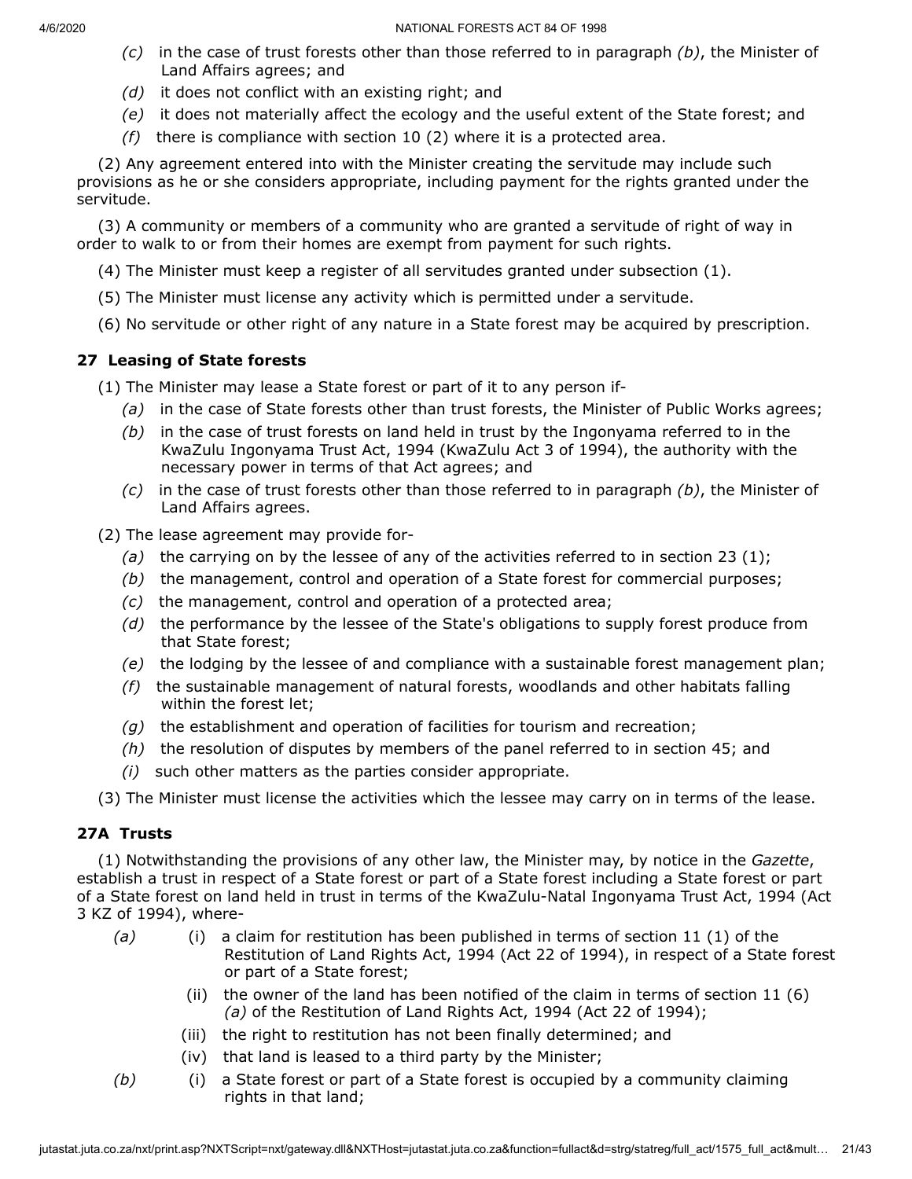*(c)* in the case of trust forests other than those referred to in paragraph *(b)*, the Minister of Land Affairs agrees; and

*(d)* it does not conflict with an existing right; and

*(e)* it does not materially affect the ecology and the useful extent of the State forest; and

*(f)* there is compliance with section 10 (2) where it is a protected area.

(2) Any agreement entered into with the Minister creating the servitude may include such provisions as he or she considers appropriate, including payment for the rights granted under the servitude.

(3) A community or members of a community who are granted a servitude of right of way in order to walk to or from their homes are exempt from payment for such rights.

(4) The Minister must keep a register of all servitudes granted under subsection (1).

(5) The Minister must license any activity which is permitted under a servitude.

(6) No servitude or other right of any nature in a State forest may be acquired by prescription.

### 27 Leasing of State forests

(1) The Minister may lease a State forest or part of it to any person if-

*(a)* in the case of State forests other than trust forests, the Minister of Public Works agrees;

*(b)* in the case of trust forests on land held in trust by the Ingonyama referred to in the KwaZulu Ingonyama Trust Act, 1994 (KwaZulu Act 3 of 1994), the authority with the necessary power in terms of that Act agrees; and

*(c)* in the case of trust forests other than those referred to in paragraph *(b)*, the Minister of Land Affairs agrees.

(2) The lease agreement may provide for-

*(a)* the carrying on by the lessee of any of the activities referred to in section 23 (1);

*(b)* the management, control and operation of a State forest for commercial purposes;

*(c)* the management, control and operation of a protected area;

*(d)* the performance by the lessee of the State's obligations to supply forest produce from that State forest;

*(e)* the lodging by the lessee of and compliance with a sustainable forest management plan;

*(f)* the sustainable management of natural forests, woodlands and other habitats falling within the forest let;

*(g)* the establishment and operation of facilities for tourism and recreation;

*(h)* the resolution of disputes by members of the panel referred to in section 45; and

*(i)* such other matters as the parties consider appropriate.

(3) The Minister must license the activities which the lessee may carry on in terms of the lease.

### 27A Trusts

(1) Notwithstanding the provisions of any other law, the Minister may, by notice in the *Gazette*, establish a trust in respect of a State forest or part of a State forest including a State forest or part of a State forest on land held in trust in terms of the KwaZulu-Natal Ingonyama Trust Act, 1994 (Act 3 KZ of 1994), where-

*(a)* (i) a claim for restitution has been published in terms of section 11 (1) of the Restitution of Land Rights Act, 1994 (Act 22 of 1994), in respect of a State forest or part of a State forest;

(ii) the owner of the land has been notified of the claim in terms of section 11 (6) *(a)* of the Restitution of Land Rights Act, 1994 (Act 22 of 1994);

(iii) the right to restitution has not been finally determined; and

(iv) that land is leased to a third party by the Minister;

*(b)* (i) a State forest or part of a State forest is occupied by a community claiming rights in that land;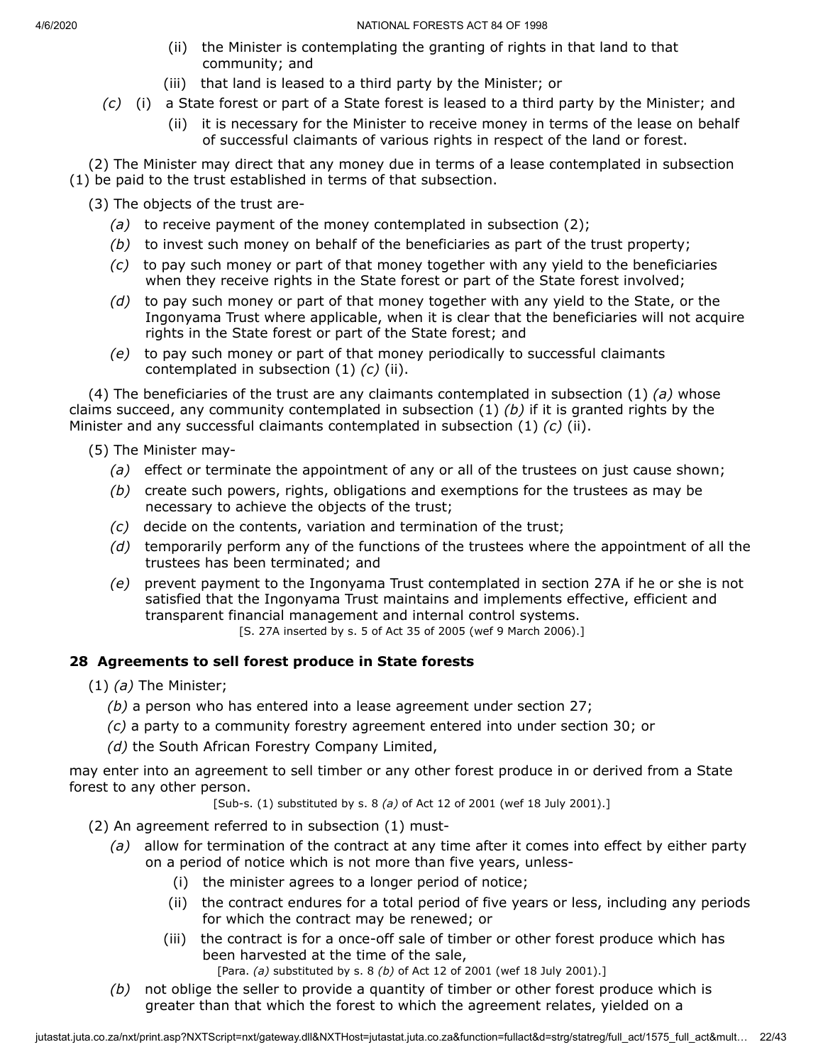(ii) the Minister is contemplating the granting of rights in that land to that community; and

(iii) that land is leased to a third party by the Minister; or

*(c)* (i) a State forest or part of a State forest is leased to a third party by the Minister; and

(ii) it is necessary for the Minister to receive money in terms of the lease on behalf of successful claimants of various rights in respect of the land or forest.

(2) The Minister may direct that any money due in terms of a lease contemplated in subsection (1) be paid to the trust established in terms of that subsection.

(3) The objects of the trust are-

*(a)* to receive payment of the money contemplated in subsection (2);

*(b)* to invest such money on behalf of the beneficiaries as part of the trust property;

*(c)* to pay such money or part of that money together with any yield to the beneficiaries when they receive rights in the State forest or part of the State forest involved;

*(d)* to pay such money or part of that money together with any yield to the State, or the Ingonyama Trust where applicable, when it is clear that the beneficiaries will not acquire rights in the State forest or part of the State forest; and

*(e)* to pay such money or part of that money periodically to successful claimants contemplated in subsection (1) *(c)* (ii).

(4) The beneficiaries of the trust are any claimants contemplated in subsection (1) *(a)* whose claims succeed, any community contemplated in subsection (1) *(b)* if it is granted rights by the Minister and any successful claimants contemplated in subsection (1) *(c)* (ii).

(5) The Minister may-

*(a)* effect or terminate the appointment of any or all of the trustees on just cause shown;

*(b)* create such powers, rights, obligations and exemptions for the trustees as may be necessary to achieve the objects of the trust;

*(c)* decide on the contents, variation and termination of the trust;

*(d)* temporarily perform any of the functions of the trustees where the appointment of all the trustees has been terminated; and

*(e)* prevent payment to the Ingonyama Trust contemplated in section 27A if he or she is not satisfied that the Ingonyama Trust maintains and implements effective, efficient and transparent financial management and internal control systems.

[S. 27A inserted by s. 5 of Act 35 of 2005 (wef 9 March 2006).]

### 28 Agreements to sell forest produce in State forests

(1) *(a)* The Minister;

*(b)* a person who has entered into a lease agreement under section 27;

*(c)* a party to a community forestry agreement entered into under section 30; or

*(d)* the South African Forestry Company Limited,

may enter into an agreement to sell timber or any other forest produce in or derived from a State forest to any other person.

[Sub-s. (1) substituted by s. 8 *(a)* of Act 12 of 2001 (wef 18 July 2001).]

(2) An agreement referred to in subsection (1) must-

*(a)* allow for termination of the contract at any time after it comes into effect by either party on a period of notice which is not more than five years, unless-

(i) the minister agrees to a longer period of notice;

(ii) the contract endures for a total period of five years or less, including any periods for which the contract may be renewed; or

(iii) the contract is for a once-off sale of timber or other forest produce which has been harvested at the time of the sale,

[Para. *(a)* substituted by s. 8 *(b)* of Act 12 of 2001 (wef 18 July 2001).]

*(b)* not oblige the seller to provide a quantity of timber or other forest produce which is greater than that which the forest to which the agreement relates, yielded on a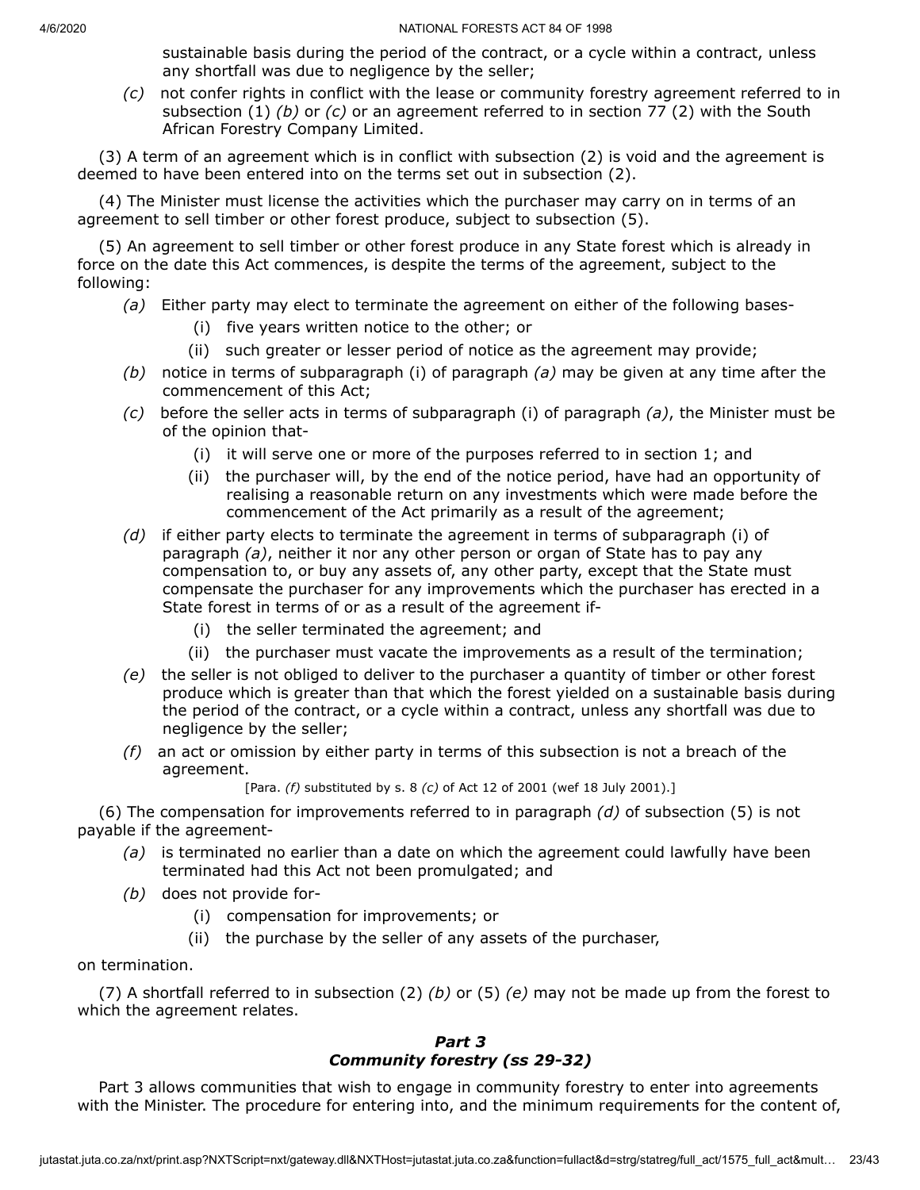sustainable basis during the period of the contract, or a cycle within a contract, unless any shortfall was due to negligence by the seller;

*(c)* not confer rights in conflict with the lease or community forestry agreement referred to in subsection (1) *(b)* or *(c)* or an agreement referred to in section 77 (2) with the South African Forestry Company Limited.

(3) A term of an agreement which is in conflict with subsection (2) is void and the agreement is deemed to have been entered into on the terms set out in subsection (2).

(4) The Minister must license the activities which the purchaser may carry on in terms of an agreement to sell timber or other forest produce, subject to subsection (5).

(5) An agreement to sell timber or other forest produce in any State forest which is already in force on the date this Act commences, is despite the terms of the agreement, subject to the following:

*(a)* Either party may elect to terminate the agreement on either of the following bases-

(i) five years written notice to the other; or

(ii) such greater or lesser period of notice as the agreement may provide;

*(b)* notice in terms of subparagraph (i) of paragraph *(a)* may be given at any time after the commencement of this Act;

*(c)* before the seller acts in terms of subparagraph (i) of paragraph *(a)*, the Minister must be of the opinion that-

(i) it will serve one or more of the purposes referred to in section 1; and

(ii) the purchaser will, by the end of the notice period, have had an opportunity of realising a reasonable return on any investments which were made before the commencement of the Act primarily as a result of the agreement;

*(d)* if either party elects to terminate the agreement in terms of subparagraph (i) of paragraph *(a)*, neither it nor any other person or organ of State has to pay any compensation to, or buy any assets of, any other party, except that the State must compensate the purchaser for any improvements which the purchaser has erected in a State forest in terms of or as a result of the agreement if-

(i) the seller terminated the agreement; and

(ii) the purchaser must vacate the improvements as a result of the termination;

*(e)* the seller is not obliged to deliver to the purchaser a quantity of timber or other forest produce which is greater than that which the forest yielded on a sustainable basis during the period of the contract, or a cycle within a contract, unless any shortfall was due to negligence by the seller;

*(f)* an act or omission by either party in terms of this subsection is not a breach of the agreement.

[Para. *(f)* substituted by s. 8 *(c)* of Act 12 of 2001 (wef 18 July 2001).]

(6) The compensation for improvements referred to in paragraph *(d)* of subsection (5) is not payable if the agreement-

*(a)* is terminated no earlier than a date on which the agreement could lawfully have been terminated had this Act not been promulgated; and

*(b)* does not provide for-

(i) compensation for improvements; or

(ii) the purchase by the seller of any assets of the purchaser,

on termination.

(7) A shortfall referred to in subsection (2) *(b)* or (5) *(e)* may not be made up from the forest to which the agreement relates.

## *Part 3*
## *Community forestry (ss 29-32)*

Part 3 allows communities that wish to engage in community forestry to enter into agreements with the Minister. The procedure for entering into, and the minimum requirements for the content of,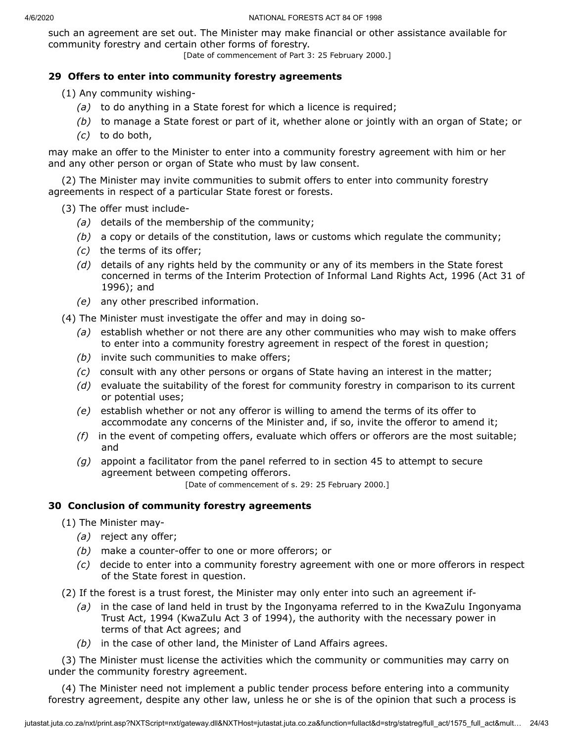such an agreement are set out. The Minister may make financial or other assistance available for community forestry and certain other forms of forestry.

[Date of commencement of Part 3: 25 February 2000.]

### 29 Offers to enter into community forestry agreements

(1) Any community wishing-

*(a)* to do anything in a State forest for which a licence is required;

*(b)* to manage a State forest or part of it, whether alone or jointly with an organ of State; or

*(c)* to do both,

may make an offer to the Minister to enter into a community forestry agreement with him or her and any other person or organ of State who must by law consent.

(2) The Minister may invite communities to submit offers to enter into community forestry agreements in respect of a particular State forest or forests.

(3) The offer must include-

*(a)* details of the membership of the community;

*(b)* a copy or details of the constitution, laws or customs which regulate the community;

*(c)* the terms of its offer;

*(d)* details of any rights held by the community or any of its members in the State forest concerned in terms of the Interim Protection of Informal Land Rights Act, 1996 (Act 31 of 1996); and

*(e)* any other prescribed information.

(4) The Minister must investigate the offer and may in doing so-

*(a)* establish whether or not there are any other communities who may wish to make offers to enter into a community forestry agreement in respect of the forest in question;

*(b)* invite such communities to make offers;

*(c)* consult with any other persons or organs of State having an interest in the matter;

*(d)* evaluate the suitability of the forest for community forestry in comparison to its current or potential uses;

*(e)* establish whether or not any offeror is willing to amend the terms of its offer to accommodate any concerns of the Minister and, if so, invite the offeror to amend it;

*(f)* in the event of competing offers, evaluate which offers or offerors are the most suitable; and

*(g)* appoint a facilitator from the panel referred to in section 45 to attempt to secure agreement between competing offerors.

[Date of commencement of s. 29: 25 February 2000.]

### 30 Conclusion of community forestry agreements

(1) The Minister may-

*(a)* reject any offer;

*(b)* make a counter-offer to one or more offerors; or

*(c)* decide to enter into a community forestry agreement with one or more offerors in respect of the State forest in question.

(2) If the forest is a trust forest, the Minister may only enter into such an agreement if-

*(a)* in the case of land held in trust by the Ingonyama referred to in the KwaZulu Ingonyama Trust Act, 1994 (KwaZulu Act 3 of 1994), the authority with the necessary power in terms of that Act agrees; and

*(b)* in the case of other land, the Minister of Land Affairs agrees.

(3) The Minister must license the activities which the community or communities may carry on under the community forestry agreement.

(4) The Minister need not implement a public tender process before entering into a community forestry agreement, despite any other law, unless he or she is of the opinion that such a process is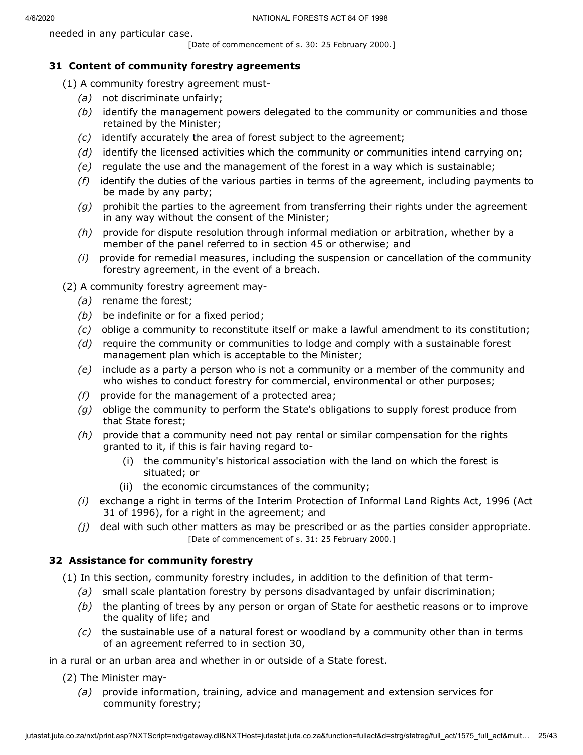needed in any particular case.

[Date of commencement of s. 30: 25 February 2000.]

### 31 Content of community forestry agreements

(1) A community forestry agreement must-

*(a)* not discriminate unfairly;

*(b)* identify the management powers delegated to the community or communities and those retained by the Minister;

*(c)* identify accurately the area of forest subject to the agreement;

*(d)* identify the licensed activities which the community or communities intend carrying on;

*(e)* regulate the use and the management of the forest in a way which is sustainable;

*(f)* identify the duties of the various parties in terms of the agreement, including payments to be made by any party;

*(g)* prohibit the parties to the agreement from transferring their rights under the agreement in any way without the consent of the Minister;

*(h)* provide for dispute resolution through informal mediation or arbitration, whether by a member of the panel referred to in section 45 or otherwise; and

*(i)* provide for remedial measures, including the suspension or cancellation of the community forestry agreement, in the event of a breach.

(2) A community forestry agreement may-

*(a)* rename the forest;

*(b)* be indefinite or for a fixed period;

*(c)* oblige a community to reconstitute itself or make a lawful amendment to its constitution;

*(d)* require the community or communities to lodge and comply with a sustainable forest management plan which is acceptable to the Minister;

*(e)* include as a party a person who is not a community or a member of the community and who wishes to conduct forestry for commercial, environmental or other purposes;

*(f)* provide for the management of a protected area;

*(g)* oblige the community to perform the State's obligations to supply forest produce from that State forest;

*(h)* provide that a community need not pay rental or similar compensation for the rights granted to it, if this is fair having regard to-

(i) the community's historical association with the land on which the forest is situated; or

(ii) the economic circumstances of the community;

*(i)* exchange a right in terms of the Interim Protection of Informal Land Rights Act, 1996 (Act 31 of 1996), for a right in the agreement; and

*(j)* deal with such other matters as may be prescribed or as the parties consider appropriate.

[Date of commencement of s. 31: 25 February 2000.]

### 32 Assistance for community forestry

(1) In this section, community forestry includes, in addition to the definition of that term-

*(a)* small scale plantation forestry by persons disadvantaged by unfair discrimination;

*(b)* the planting of trees by any person or organ of State for aesthetic reasons or to improve the quality of life; and

*(c)* the sustainable use of a natural forest or woodland by a community other than in terms of an agreement referred to in section 30,

in a rural or an urban area and whether in or outside of a State forest.

(2) The Minister may-

*(a)* provide information, training, advice and management and extension services for community forestry;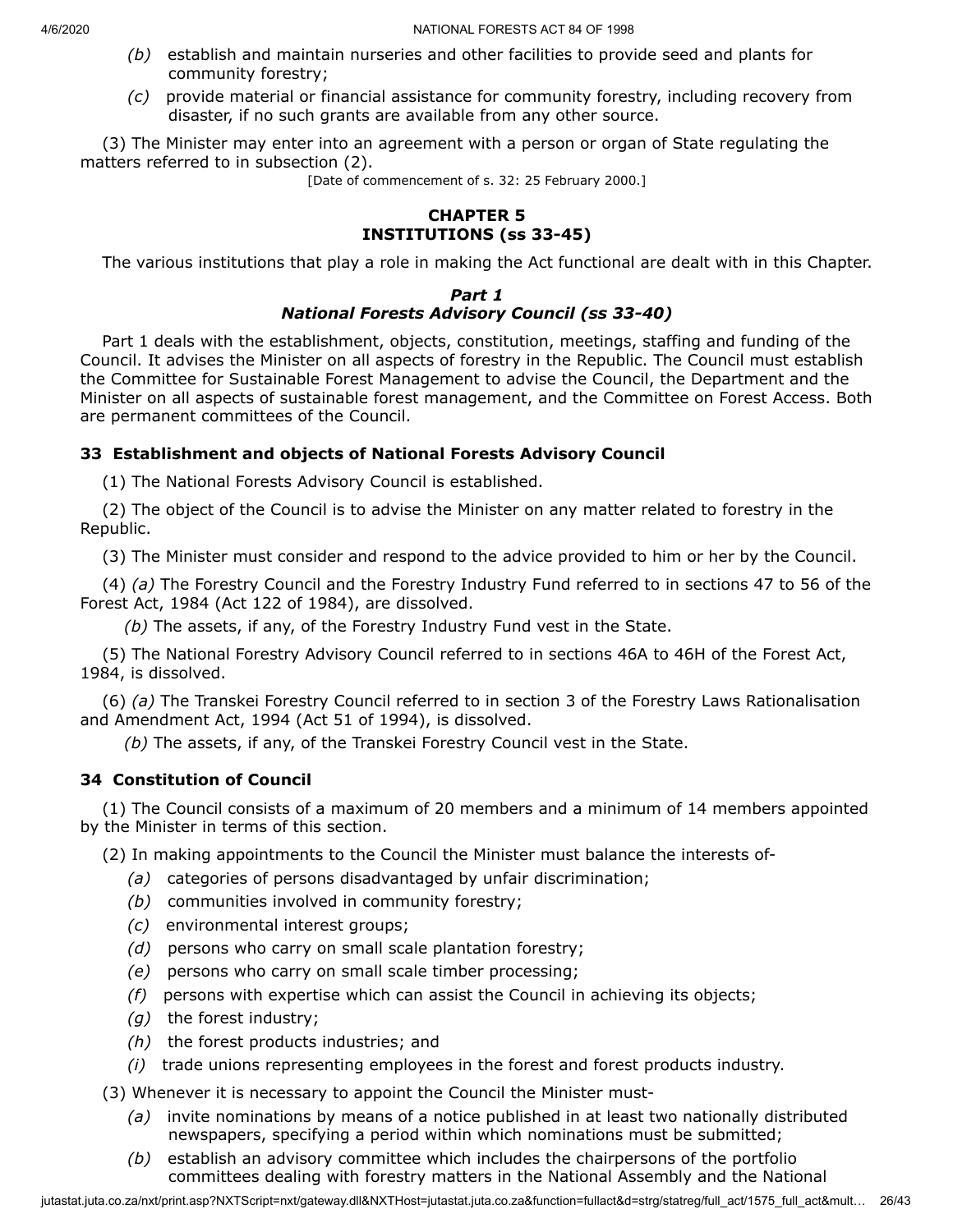*(b)* establish and maintain nurseries and other facilities to provide seed and plants for community forestry;

*(c)* provide material or financial assistance for community forestry, including recovery from disaster, if no such grants are available from any other source.

(3) The Minister may enter into an agreement with a person or organ of State regulating the matters referred to in subsection (2).

[Date of commencement of s. 32: 25 February 2000.]

## CHAPTER 5
## INSTITUTIONS (ss 33-45)

The various institutions that play a role in making the Act functional are dealt with in this Chapter.

### *Part 1*
### *National Forests Advisory Council (ss 33-40)*

Part 1 deals with the establishment, objects, constitution, meetings, staffing and funding of the Council. It advises the Minister on all aspects of forestry in the Republic. The Council must establish the Committee for Sustainable Forest Management to advise the Council, the Department and the Minister on all aspects of sustainable forest management, and the Committee on Forest Access. Both are permanent committees of the Council.

#### 33 Establishment and objects of National Forests Advisory Council

(1) The National Forests Advisory Council is established.

(2) The object of the Council is to advise the Minister on any matter related to forestry in the Republic.

(3) The Minister must consider and respond to the advice provided to him or her by the Council.

(4) *(a)* The Forestry Council and the Forestry Industry Fund referred to in sections 47 to 56 of the Forest Act, 1984 (Act 122 of 1984), are dissolved.

*(b)* The assets, if any, of the Forestry Industry Fund vest in the State.

(5) The National Forestry Advisory Council referred to in sections 46A to 46H of the Forest Act, 1984, is dissolved.

(6) *(a)* The Transkei Forestry Council referred to in section 3 of the Forestry Laws Rationalisation and Amendment Act, 1994 (Act 51 of 1994), is dissolved.

*(b)* The assets, if any, of the Transkei Forestry Council vest in the State.

#### 34 Constitution of Council

(1) The Council consists of a maximum of 20 members and a minimum of 14 members appointed by the Minister in terms of this section.

(2) In making appointments to the Council the Minister must balance the interests of-

*(a)* categories of persons disadvantaged by unfair discrimination;

*(b)* communities involved in community forestry;

*(c)* environmental interest groups;

*(d)* persons who carry on small scale plantation forestry;

*(e)* persons who carry on small scale timber processing;

*(f)* persons with expertise which can assist the Council in achieving its objects;

*(g)* the forest industry;

*(h)* the forest products industries; and

*(i)* trade unions representing employees in the forest and forest products industry.

(3) Whenever it is necessary to appoint the Council the Minister must-

*(a)* invite nominations by means of a notice published in at least two nationally distributed newspapers, specifying a period within which nominations must be submitted;

*(b)* establish an advisory committee which includes the chairpersons of the portfolio committees dealing with forestry matters in the National Assembly and the National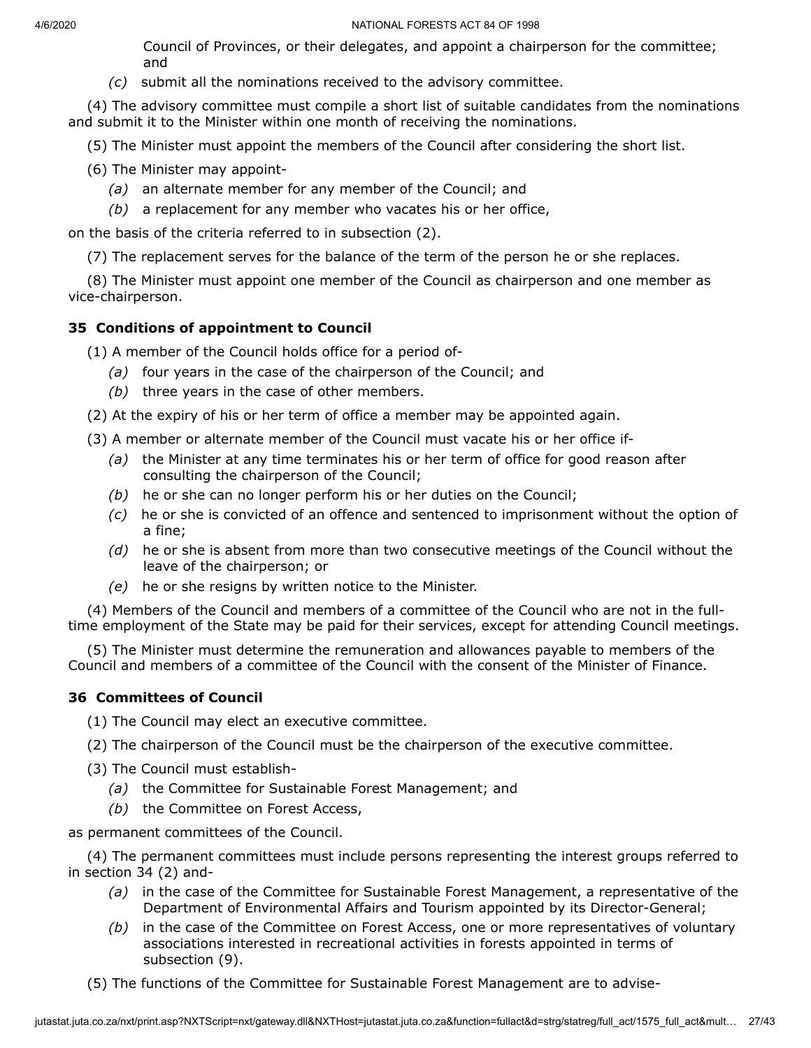Council of Provinces, or their delegates, and appoint a chairperson for the committee; and

*(c)* submit all the nominations received to the advisory committee.

(4) The advisory committee must compile a short list of suitable candidates from the nominations and submit it to the Minister within one month of receiving the nominations.

(5) The Minister must appoint the members of the Council after considering the short list.

(6) The Minister may appoint-

*(a)* an alternate member for any member of the Council; and

*(b)* a replacement for any member who vacates his or her office,

on the basis of the criteria referred to in subsection (2).

(7) The replacement serves for the balance of the term of the person he or she replaces.

(8) The Minister must appoint one member of the Council as chairperson and one member as vice-chairperson.

**35 Conditions of appointment to Council**

(1) A member of the Council holds office for a period of-

*(a)* four years in the case of the chairperson of the Council; and

*(b)* three years in the case of other members.

(2) At the expiry of his or her term of office a member may be appointed again.

(3) A member or alternate member of the Council must vacate his or her office if-

*(a)* the Minister at any time terminates his or her term of office for good reason after consulting the chairperson of the Council;

*(b)* he or she can no longer perform his or her duties on the Council;

*(c)* he or she is convicted of an offence and sentenced to imprisonment without the option of a fine;

*(d)* he or she is absent from more than two consecutive meetings of the Council without the leave of the chairperson; or

*(e)* he or she resigns by written notice to the Minister.

(4) Members of the Council and members of a committee of the Council who are not in the full-time employment of the State may be paid for their services, except for attending Council meetings.

(5) The Minister must determine the remuneration and allowances payable to members of the Council and members of a committee of the Council with the consent of the Minister of Finance.

**36 Committees of Council**

(1) The Council may elect an executive committee.

(2) The chairperson of the Council must be the chairperson of the executive committee.

(3) The Council must establish-

*(a)* the Committee for Sustainable Forest Management; and

*(b)* the Committee on Forest Access,

as permanent committees of the Council.

(4) The permanent committees must include persons representing the interest groups referred to in section 34 (2) and-

*(a)* in the case of the Committee for Sustainable Forest Management, a representative of the Department of Environmental Affairs and Tourism appointed by its Director-General;

*(b)* in the case of the Committee on Forest Access, one or more representatives of voluntary associations interested in recreational activities in forests appointed in terms of subsection (9).

(5) The functions of the Committee for Sustainable Forest Management are to advise-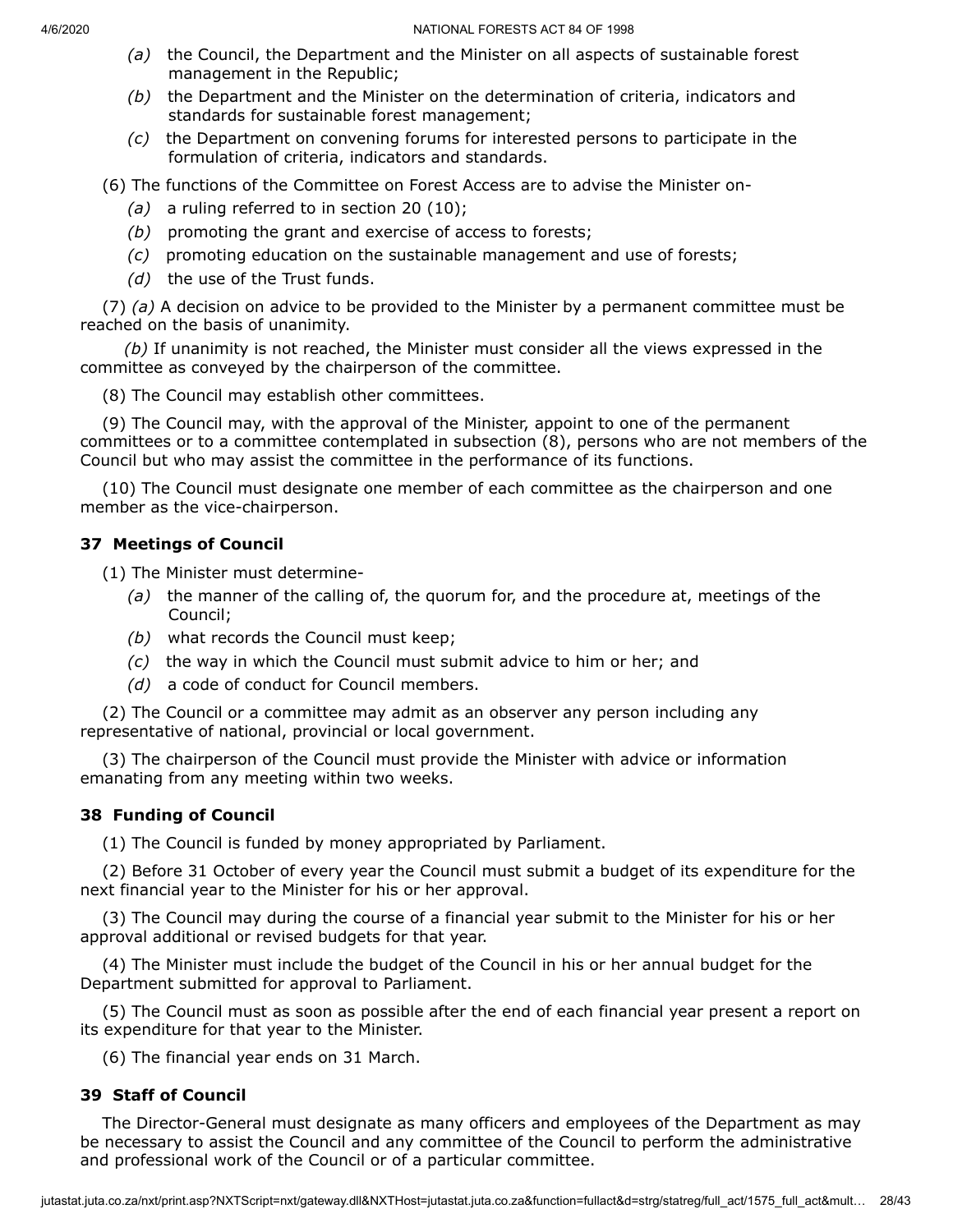*(a)* the Council, the Department and the Minister on all aspects of sustainable forest management in the Republic;

*(b)* the Department and the Minister on the determination of criteria, indicators and standards for sustainable forest management;

*(c)* the Department on convening forums for interested persons to participate in the formulation of criteria, indicators and standards.

(6) The functions of the Committee on Forest Access are to advise the Minister on-

*(a)* a ruling referred to in section 20 (10);

*(b)* promoting the grant and exercise of access to forests;

*(c)* promoting education on the sustainable management and use of forests;

*(d)* the use of the Trust funds.

(7) *(a)* A decision on advice to be provided to the Minister by a permanent committee must be reached on the basis of unanimity.

*(b)* If unanimity is not reached, the Minister must consider all the views expressed in the committee as conveyed by the chairperson of the committee.

(8) The Council may establish other committees.

(9) The Council may, with the approval of the Minister, appoint to one of the permanent committees or to a committee contemplated in subsection (8), persons who are not members of the Council but who may assist the committee in the performance of its functions.

(10) The Council must designate one member of each committee as the chairperson and one member as the vice-chairperson.

### 37 Meetings of Council

(1) The Minister must determine-

*(a)* the manner of the calling of, the quorum for, and the procedure at, meetings of the Council;

*(b)* what records the Council must keep;

*(c)* the way in which the Council must submit advice to him or her; and

*(d)* a code of conduct for Council members.

(2) The Council or a committee may admit as an observer any person including any representative of national, provincial or local government.

(3) The chairperson of the Council must provide the Minister with advice or information emanating from any meeting within two weeks.

### 38 Funding of Council

(1) The Council is funded by money appropriated by Parliament.

(2) Before 31 October of every year the Council must submit a budget of its expenditure for the next financial year to the Minister for his or her approval.

(3) The Council may during the course of a financial year submit to the Minister for his or her approval additional or revised budgets for that year.

(4) The Minister must include the budget of the Council in his or her annual budget for the Department submitted for approval to Parliament.

(5) The Council must as soon as possible after the end of each financial year present a report on its expenditure for that year to the Minister.

(6) The financial year ends on 31 March.

### 39 Staff of Council

The Director-General must designate as many officers and employees of the Department as may be necessary to assist the Council and any committee of the Council to perform the administrative and professional work of the Council or of a particular committee.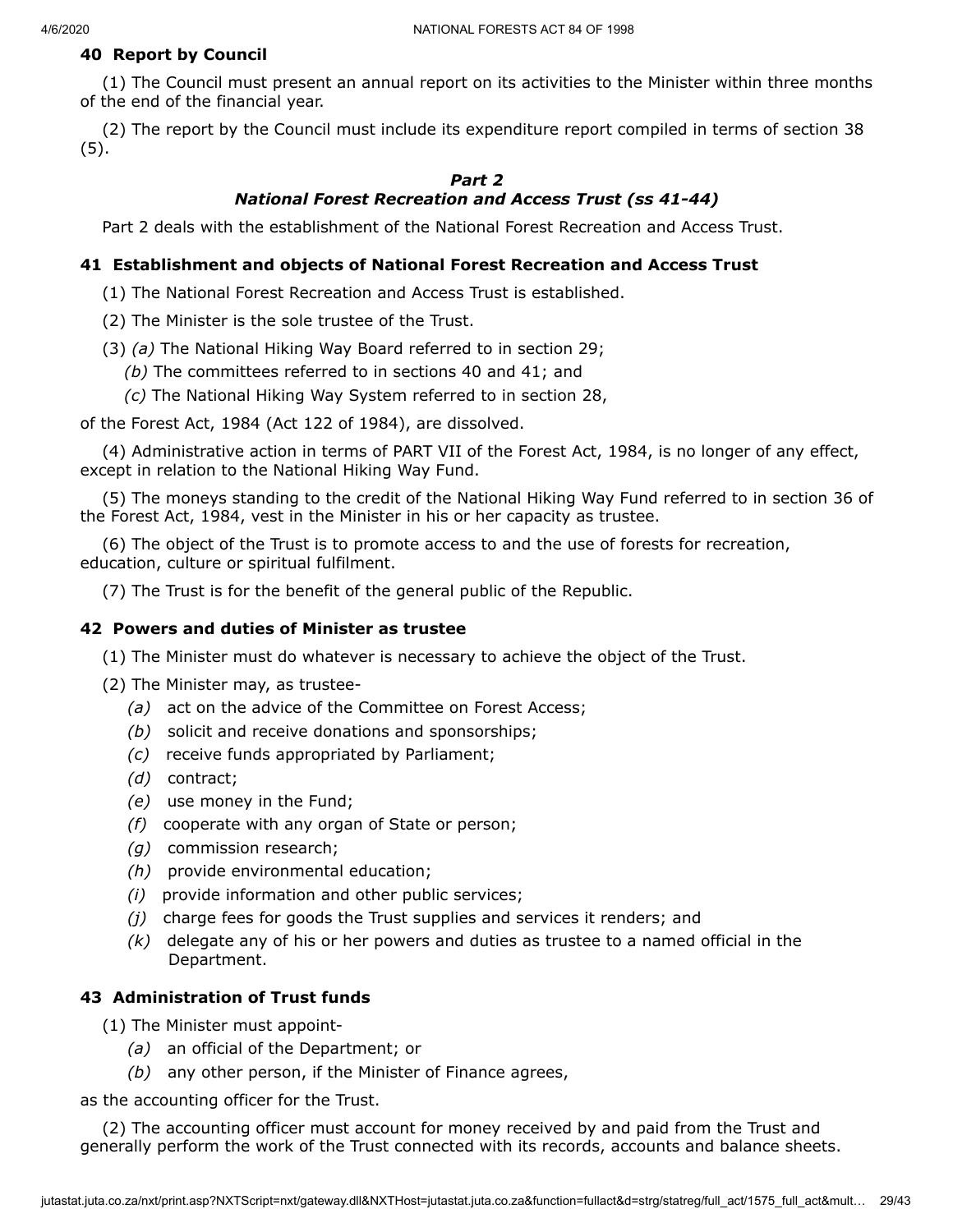### 40 Report by Council

(1) The Council must present an annual report on its activities to the Minister within three months of the end of the financial year.

(2) The report by the Council must include its expenditure report compiled in terms of section 38 (5).

## *Part 2*
## *National Forest Recreation and Access Trust (ss 41-44)*

Part 2 deals with the establishment of the National Forest Recreation and Access Trust.

### 41 Establishment and objects of National Forest Recreation and Access Trust

(1) The National Forest Recreation and Access Trust is established.

(2) The Minister is the sole trustee of the Trust.

(3) *(a)* The National Hiking Way Board referred to in section 29;

*(b)* The committees referred to in sections 40 and 41; and

*(c)* The National Hiking Way System referred to in section 28,

of the Forest Act, 1984 (Act 122 of 1984), are dissolved.

(4) Administrative action in terms of PART VII of the Forest Act, 1984, is no longer of any effect, except in relation to the National Hiking Way Fund.

(5) The moneys standing to the credit of the National Hiking Way Fund referred to in section 36 of the Forest Act, 1984, vest in the Minister in his or her capacity as trustee.

(6) The object of the Trust is to promote access to and the use of forests for recreation, education, culture or spiritual fulfilment.

(7) The Trust is for the benefit of the general public of the Republic.

### 42 Powers and duties of Minister as trustee

(1) The Minister must do whatever is necessary to achieve the object of the Trust.

(2) The Minister may, as trustee-

*(a)* act on the advice of the Committee on Forest Access;

*(b)* solicit and receive donations and sponsorships;

*(c)* receive funds appropriated by Parliament;

*(d)* contract;

*(e)* use money in the Fund;

*(f)* cooperate with any organ of State or person;

*(g)* commission research;

*(h)* provide environmental education;

*(i)* provide information and other public services;

*(j)* charge fees for goods the Trust supplies and services it renders; and

*(k)* delegate any of his or her powers and duties as trustee to a named official in the Department.

### 43 Administration of Trust funds

(1) The Minister must appoint-

*(a)* an official of the Department; or

*(b)* any other person, if the Minister of Finance agrees,

as the accounting officer for the Trust.

(2) The accounting officer must account for money received by and paid from the Trust and generally perform the work of the Trust connected with its records, accounts and balance sheets.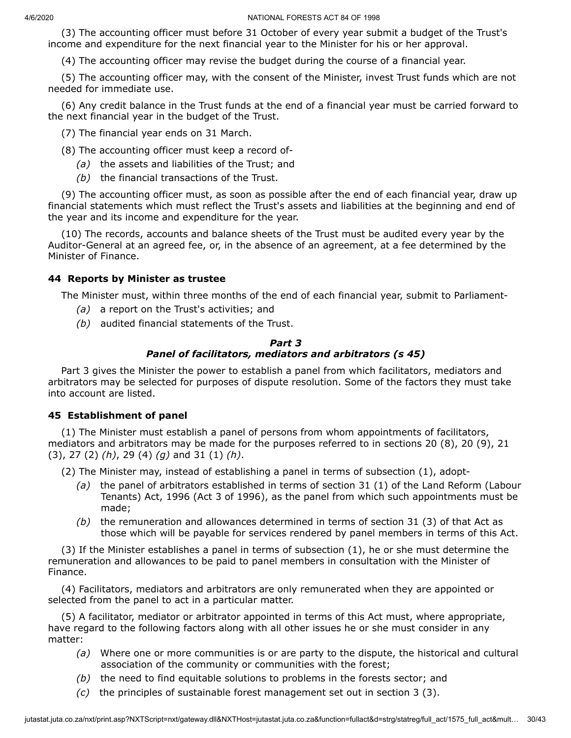(3) The accounting officer must before 31 October of every year submit a budget of the Trust's income and expenditure for the next financial year to the Minister for his or her approval.

(4) The accounting officer may revise the budget during the course of a financial year.

(5) The accounting officer may, with the consent of the Minister, invest Trust funds which are not needed for immediate use.

(6) Any credit balance in the Trust funds at the end of a financial year must be carried forward to the next financial year in the budget of the Trust.

(7) The financial year ends on 31 March.

(8) The accounting officer must keep a record of-

- *(a)* the assets and liabilities of the Trust; and
- *(b)* the financial transactions of the Trust.

(9) The accounting officer must, as soon as possible after the end of each financial year, draw up financial statements which must reflect the Trust's assets and liabilities at the beginning and end of the year and its income and expenditure for the year.

(10) The records, accounts and balance sheets of the Trust must be audited every year by the Auditor-General at an agreed fee, or, in the absence of an agreement, at a fee determined by the Minister of Finance.

### 44 Reports by Minister as trustee

The Minister must, within three months of the end of each financial year, submit to Parliament-

- *(a)* a report on the Trust's activities; and
- *(b)* audited financial statements of the Trust.

### *Part 3*
### *Panel of facilitators, mediators and arbitrators (s 45)*

Part 3 gives the Minister the power to establish a panel from which facilitators, mediators and arbitrators may be selected for purposes of dispute resolution. Some of the factors they must take into account are listed.

### 45 Establishment of panel

(1) The Minister must establish a panel of persons from whom appointments of facilitators, mediators and arbitrators may be made for the purposes referred to in sections 20 (8), 20 (9), 21 (3), 27 (2) *(h)*, 29 (4) *(g)* and 31 (1) *(h)*.

(2) The Minister may, instead of establishing a panel in terms of subsection (1), adopt-

- *(a)* the panel of arbitrators established in terms of section 31 (1) of the Land Reform (Labour Tenants) Act, 1996 (Act 3 of 1996), as the panel from which such appointments must be made;
- *(b)* the remuneration and allowances determined in terms of section 31 (3) of that Act as those which will be payable for services rendered by panel members in terms of this Act.

(3) If the Minister establishes a panel in terms of subsection (1), he or she must determine the remuneration and allowances to be paid to panel members in consultation with the Minister of Finance.

(4) Facilitators, mediators and arbitrators are only remunerated when they are appointed or selected from the panel to act in a particular matter.

(5) A facilitator, mediator or arbitrator appointed in terms of this Act must, where appropriate, have regard to the following factors along with all other issues he or she must consider in any matter:

- *(a)* Where one or more communities is or are party to the dispute, the historical and cultural association of the community or communities with the forest;
- *(b)* the need to find equitable solutions to problems in the forests sector; and
- *(c)* the principles of sustainable forest management set out in section 3 (3).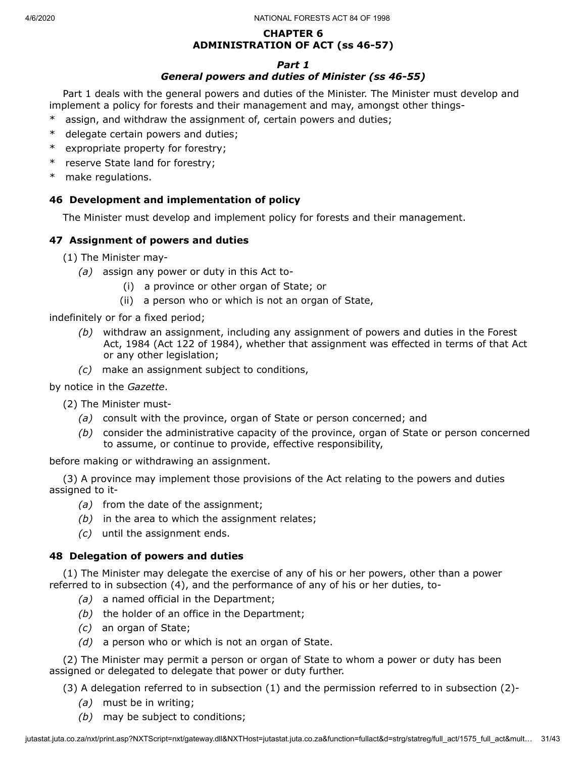## CHAPTER 6
## ADMINISTRATION OF ACT (ss 46-57)

### *Part 1*
### *General powers and duties of Minister (ss 46-55)*

Part 1 deals with the general powers and duties of the Minister. The Minister must develop and implement a policy for forests and their management and may, amongst other things-

* assign, and withdraw the assignment of, certain powers and duties;
* delegate certain powers and duties;
* expropriate property for forestry;
* reserve State land for forestry;
* make regulations.

### 46 Development and implementation of policy

The Minister must develop and implement policy for forests and their management.

### 47 Assignment of powers and duties

(1) The Minister may-

*(a)* assign any power or duty in this Act to-

(i) a province or other organ of State; or

(ii) a person who or which is not an organ of State,

indefinitely or for a fixed period;

*(b)* withdraw an assignment, including any assignment of powers and duties in the Forest Act, 1984 (Act 122 of 1984), whether that assignment was effected in terms of that Act or any other legislation;

*(c)* make an assignment subject to conditions,

by notice in the *Gazette*.

(2) The Minister must-

*(a)* consult with the province, organ of State or person concerned; and

*(b)* consider the administrative capacity of the province, organ of State or person concerned to assume, or continue to provide, effective responsibility,

before making or withdrawing an assignment.

(3) A province may implement those provisions of the Act relating to the powers and duties assigned to it-

*(a)* from the date of the assignment;

*(b)* in the area to which the assignment relates;

*(c)* until the assignment ends.

### 48 Delegation of powers and duties

(1) The Minister may delegate the exercise of any of his or her powers, other than a power referred to in subsection (4), and the performance of any of his or her duties, to-

*(a)* a named official in the Department;

*(b)* the holder of an office in the Department;

*(c)* an organ of State;

*(d)* a person who or which is not an organ of State.

(2) The Minister may permit a person or organ of State to whom a power or duty has been assigned or delegated to delegate that power or duty further.

(3) A delegation referred to in subsection (1) and the permission referred to in subsection (2)-

*(a)* must be in writing;

*(b)* may be subject to conditions;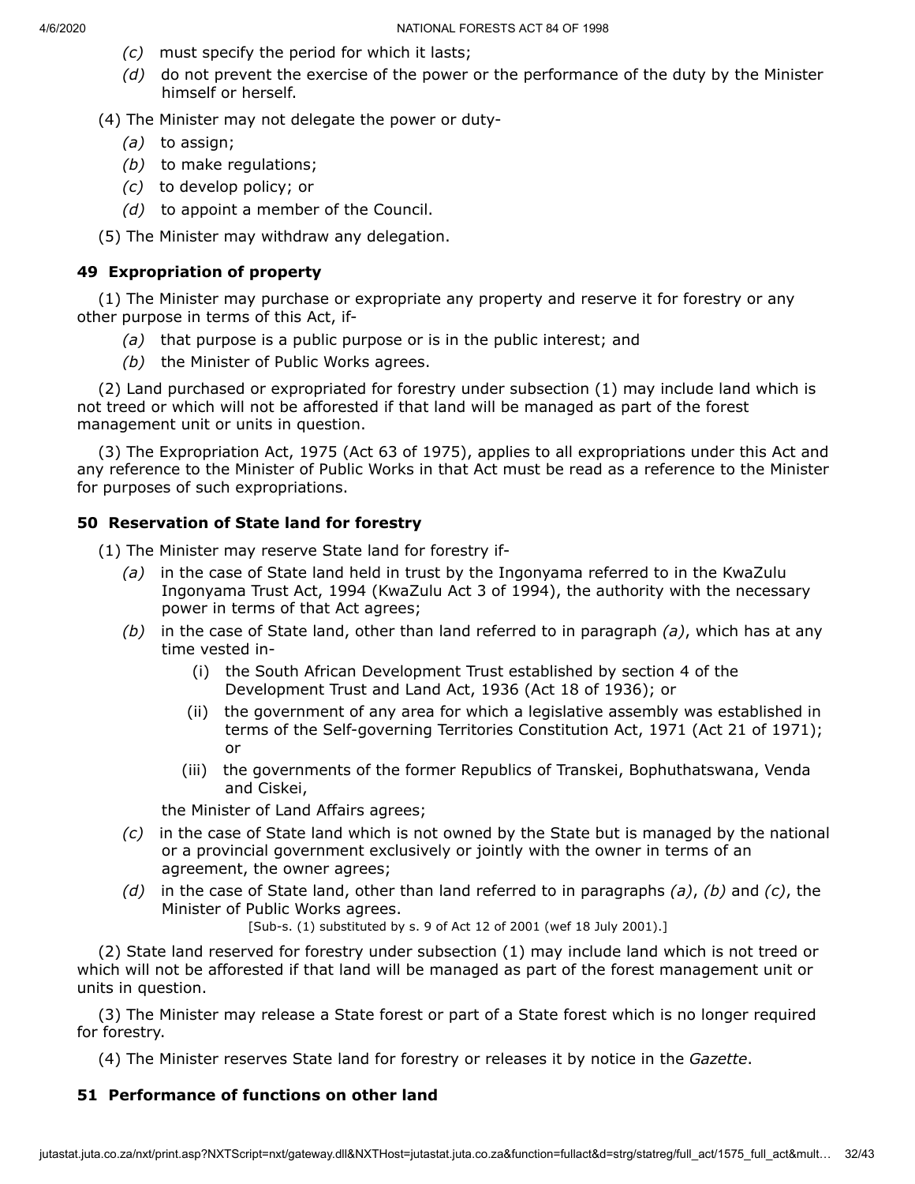*(c)* must specify the period for which it lasts;

*(d)* do not prevent the exercise of the power or the performance of the duty by the Minister himself or herself.

(4) The Minister may not delegate the power or duty-

*(a)* to assign;

*(b)* to make regulations;

*(c)* to develop policy; or

*(d)* to appoint a member of the Council.

(5) The Minister may withdraw any delegation.

### 49 Expropriation of property

(1) The Minister may purchase or expropriate any property and reserve it for forestry or any other purpose in terms of this Act, if-

*(a)* that purpose is a public purpose or is in the public interest; and

*(b)* the Minister of Public Works agrees.

(2) Land purchased or expropriated for forestry under subsection (1) may include land which is not treed or which will not be afforested if that land will be managed as part of the forest management unit or units in question.

(3) The Expropriation Act, 1975 (Act 63 of 1975), applies to all expropriations under this Act and any reference to the Minister of Public Works in that Act must be read as a reference to the Minister for purposes of such expropriations.

### 50 Reservation of State land for forestry

(1) The Minister may reserve State land for forestry if-

*(a)* in the case of State land held in trust by the Ingonyama referred to in the KwaZulu Ingonyama Trust Act, 1994 (KwaZulu Act 3 of 1994), the authority with the necessary power in terms of that Act agrees;

*(b)* in the case of State land, other than land referred to in paragraph *(a)*, which has at any time vested in-

(i) the South African Development Trust established by section 4 of the Development Trust and Land Act, 1936 (Act 18 of 1936); or

(ii) the government of any area for which a legislative assembly was established in terms of the Self-governing Territories Constitution Act, 1971 (Act 21 of 1971); or

(iii) the governments of the former Republics of Transkei, Bophuthatswana, Venda and Ciskei,

the Minister of Land Affairs agrees;

*(c)* in the case of State land which is not owned by the State but is managed by the national or a provincial government exclusively or jointly with the owner in terms of an agreement, the owner agrees;

*(d)* in the case of State land, other than land referred to in paragraphs *(a)*, *(b)* and *(c)*, the Minister of Public Works agrees.

[Sub-s. (1) substituted by s. 9 of Act 12 of 2001 (wef 18 July 2001).]

(2) State land reserved for forestry under subsection (1) may include land which is not treed or which will not be afforested if that land will be managed as part of the forest management unit or units in question.

(3) The Minister may release a State forest or part of a State forest which is no longer required for forestry.

(4) The Minister reserves State land for forestry or releases it by notice in the *Gazette*.

### 51 Performance of functions on other land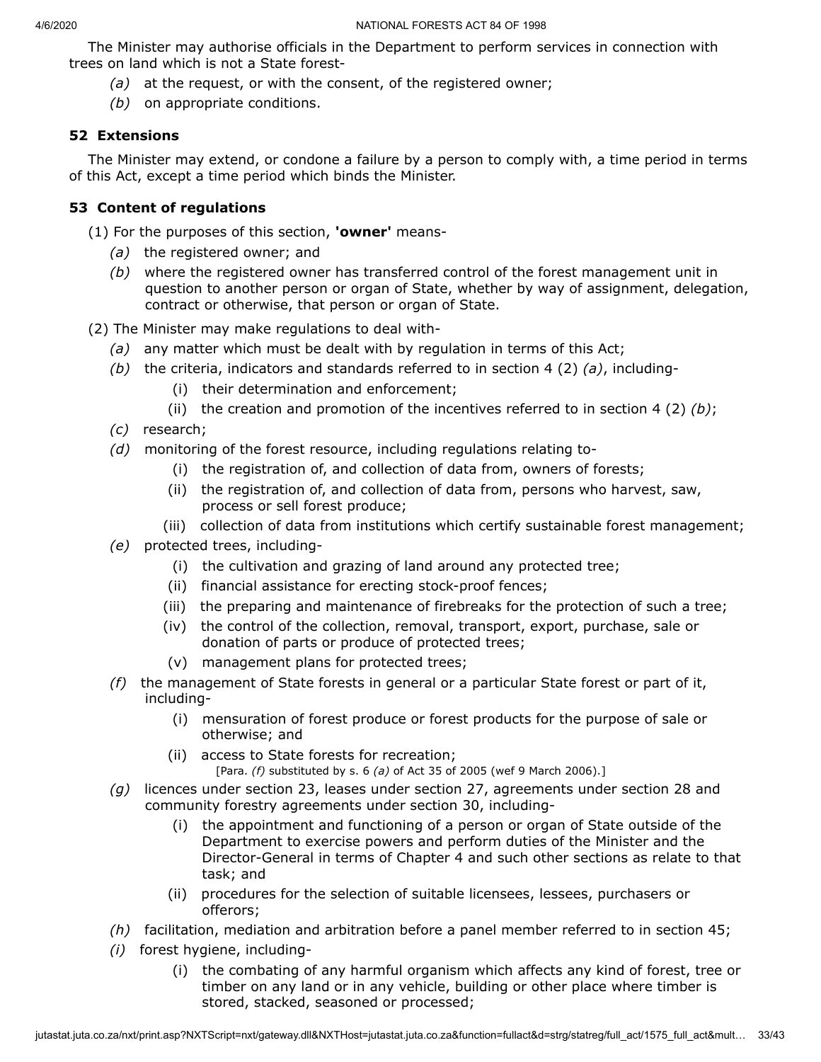The Minister may authorise officials in the Department to perform services in connection with trees on land which is not a State forest-

*(a)* at the request, or with the consent, of the registered owner;

*(b)* on appropriate conditions.

### 52 Extensions

The Minister may extend, or condone a failure by a person to comply with, a time period in terms of this Act, except a time period which binds the Minister.

### 53 Content of regulations

(1) For the purposes of this section, **'owner'** means-

*(a)* the registered owner; and

*(b)* where the registered owner has transferred control of the forest management unit in question to another person or organ of State, whether by way of assignment, delegation, contract or otherwise, that person or organ of State.

(2) The Minister may make regulations to deal with-

*(a)* any matter which must be dealt with by regulation in terms of this Act;

*(b)* the criteria, indicators and standards referred to in section 4 (2) *(a)*, including-

(i) their determination and enforcement;

(ii) the creation and promotion of the incentives referred to in section 4 (2) *(b)*;

*(c)* research;

*(d)* monitoring of the forest resource, including regulations relating to-

(i) the registration of, and collection of data from, owners of forests;

(ii) the registration of, and collection of data from, persons who harvest, saw, process or sell forest produce;

(iii) collection of data from institutions which certify sustainable forest management;

*(e)* protected trees, including-

(i) the cultivation and grazing of land around any protected tree;

(ii) financial assistance for erecting stock-proof fences;

(iii) the preparing and maintenance of firebreaks for the protection of such a tree;

(iv) the control of the collection, removal, transport, export, purchase, sale or donation of parts or produce of protected trees;

(v) management plans for protected trees;

*(f)* the management of State forests in general or a particular State forest or part of it, including-

(i) mensuration of forest produce or forest products for the purpose of sale or otherwise; and

(ii) access to State forests for recreation;

[Para. *(f)* substituted by s. 6 *(a)* of Act 35 of 2005 (wef 9 March 2006).]

*(g)* licences under section 23, leases under section 27, agreements under section 28 and community forestry agreements under section 30, including-

(i) the appointment and functioning of a person or organ of State outside of the Department to exercise powers and perform duties of the Minister and the Director-General in terms of Chapter 4 and such other sections as relate to that task; and

(ii) procedures for the selection of suitable licensees, lessees, purchasers or offerors;

*(h)* facilitation, mediation and arbitration before a panel member referred to in section 45;

*(i)* forest hygiene, including-

(i) the combating of any harmful organism which affects any kind of forest, tree or timber on any land or in any vehicle, building or other place where timber is stored, stacked, seasoned or processed;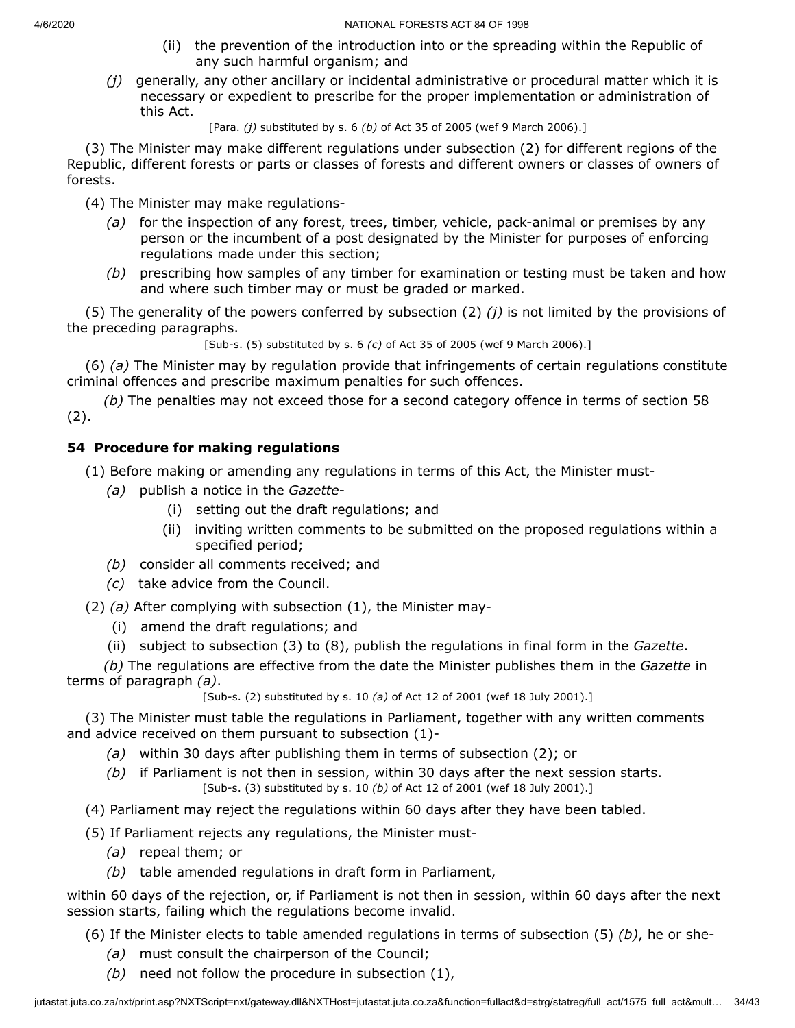(ii) the prevention of the introduction into or the spreading within the Republic of any such harmful organism; and

*(j)* generally, any other ancillary or incidental administrative or procedural matter which it is necessary or expedient to prescribe for the proper implementation or administration of this Act.

[Para. *(j)* substituted by s. 6 *(b)* of Act 35 of 2005 (wef 9 March 2006).]

(3) The Minister may make different regulations under subsection (2) for different regions of the Republic, different forests or parts or classes of forests and different owners or classes of owners of forests.

(4) The Minister may make regulations-

*(a)* for the inspection of any forest, trees, timber, vehicle, pack-animal or premises by any person or the incumbent of a post designated by the Minister for purposes of enforcing regulations made under this section;

*(b)* prescribing how samples of any timber for examination or testing must be taken and how and where such timber may or must be graded or marked.

(5) The generality of the powers conferred by subsection (2) *(j)* is not limited by the provisions of the preceding paragraphs.

[Sub-s. (5) substituted by s. 6 *(c)* of Act 35 of 2005 (wef 9 March 2006).]

(6) *(a)* The Minister may by regulation provide that infringements of certain regulations constitute criminal offences and prescribe maximum penalties for such offences.

*(b)* The penalties may not exceed those for a second category offence in terms of section 58 (2).

## 54 Procedure for making regulations

(1) Before making or amending any regulations in terms of this Act, the Minister must-

*(a)* publish a notice in the *Gazette*-

(i) setting out the draft regulations; and

(ii) inviting written comments to be submitted on the proposed regulations within a specified period;

*(b)* consider all comments received; and

*(c)* take advice from the Council.

(2) *(a)* After complying with subsection (1), the Minister may-

(i) amend the draft regulations; and

(ii) subject to subsection (3) to (8), publish the regulations in final form in the *Gazette*.

*(b)* The regulations are effective from the date the Minister publishes them in the *Gazette* in terms of paragraph *(a)*.

[Sub-s. (2) substituted by s. 10 *(a)* of Act 12 of 2001 (wef 18 July 2001).]

(3) The Minister must table the regulations in Parliament, together with any written comments and advice received on them pursuant to subsection (1)-

*(a)* within 30 days after publishing them in terms of subsection (2); or

*(b)* if Parliament is not then in session, within 30 days after the next session starts.

[Sub-s. (3) substituted by s. 10 *(b)* of Act 12 of 2001 (wef 18 July 2001).]

(4) Parliament may reject the regulations within 60 days after they have been tabled.

(5) If Parliament rejects any regulations, the Minister must-

*(a)* repeal them; or

*(b)* table amended regulations in draft form in Parliament,

within 60 days of the rejection, or, if Parliament is not then in session, within 60 days after the next session starts, failing which the regulations become invalid.

(6) If the Minister elects to table amended regulations in terms of subsection (5) *(b)*, he or she-

*(a)* must consult the chairperson of the Council;

*(b)* need not follow the procedure in subsection (1),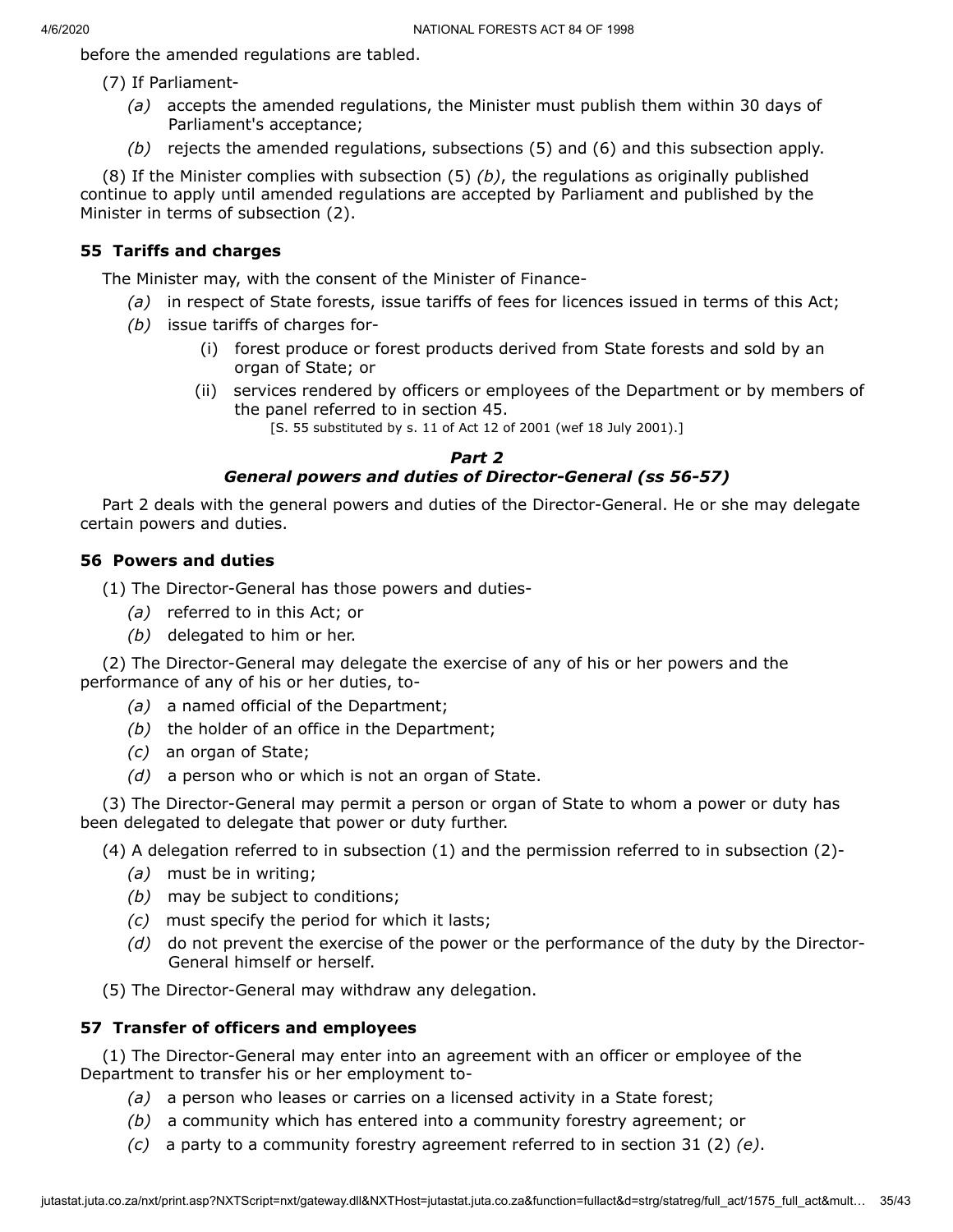before the amended regulations are tabled.

(7) If Parliament-

*(a)* accepts the amended regulations, the Minister must publish them within 30 days of Parliament's acceptance;

*(b)* rejects the amended regulations, subsections (5) and (6) and this subsection apply.

(8) If the Minister complies with subsection (5) *(b)*, the regulations as originally published continue to apply until amended regulations are accepted by Parliament and published by the Minister in terms of subsection (2).

### 55 Tariffs and charges

The Minister may, with the consent of the Minister of Finance-

*(a)* in respect of State forests, issue tariffs of fees for licences issued in terms of this Act;

*(b)* issue tariffs of charges for-

(i) forest produce or forest products derived from State forests and sold by an organ of State; or

(ii) services rendered by officers or employees of the Department or by members of the panel referred to in section 45.

[S. 55 substituted by s. 11 of Act 12 of 2001 (wef 18 July 2001).]

## *Part 2*
## *General powers and duties of Director-General (ss 56-57)*

Part 2 deals with the general powers and duties of the Director-General. He or she may delegate certain powers and duties.

### 56 Powers and duties

(1) The Director-General has those powers and duties-

*(a)* referred to in this Act; or

*(b)* delegated to him or her.

(2) The Director-General may delegate the exercise of any of his or her powers and the performance of any of his or her duties, to-

*(a)* a named official of the Department;

*(b)* the holder of an office in the Department;

*(c)* an organ of State;

*(d)* a person who or which is not an organ of State.

(3) The Director-General may permit a person or organ of State to whom a power or duty has been delegated to delegate that power or duty further.

(4) A delegation referred to in subsection (1) and the permission referred to in subsection (2)-

*(a)* must be in writing;

*(b)* may be subject to conditions;

*(c)* must specify the period for which it lasts;

*(d)* do not prevent the exercise of the power or the performance of the duty by the Director-General himself or herself.

(5) The Director-General may withdraw any delegation.

### 57 Transfer of officers and employees

(1) The Director-General may enter into an agreement with an officer or employee of the Department to transfer his or her employment to-

*(a)* a person who leases or carries on a licensed activity in a State forest;

*(b)* a community which has entered into a community forestry agreement; or

*(c)* a party to a community forestry agreement referred to in section 31 (2) *(e)*.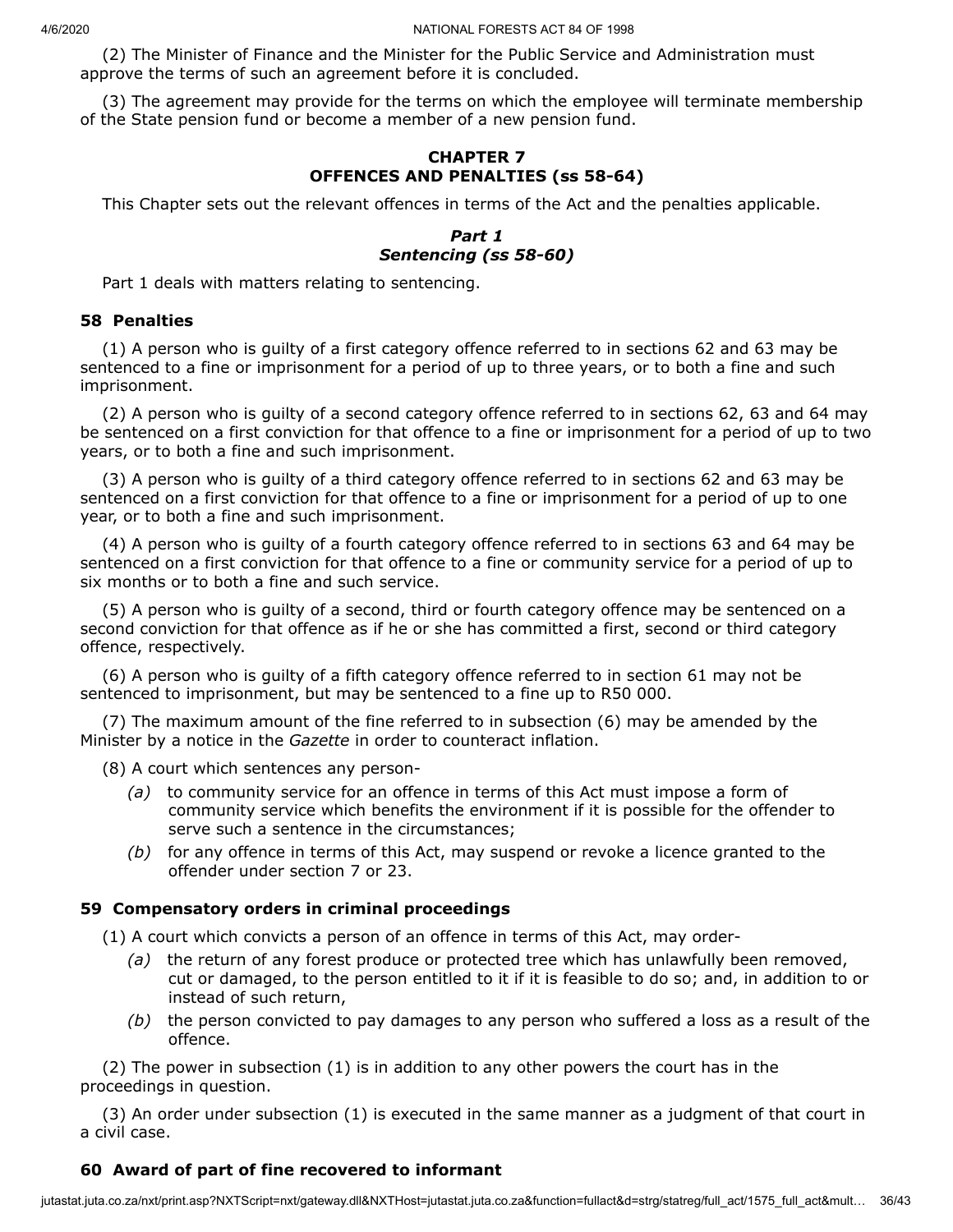(2) The Minister of Finance and the Minister for the Public Service and Administration must approve the terms of such an agreement before it is concluded.

(3) The agreement may provide for the terms on which the employee will terminate membership of the State pension fund or become a member of a new pension fund.

## CHAPTER 7
## OFFENCES AND PENALTIES (ss 58-64)

This Chapter sets out the relevant offences in terms of the Act and the penalties applicable.

### *Part 1*
### *Sentencing (ss 58-60)*

Part 1 deals with matters relating to sentencing.

#### 58 Penalties

(1) A person who is guilty of a first category offence referred to in sections 62 and 63 may be sentenced to a fine or imprisonment for a period of up to three years, or to both a fine and such imprisonment.

(2) A person who is guilty of a second category offence referred to in sections 62, 63 and 64 may be sentenced on a first conviction for that offence to a fine or imprisonment for a period of up to two years, or to both a fine and such imprisonment.

(3) A person who is guilty of a third category offence referred to in sections 62 and 63 may be sentenced on a first conviction for that offence to a fine or imprisonment for a period of up to one year, or to both a fine and such imprisonment.

(4) A person who is guilty of a fourth category offence referred to in sections 63 and 64 may be sentenced on a first conviction for that offence to a fine or community service for a period of up to six months or to both a fine and such service.

(5) A person who is guilty of a second, third or fourth category offence may be sentenced on a second conviction for that offence as if he or she has committed a first, second or third category offence, respectively.

(6) A person who is guilty of a fifth category offence referred to in section 61 may not be sentenced to imprisonment, but may be sentenced to a fine up to R50 000.

(7) The maximum amount of the fine referred to in subsection (6) may be amended by the Minister by a notice in the *Gazette* in order to counteract inflation.

(8) A court which sentences any person-

- *(a)* to community service for an offence in terms of this Act must impose a form of community service which benefits the environment if it is possible for the offender to serve such a sentence in the circumstances;
- *(b)* for any offence in terms of this Act, may suspend or revoke a licence granted to the offender under section 7 or 23.

#### 59 Compensatory orders in criminal proceedings

(1) A court which convicts a person of an offence in terms of this Act, may order-

- *(a)* the return of any forest produce or protected tree which has unlawfully been removed, cut or damaged, to the person entitled to it if it is feasible to do so; and, in addition to or instead of such return,
- *(b)* the person convicted to pay damages to any person who suffered a loss as a result of the offence.

(2) The power in subsection (1) is in addition to any other powers the court has in the proceedings in question.

(3) An order under subsection (1) is executed in the same manner as a judgment of that court in a civil case.

#### 60 Award of part of fine recovered to informant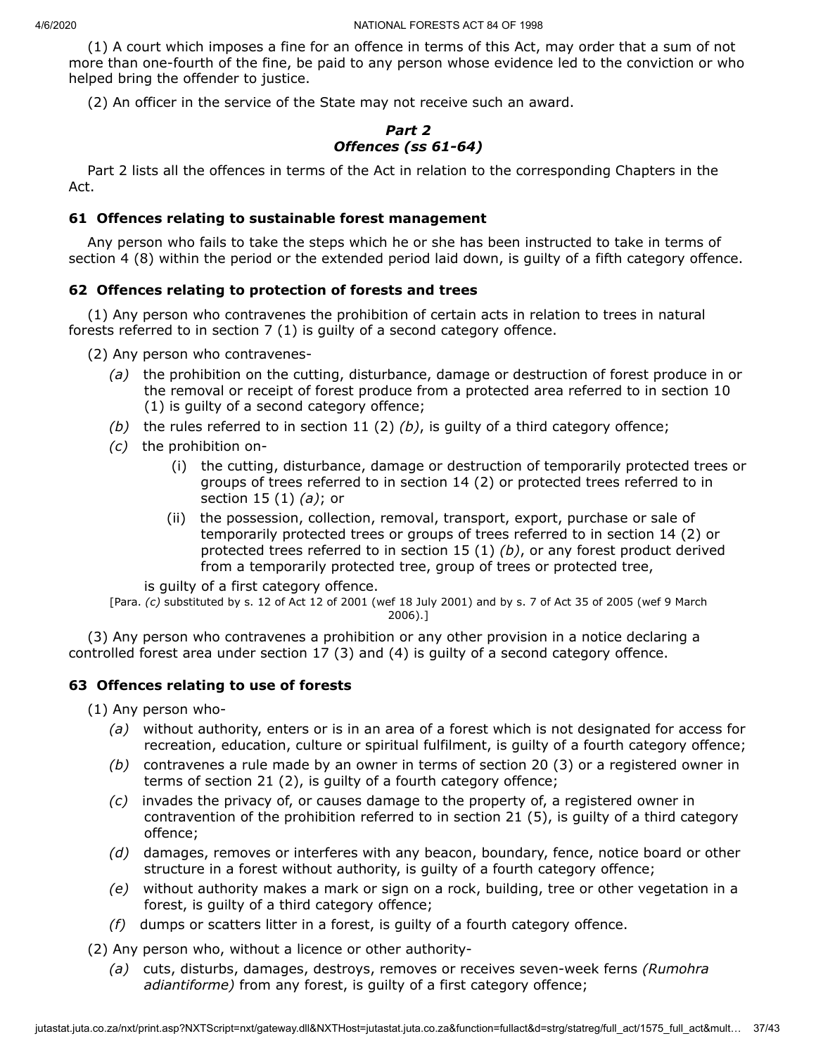(1) A court which imposes a fine for an offence in terms of this Act, may order that a sum of not more than one-fourth of the fine, be paid to any person whose evidence led to the conviction or who helped bring the offender to justice.

(2) An officer in the service of the State may not receive such an award.

### *Part 2*
### *Offences (ss 61-64)*

Part 2 lists all the offences in terms of the Act in relation to the corresponding Chapters in the Act.

### 61 Offences relating to sustainable forest management

Any person who fails to take the steps which he or she has been instructed to take in terms of section 4 (8) within the period or the extended period laid down, is guilty of a fifth category offence.

### 62 Offences relating to protection of forests and trees

(1) Any person who contravenes the prohibition of certain acts in relation to trees in natural forests referred to in section 7 (1) is guilty of a second category offence.

(2) Any person who contravenes-

*(a)* the prohibition on the cutting, disturbance, damage or destruction of forest produce in or the removal or receipt of forest produce from a protected area referred to in section 10 (1) is guilty of a second category offence;

*(b)* the rules referred to in section 11 (2) *(b)*, is guilty of a third category offence;

*(c)* the prohibition on-

(i) the cutting, disturbance, damage or destruction of temporarily protected trees or groups of trees referred to in section 14 (2) or protected trees referred to in section 15 (1) *(a)*; or

(ii) the possession, collection, removal, transport, export, purchase or sale of temporarily protected trees or groups of trees referred to in section 14 (2) or protected trees referred to in section 15 (1) *(b)*, or any forest product derived from a temporarily protected tree, group of trees or protected tree,

is guilty of a first category offence.

[Para. *(c)* substituted by s. 12 of Act 12 of 2001 (wef 18 July 2001) and by s. 7 of Act 35 of 2005 (wef 9 March 2006).]

(3) Any person who contravenes a prohibition or any other provision in a notice declaring a controlled forest area under section 17 (3) and (4) is guilty of a second category offence.

### 63 Offences relating to use of forests

(1) Any person who-

*(a)* without authority, enters or is in an area of a forest which is not designated for access for recreation, education, culture or spiritual fulfilment, is guilty of a fourth category offence;

*(b)* contravenes a rule made by an owner in terms of section 20 (3) or a registered owner in terms of section 21 (2), is guilty of a fourth category offence;

*(c)* invades the privacy of, or causes damage to the property of, a registered owner in contravention of the prohibition referred to in section 21 (5), is guilty of a third category offence;

*(d)* damages, removes or interferes with any beacon, boundary, fence, notice board or other structure in a forest without authority, is guilty of a fourth category offence;

*(e)* without authority makes a mark or sign on a rock, building, tree or other vegetation in a forest, is guilty of a third category offence;

*(f)* dumps or scatters litter in a forest, is guilty of a fourth category offence.

(2) Any person who, without a licence or other authority-

*(a)* cuts, disturbs, damages, destroys, removes or receives seven-week ferns *(Rumohra adiantiforme)* from any forest, is guilty of a first category offence;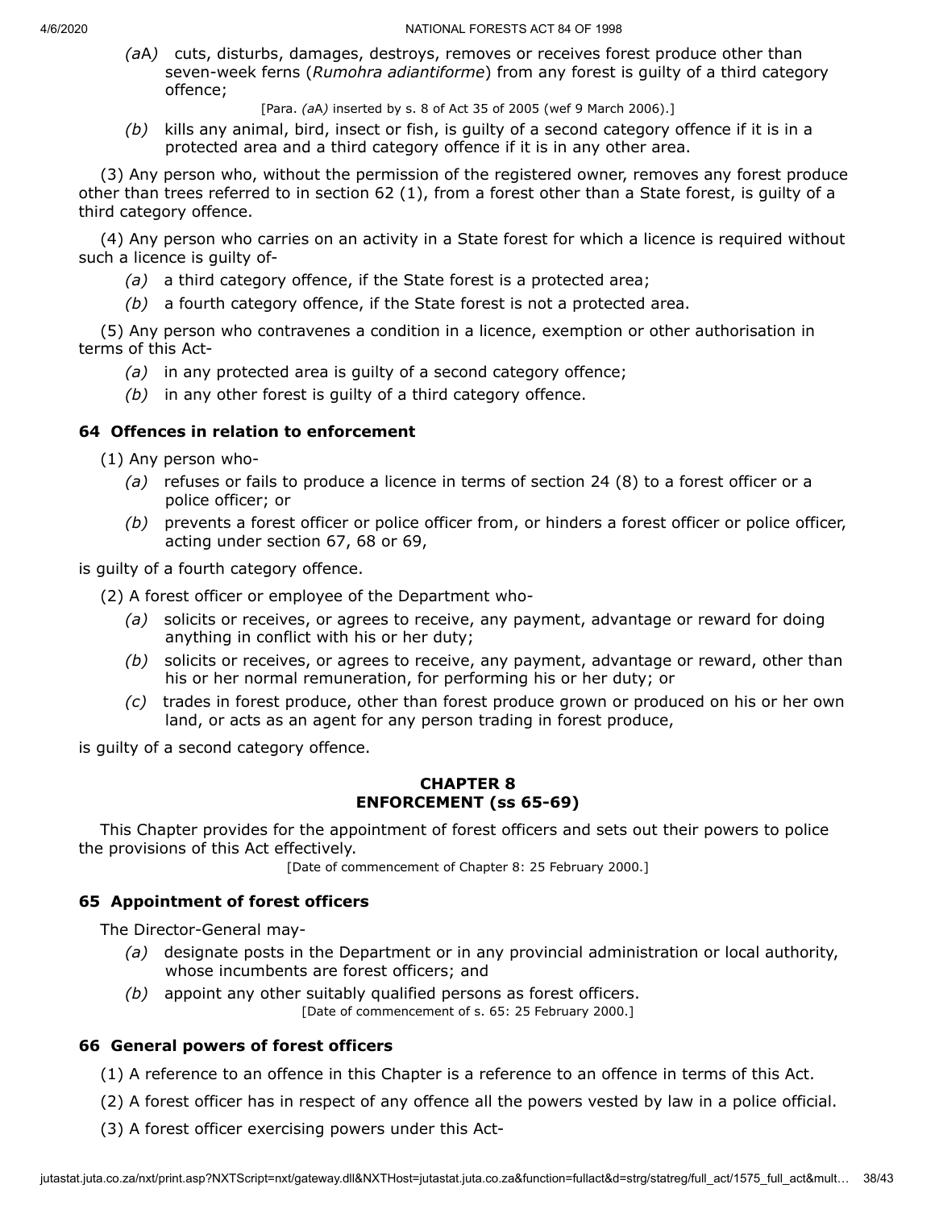*(aA)* cuts, disturbs, damages, destroys, removes or receives forest produce other than seven-week ferns (*Rumohra adiantiforme*) from any forest is guilty of a third category offence;

[Para. *(aA)* inserted by s. 8 of Act 35 of 2005 (wef 9 March 2006).]

*(b)* kills any animal, bird, insect or fish, is guilty of a second category offence if it is in a protected area and a third category offence if it is in any other area.

(3) Any person who, without the permission of the registered owner, removes any forest produce other than trees referred to in section 62 (1), from a forest other than a State forest, is guilty of a third category offence.

(4) Any person who carries on an activity in a State forest for which a licence is required without such a licence is guilty of-

*(a)* a third category offence, if the State forest is a protected area;

*(b)* a fourth category offence, if the State forest is not a protected area.

(5) Any person who contravenes a condition in a licence, exemption or other authorisation in terms of this Act-

*(a)* in any protected area is guilty of a second category offence;

*(b)* in any other forest is guilty of a third category offence.

### 64 Offences in relation to enforcement

(1) Any person who-

*(a)* refuses or fails to produce a licence in terms of section 24 (8) to a forest officer or a police officer; or

*(b)* prevents a forest officer or police officer from, or hinders a forest officer or police officer, acting under section 67, 68 or 69,

is guilty of a fourth category offence.

(2) A forest officer or employee of the Department who-

*(a)* solicits or receives, or agrees to receive, any payment, advantage or reward for doing anything in conflict with his or her duty;

*(b)* solicits or receives, or agrees to receive, any payment, advantage or reward, other than his or her normal remuneration, for performing his or her duty; or

*(c)* trades in forest produce, other than forest produce grown or produced on his or her own land, or acts as an agent for any person trading in forest produce,

is guilty of a second category offence.

## CHAPTER 8
## ENFORCEMENT (ss 65-69)

This Chapter provides for the appointment of forest officers and sets out their powers to police the provisions of this Act effectively.

[Date of commencement of Chapter 8: 25 February 2000.]

### 65 Appointment of forest officers

The Director-General may-

*(a)* designate posts in the Department or in any provincial administration or local authority, whose incumbents are forest officers; and

*(b)* appoint any other suitably qualified persons as forest officers.

[Date of commencement of s. 65: 25 February 2000.]

### 66 General powers of forest officers

(1) A reference to an offence in this Chapter is a reference to an offence in terms of this Act.

(2) A forest officer has in respect of any offence all the powers vested by law in a police official.

(3) A forest officer exercising powers under this Act-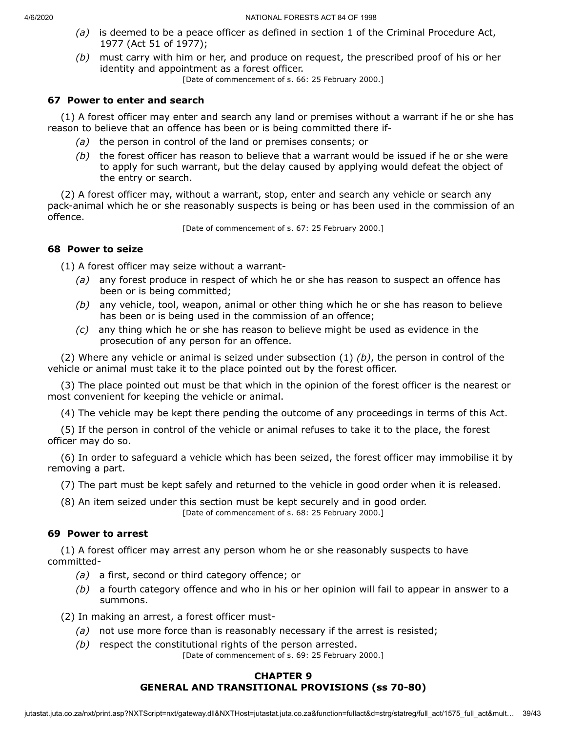*(a)* is deemed to be a peace officer as defined in section 1 of the Criminal Procedure Act, 1977 (Act 51 of 1977);

*(b)* must carry with him or her, and produce on request, the prescribed proof of his or her identity and appointment as a forest officer.

[Date of commencement of s. 66: 25 February 2000.]

### 67 Power to enter and search

(1) A forest officer may enter and search any land or premises without a warrant if he or she has reason to believe that an offence has been or is being committed there if-

*(a)* the person in control of the land or premises consents; or

*(b)* the forest officer has reason to believe that a warrant would be issued if he or she were to apply for such warrant, but the delay caused by applying would defeat the object of the entry or search.

(2) A forest officer may, without a warrant, stop, enter and search any vehicle or search any pack-animal which he or she reasonably suspects is being or has been used in the commission of an offence.

[Date of commencement of s. 67: 25 February 2000.]

### 68 Power to seize

(1) A forest officer may seize without a warrant-

*(a)* any forest produce in respect of which he or she has reason to suspect an offence has been or is being committed;

*(b)* any vehicle, tool, weapon, animal or other thing which he or she has reason to believe has been or is being used in the commission of an offence;

*(c)* any thing which he or she has reason to believe might be used as evidence in the prosecution of any person for an offence.

(2) Where any vehicle or animal is seized under subsection (1) *(b)*, the person in control of the vehicle or animal must take it to the place pointed out by the forest officer.

(3) The place pointed out must be that which in the opinion of the forest officer is the nearest or most convenient for keeping the vehicle or animal.

(4) The vehicle may be kept there pending the outcome of any proceedings in terms of this Act.

(5) If the person in control of the vehicle or animal refuses to take it to the place, the forest officer may do so.

(6) In order to safeguard a vehicle which has been seized, the forest officer may immobilise it by removing a part.

(7) The part must be kept safely and returned to the vehicle in good order when it is released.

(8) An item seized under this section must be kept securely and in good order.

[Date of commencement of s. 68: 25 February 2000.]

### 69 Power to arrest

(1) A forest officer may arrest any person whom he or she reasonably suspects to have committed-

*(a)* a first, second or third category offence; or

*(b)* a fourth category offence and who in his or her opinion will fail to appear in answer to a summons.

(2) In making an arrest, a forest officer must-

*(a)* not use more force than is reasonably necessary if the arrest is resisted;

*(b)* respect the constitutional rights of the person arrested.

[Date of commencement of s. 69: 25 February 2000.]

## CHAPTER 9
## GENERAL AND TRANSITIONAL PROVISIONS (ss 70-80)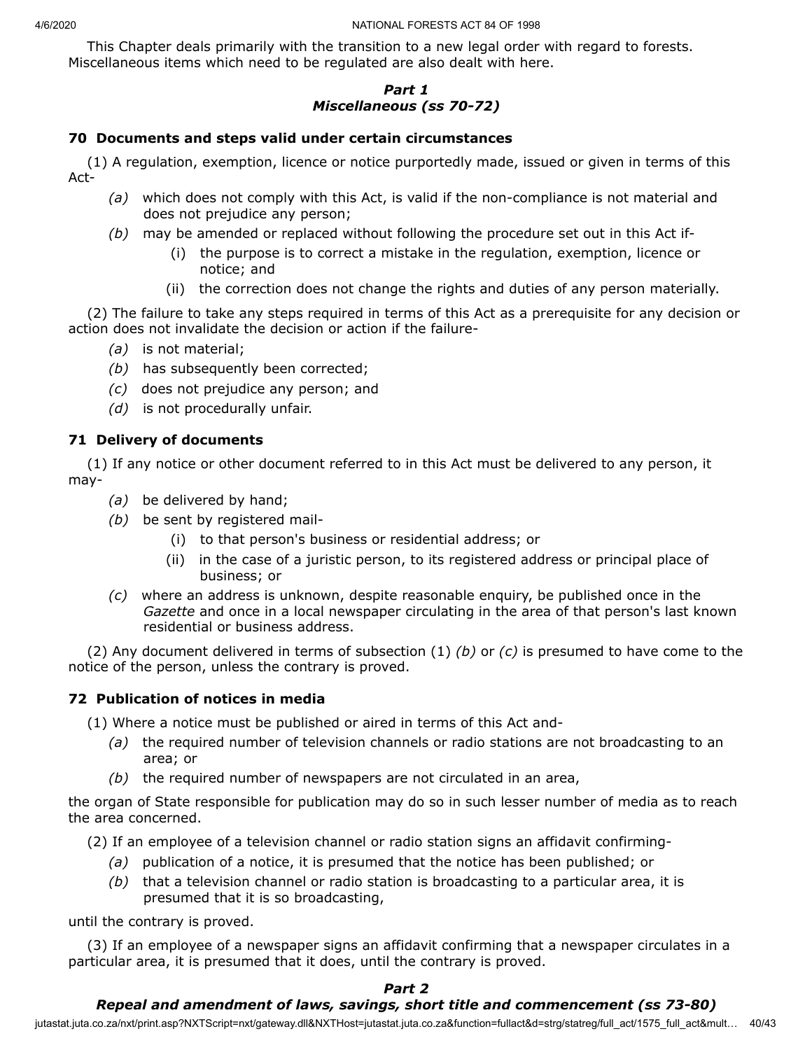This Chapter deals primarily with the transition to a new legal order with regard to forests. Miscellaneous items which need to be regulated are also dealt with here.

### *Part 1*
### *Miscellaneous (ss 70-72)*

**70 Documents and steps valid under certain circumstances**

(1) A regulation, exemption, licence or notice purportedly made, issued or given in terms of this Act-

- *(a)* which does not comply with this Act, is valid if the non-compliance is not material and does not prejudice any person;
- *(b)* may be amended or replaced without following the procedure set out in this Act if-
    - (i) the purpose is to correct a mistake in the regulation, exemption, licence or notice; and
    - (ii) the correction does not change the rights and duties of any person materially.

(2) The failure to take any steps required in terms of this Act as a prerequisite for any decision or action does not invalidate the decision or action if the failure-

- *(a)* is not material;
- *(b)* has subsequently been corrected;
- *(c)* does not prejudice any person; and
- *(d)* is not procedurally unfair.

**71 Delivery of documents**

(1) If any notice or other document referred to in this Act must be delivered to any person, it may-

- *(a)* be delivered by hand;
- *(b)* be sent by registered mail-
    - (i) to that person's business or residential address; or
    - (ii) in the case of a juristic person, to its registered address or principal place of business; or
- *(c)* where an address is unknown, despite reasonable enquiry, be published once in the *Gazette* and once in a local newspaper circulating in the area of that person's last known residential or business address.

(2) Any document delivered in terms of subsection (1) *(b)* or *(c)* is presumed to have come to the notice of the person, unless the contrary is proved.

**72 Publication of notices in media**

(1) Where a notice must be published or aired in terms of this Act and-

- *(a)* the required number of television channels or radio stations are not broadcasting to an area; or
- *(b)* the required number of newspapers are not circulated in an area,

the organ of State responsible for publication may do so in such lesser number of media as to reach the area concerned.

(2) If an employee of a television channel or radio station signs an affidavit confirming-

- *(a)* publication of a notice, it is presumed that the notice has been published; or
- *(b)* that a television channel or radio station is broadcasting to a particular area, it is presumed that it is so broadcasting,

until the contrary is proved.

(3) If an employee of a newspaper signs an affidavit confirming that a newspaper circulates in a particular area, it is presumed that it does, until the contrary is proved.

### *Part 2*
### *Repeal and amendment of laws, savings, short title and commencement (ss 73-80)*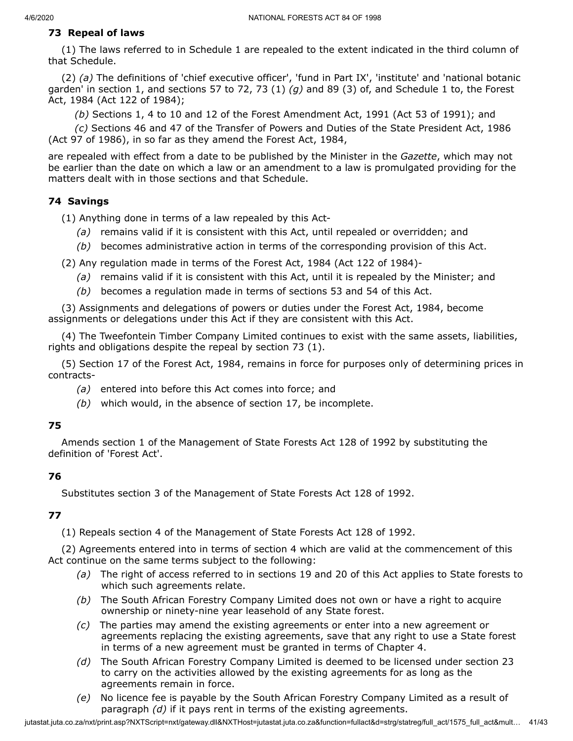### 73 Repeal of laws

(1) The laws referred to in Schedule 1 are repealed to the extent indicated in the third column of that Schedule.

(2) *(a)* The definitions of 'chief executive officer', 'fund in Part IX', 'institute' and 'national botanic garden' in section 1, and sections 57 to 72, 73 (1) *(g)* and 89 (3) of, and Schedule 1 to, the Forest Act, 1984 (Act 122 of 1984);

*(b)* Sections 1, 4 to 10 and 12 of the Forest Amendment Act, 1991 (Act 53 of 1991); and

*(c)* Sections 46 and 47 of the Transfer of Powers and Duties of the State President Act, 1986 (Act 97 of 1986), in so far as they amend the Forest Act, 1984,

are repealed with effect from a date to be published by the Minister in the *Gazette*, which may not be earlier than the date on which a law or an amendment to a law is promulgated providing for the matters dealt with in those sections and that Schedule.

### 74 Savings

(1) Anything done in terms of a law repealed by this Act-

- *(a)* remains valid if it is consistent with this Act, until repealed or overridden; and
- *(b)* becomes administrative action in terms of the corresponding provision of this Act.

(2) Any regulation made in terms of the Forest Act, 1984 (Act 122 of 1984)-

- *(a)* remains valid if it is consistent with this Act, until it is repealed by the Minister; and
- *(b)* becomes a regulation made in terms of sections 53 and 54 of this Act.

(3) Assignments and delegations of powers or duties under the Forest Act, 1984, become assignments or delegations under this Act if they are consistent with this Act.

(4) The Tweefontein Timber Company Limited continues to exist with the same assets, liabilities, rights and obligations despite the repeal by section 73 (1).

(5) Section 17 of the Forest Act, 1984, remains in force for purposes only of determining prices in contracts-

- *(a)* entered into before this Act comes into force; and
- *(b)* which would, in the absence of section 17, be incomplete.

### 75

Amends section 1 of the Management of State Forests Act 128 of 1992 by substituting the definition of 'Forest Act'.

### 76

Substitutes section 3 of the Management of State Forests Act 128 of 1992.

### 77

(1) Repeals section 4 of the Management of State Forests Act 128 of 1992.

(2) Agreements entered into in terms of section 4 which are valid at the commencement of this Act continue on the same terms subject to the following:

- *(a)* The right of access referred to in sections 19 and 20 of this Act applies to State forests to which such agreements relate.
- *(b)* The South African Forestry Company Limited does not own or have a right to acquire ownership or ninety-nine year leasehold of any State forest.
- *(c)* The parties may amend the existing agreements or enter into a new agreement or agreements replacing the existing agreements, save that any right to use a State forest in terms of a new agreement must be granted in terms of Chapter 4.
- *(d)* The South African Forestry Company Limited is deemed to be licensed under section 23 to carry on the activities allowed by the existing agreements for as long as the agreements remain in force.
- *(e)* No licence fee is payable by the South African Forestry Company Limited as a result of paragraph *(d)* if it pays rent in terms of the existing agreements.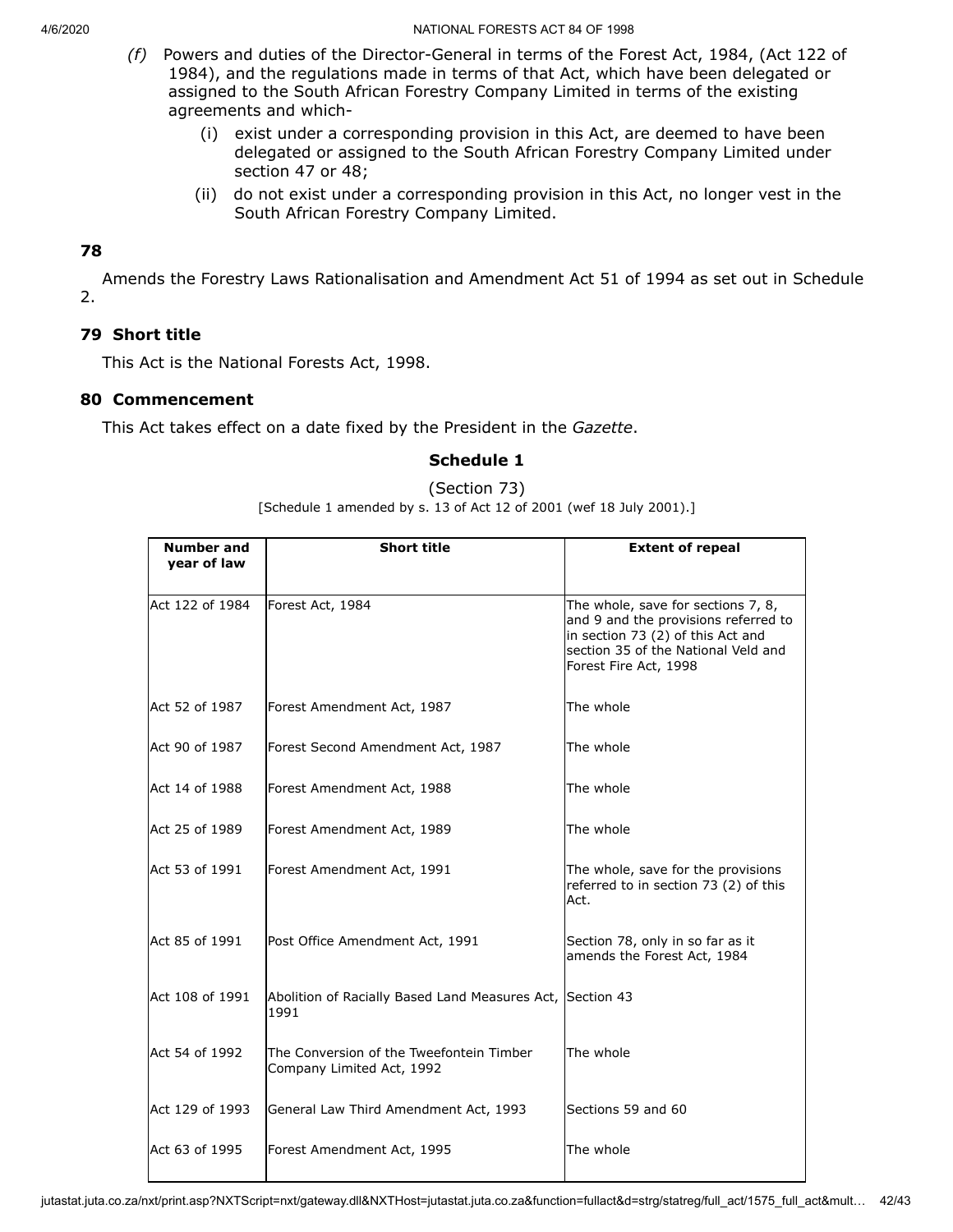*(f)* Powers and duties of the Director-General in terms of the Forest Act, 1984, (Act 122 of 1984), and the regulations made in terms of that Act, which have been delegated or assigned to the South African Forestry Company Limited in terms of the existing agreements and which-

(i) exist under a corresponding provision in this Act, are deemed to have been delegated or assigned to the South African Forestry Company Limited under section 47 or 48;

(ii) do not exist under a corresponding provision in this Act, no longer vest in the South African Forestry Company Limited.

**78**

Amends the Forestry Laws Rationalisation and Amendment Act 51 of 1994 as set out in Schedule 2.

### 79 Short title

This Act is the National Forests Act, 1998.

### 80 Commencement

This Act takes effect on a date fixed by the President in the *Gazette*.

## Schedule 1

(Section 73)

[Schedule 1 amended by s. 13 of Act 12 of 2001 (wef 18 July 2001).]

| Number and year of law | Short title | Extent of repeal |
|---|---|---|
| Act 122 of 1984 | Forest Act, 1984 | The whole, save for sections 7, 8, and 9 and the provisions referred to in section 73 (2) of this Act and section 35 of the National Veld and Forest Fire Act, 1998 |
| Act 52 of 1987 | Forest Amendment Act, 1987 | The whole |
| Act 90 of 1987 | Forest Second Amendment Act, 1987 | The whole |
| Act 14 of 1988 | Forest Amendment Act, 1988 | The whole |
| Act 25 of 1989 | Forest Amendment Act, 1989 | The whole |
| Act 53 of 1991 | Forest Amendment Act, 1991 | The whole, save for the provisions referred to in section 73 (2) of this Act. |
| Act 85 of 1991 | Post Office Amendment Act, 1991 | Section 78, only in so far as it amends the Forest Act, 1984 |
| Act 108 of 1991 | Abolition of Racially Based Land Measures Act, 1991 | Section 43 |
| Act 54 of 1992 | The Conversion of the Tweefontein Timber Company Limited Act, 1992 | The whole |
| Act 129 of 1993 | General Law Third Amendment Act, 1993 | Sections 59 and 60 |
| Act 63 of 1995 | Forest Amendment Act, 1995 | The whole |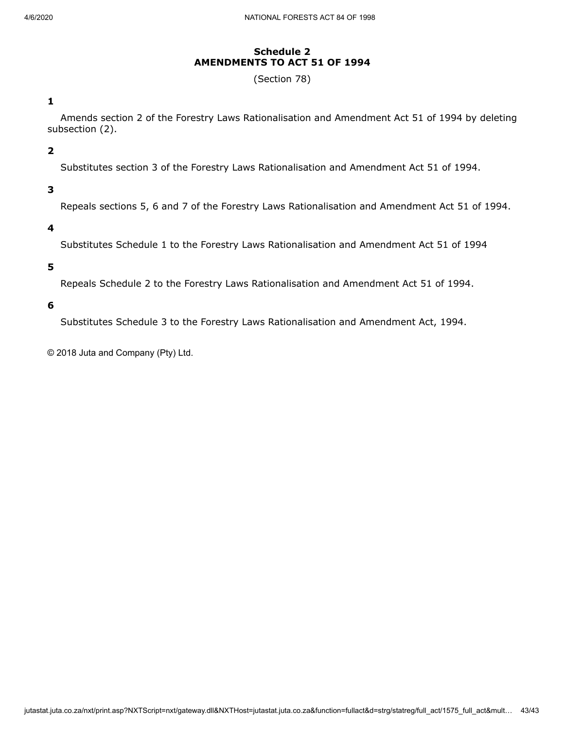## Schedule 2
## AMENDMENTS TO ACT 51 OF 1994

(Section 78)

**1**

Amends section 2 of the Forestry Laws Rationalisation and Amendment Act 51 of 1994 by deleting subsection (2).

**2**

Substitutes section 3 of the Forestry Laws Rationalisation and Amendment Act 51 of 1994.

**3**

Repeals sections 5, 6 and 7 of the Forestry Laws Rationalisation and Amendment Act 51 of 1994.

**4**

Substitutes Schedule 1 to the Forestry Laws Rationalisation and Amendment Act 51 of 1994

**5**

Repeals Schedule 2 to the Forestry Laws Rationalisation and Amendment Act 51 of 1994.

**6**

Substitutes Schedule 3 to the Forestry Laws Rationalisation and Amendment Act, 1994.

© 2018 Juta and Company (Pty) Ltd.